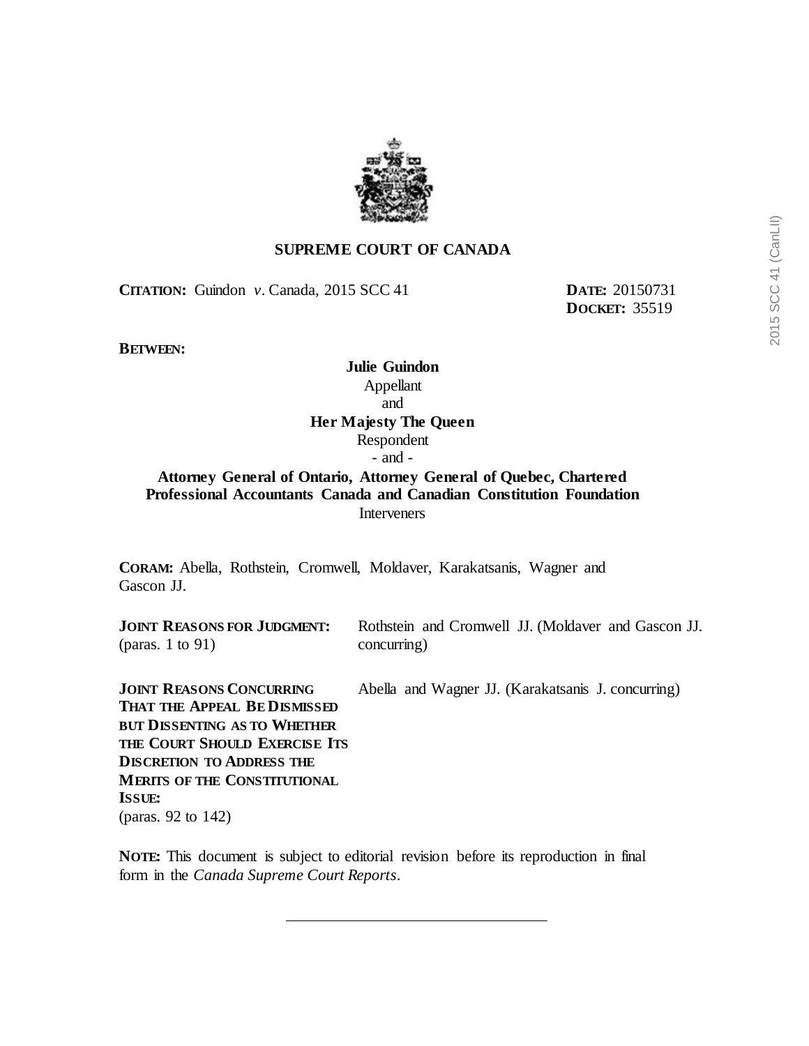# SUPREME COURT OF CANADA

**CITATION:** Guindon *v*. Canada, 2015 SCC 41

**DATE:** 20150731
**DOCKET:** 35519

**BETWEEN:**

**Julie Guindon**
Appellant
and
**Her Majesty The Queen**
Respondent
- and -
**Attorney General of Ontario, Attorney General of Quebec, Chartered Professional Accountants Canada and Canadian Constitution Foundation**
Interveners

**CORAM:** Abella, Rothstein, Cromwell, Moldaver, Karakatsanis, Wagner and Gascon JJ.

| | |
|---|---|
| **JOINT REASONS FOR JUDGMENT:** (paras. 1 to 91) | Rothstein and Cromwell JJ. (Moldaver and Gascon JJ. concurring) |
| **JOINT REASONS CONCURRING THAT THE APPEAL BE DISMISSED BUT DISSENTING AS TO WHETHER THE COURT SHOULD EXERCISE ITS DISCRETION TO ADDRESS THE MERITS OF THE CONSTITUTIONAL ISSUE:** (paras. 92 to 142) | Abella and Wagner JJ. (Karakatsanis J. concurring) |

**NOTE:** This document is subject to editorial revision before its reproduction in final form in the *Canada Supreme Court Reports*.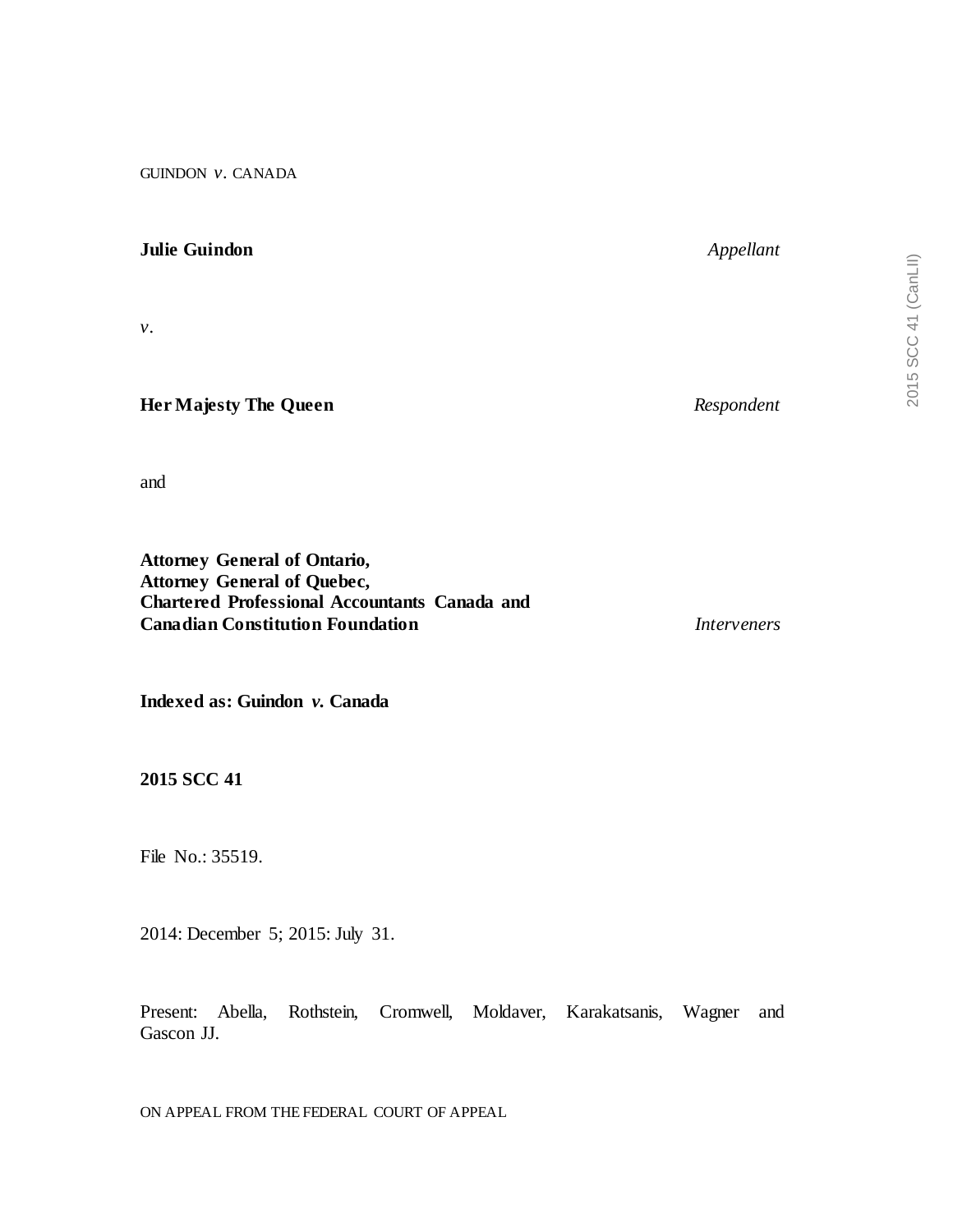GUINDON *v.* CANADA

**Julie Guindon** *Appellant*

*v.*

**Her Majesty The Queen** *Respondent*

and

**Attorney General of Ontario,**
**Attorney General of Quebec,**
**Chartered Professional Accountants Canada and**
**Canadian Constitution Foundation** *Interveners*

**Indexed as: Guindon *v.* Canada**

**2015 SCC 41**

File No.: 35519.

2014: December 5; 2015: July 31.

Present: Abella, Rothstein, Cromwell, Moldaver, Karakatsanis, Wagner and Gascon JJ.

ON APPEAL FROM THE FEDERAL COURT OF APPEAL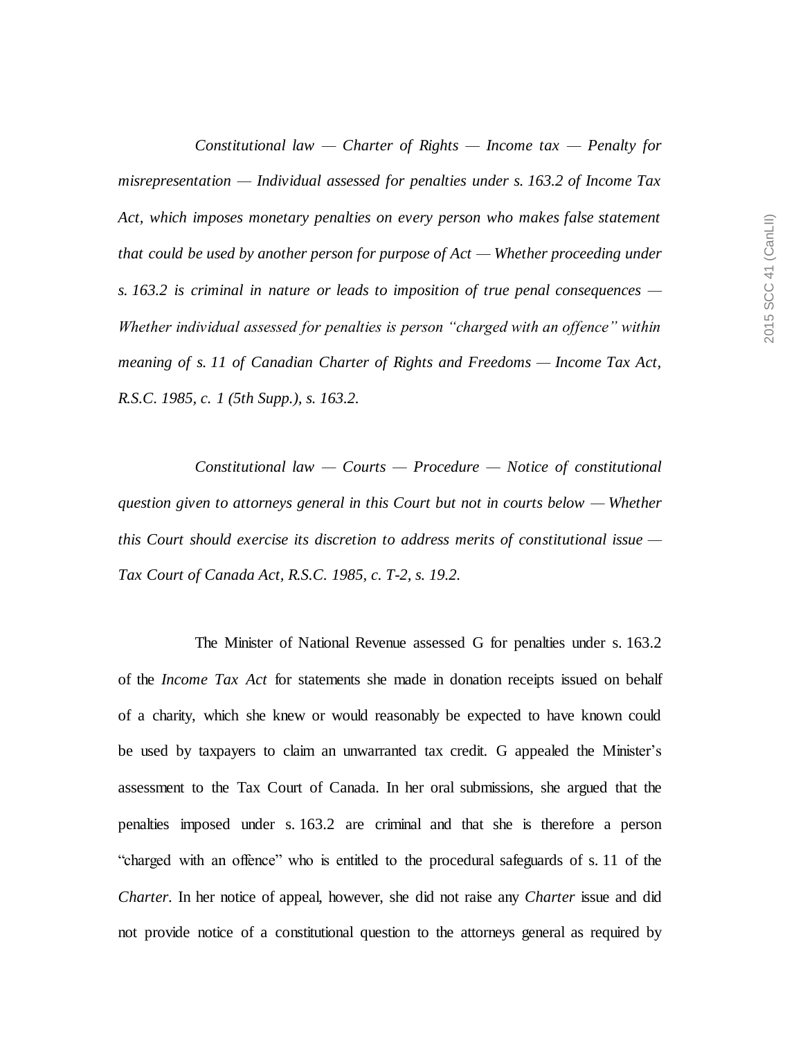*Constitutional law — Charter of Rights — Income tax — Penalty for misrepresentation — Individual assessed for penalties under s. 163.2 of Income Tax Act, which imposes monetary penalties on every person who makes false statement that could be used by another person for purpose of Act — Whether proceeding under s. 163.2 is criminal in nature or leads to imposition of true penal consequences — Whether individual assessed for penalties is person "charged with an offence" within meaning of s. 11 of Canadian Charter of Rights and Freedoms — Income Tax Act, R.S.C. 1985, c. 1 (5th Supp.), s. 163.2.*

*Constitutional law — Courts — Procedure — Notice of constitutional question given to attorneys general in this Court but not in courts below — Whether this Court should exercise its discretion to address merits of constitutional issue — Tax Court of Canada Act, R.S.C. 1985, c. T-2, s. 19.2.*

The Minister of National Revenue assessed G for penalties under s. 163.2 of the *Income Tax Act* for statements she made in donation receipts issued on behalf of a charity, which she knew or would reasonably be expected to have known could be used by taxpayers to claim an unwarranted tax credit. G appealed the Minister's assessment to the Tax Court of Canada. In her oral submissions, she argued that the penalties imposed under s. 163.2 are criminal and that she is therefore a person "charged with an offence" who is entitled to the procedural safeguards of s. 11 of the *Charter*. In her notice of appeal, however, she did not raise any *Charter* issue and did not provide notice of a constitutional question to the attorneys general as required by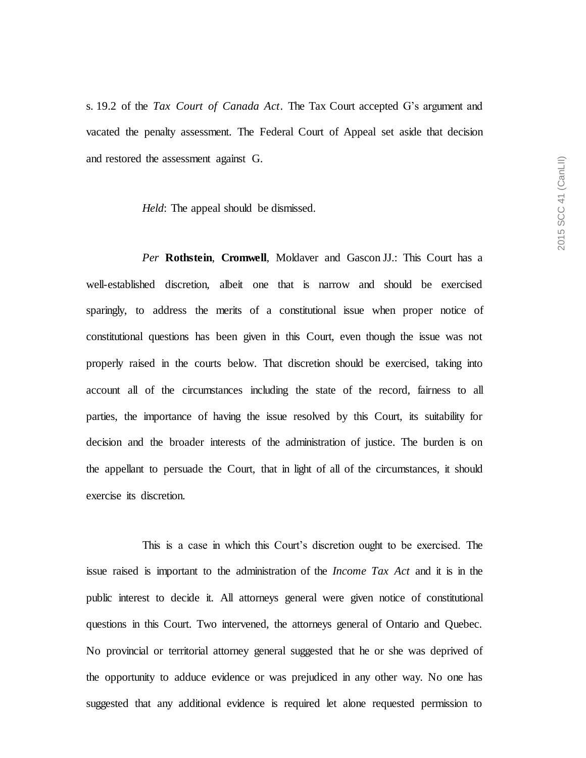s. 19.2 of the *Tax Court of Canada Act*. The Tax Court accepted G's argument and vacated the penalty assessment. The Federal Court of Appeal set aside that decision and restored the assessment against G.

*Held*: The appeal should be dismissed.

*Per* **Rothstein**, **Cromwell**, Moldaver and Gascon JJ.: This Court has a well-established discretion, albeit one that is narrow and should be exercised sparingly, to address the merits of a constitutional issue when proper notice of constitutional questions has been given in this Court, even though the issue was not properly raised in the courts below. That discretion should be exercised, taking into account all of the circumstances including the state of the record, fairness to all parties, the importance of having the issue resolved by this Court, its suitability for decision and the broader interests of the administration of justice. The burden is on the appellant to persuade the Court, that in light of all of the circumstances, it should exercise its discretion.

This is a case in which this Court's discretion ought to be exercised. The issue raised is important to the administration of the *Income Tax Act* and it is in the public interest to decide it. All attorneys general were given notice of constitutional questions in this Court. Two intervened, the attorneys general of Ontario and Quebec. No provincial or territorial attorney general suggested that he or she was deprived of the opportunity to adduce evidence or was prejudiced in any other way. No one has suggested that any additional evidence is required let alone requested permission to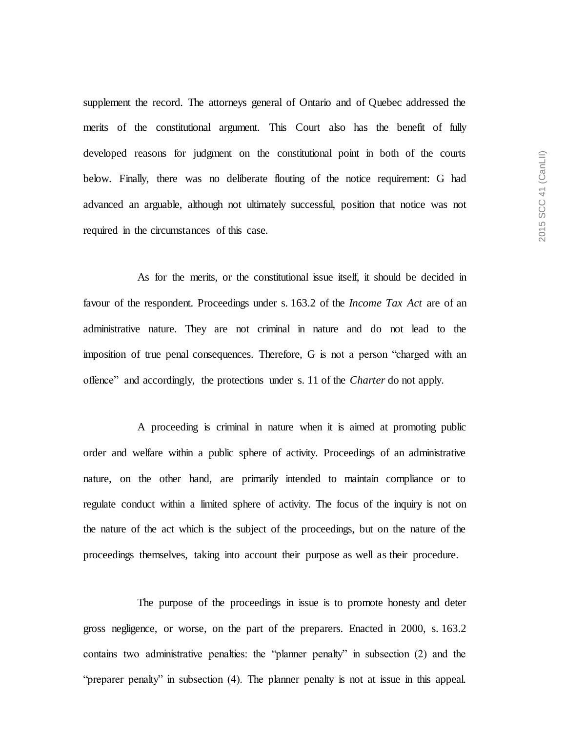supplement the record. The attorneys general of Ontario and of Quebec addressed the merits of the constitutional argument. This Court also has the benefit of fully developed reasons for judgment on the constitutional point in both of the courts below. Finally, there was no deliberate flouting of the notice requirement: G had advanced an arguable, although not ultimately successful, position that notice was not required in the circumstances of this case.

As for the merits, or the constitutional issue itself, it should be decided in favour of the respondent. Proceedings under s. 163.2 of the *Income Tax Act* are of an administrative nature. They are not criminal in nature and do not lead to the imposition of true penal consequences. Therefore, G is not a person "charged with an offence" and accordingly, the protections under s. 11 of the *Charter* do not apply.

A proceeding is criminal in nature when it is aimed at promoting public order and welfare within a public sphere of activity. Proceedings of an administrative nature, on the other hand, are primarily intended to maintain compliance or to regulate conduct within a limited sphere of activity. The focus of the inquiry is not on the nature of the act which is the subject of the proceedings, but on the nature of the proceedings themselves, taking into account their purpose as well as their procedure.

The purpose of the proceedings in issue is to promote honesty and deter gross negligence, or worse, on the part of the preparers. Enacted in 2000, s. 163.2 contains two administrative penalties: the "planner penalty" in subsection (2) and the "preparer penalty" in subsection (4). The planner penalty is not at issue in this appeal.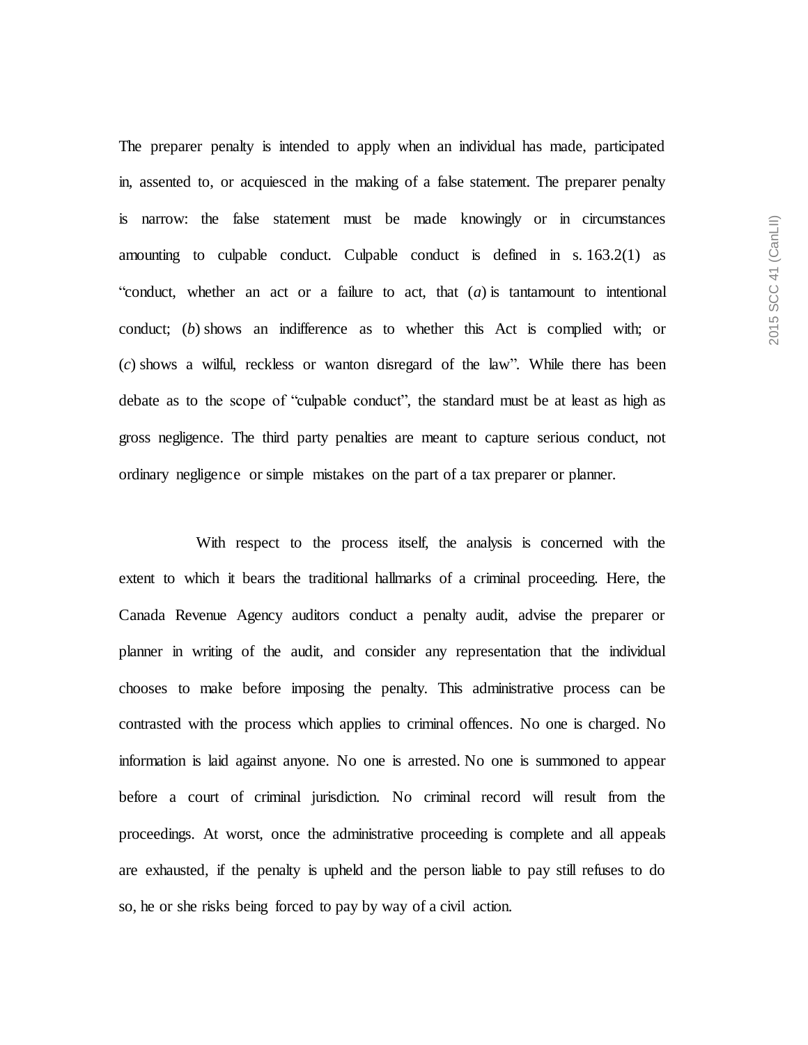The preparer penalty is intended to apply when an individual has made, participated in, assented to, or acquiesced in the making of a false statement. The preparer penalty is narrow: the false statement must be made knowingly or in circumstances amounting to culpable conduct. Culpable conduct is defined in s. 163.2(1) as "conduct, whether an act or a failure to act, that (*a*) is tantamount to intentional conduct; (*b*) shows an indifference as to whether this Act is complied with; or (*c*) shows a wilful, reckless or wanton disregard of the law". While there has been debate as to the scope of "culpable conduct", the standard must be at least as high as gross negligence. The third party penalties are meant to capture serious conduct, not ordinary negligence or simple mistakes on the part of a tax preparer or planner.

With respect to the process itself, the analysis is concerned with the extent to which it bears the traditional hallmarks of a criminal proceeding. Here, the Canada Revenue Agency auditors conduct a penalty audit, advise the preparer or planner in writing of the audit, and consider any representation that the individual chooses to make before imposing the penalty. This administrative process can be contrasted with the process which applies to criminal offences. No one is charged. No information is laid against anyone. No one is arrested. No one is summoned to appear before a court of criminal jurisdiction. No criminal record will result from the proceedings. At worst, once the administrative proceeding is complete and all appeals are exhausted, if the penalty is upheld and the person liable to pay still refuses to do so, he or she risks being forced to pay by way of a civil action.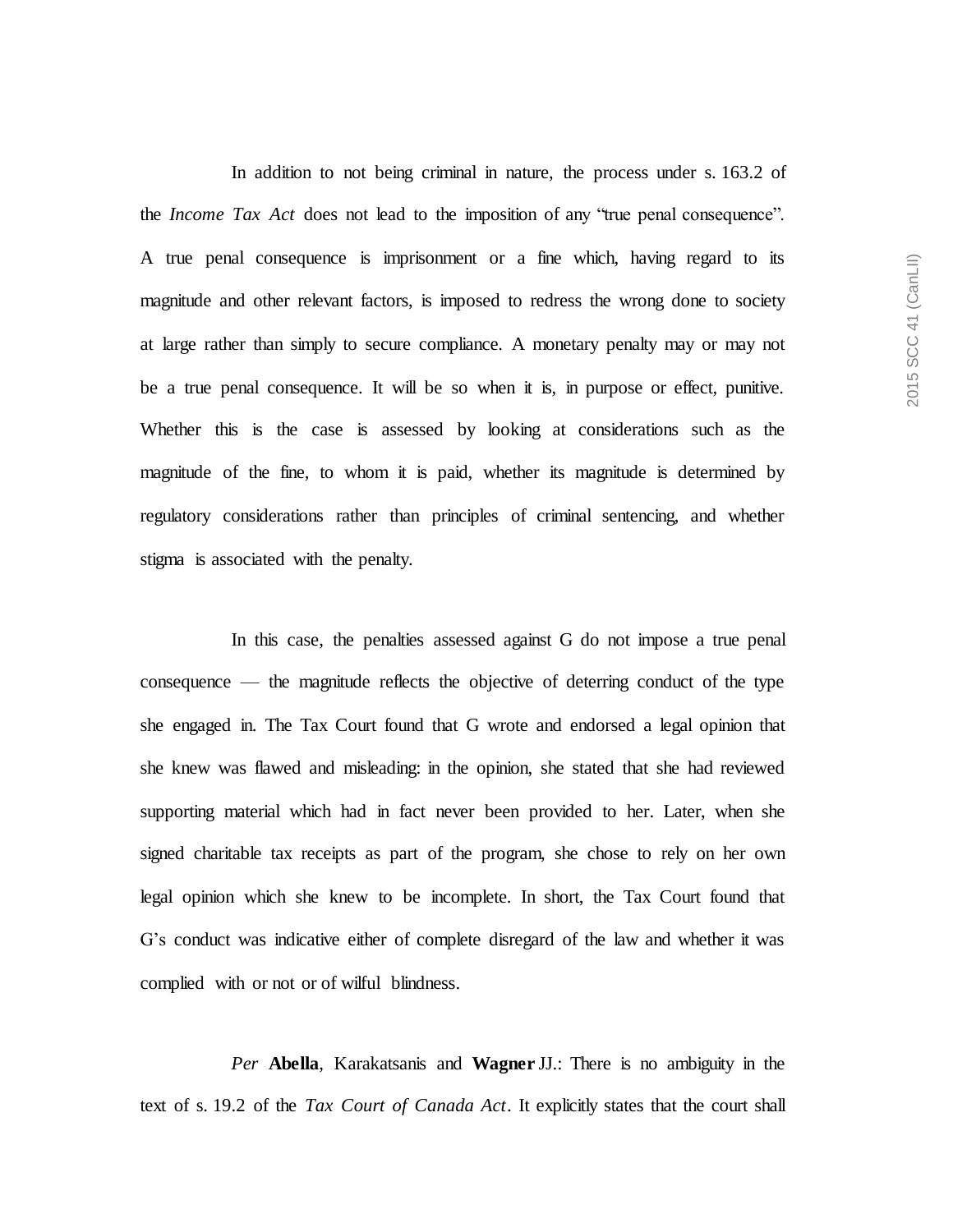In addition to not being criminal in nature, the process under s. 163.2 of the *Income Tax Act* does not lead to the imposition of any "true penal consequence". A true penal consequence is imprisonment or a fine which, having regard to its magnitude and other relevant factors, is imposed to redress the wrong done to society at large rather than simply to secure compliance. A monetary penalty may or may not be a true penal consequence. It will be so when it is, in purpose or effect, punitive. Whether this is the case is assessed by looking at considerations such as the magnitude of the fine, to whom it is paid, whether its magnitude is determined by regulatory considerations rather than principles of criminal sentencing, and whether stigma is associated with the penalty.

In this case, the penalties assessed against G do not impose a true penal consequence — the magnitude reflects the objective of deterring conduct of the type she engaged in. The Tax Court found that G wrote and endorsed a legal opinion that she knew was flawed and misleading: in the opinion, she stated that she had reviewed supporting material which had in fact never been provided to her. Later, when she signed charitable tax receipts as part of the program, she chose to rely on her own legal opinion which she knew to be incomplete. In short, the Tax Court found that G's conduct was indicative either of complete disregard of the law and whether it was complied with or not or of wilful blindness.

*Per* **Abella**, Karakatsanis and **Wagner** JJ.: There is no ambiguity in the text of s. 19.2 of the *Tax Court of Canada Act*. It explicitly states that the court shall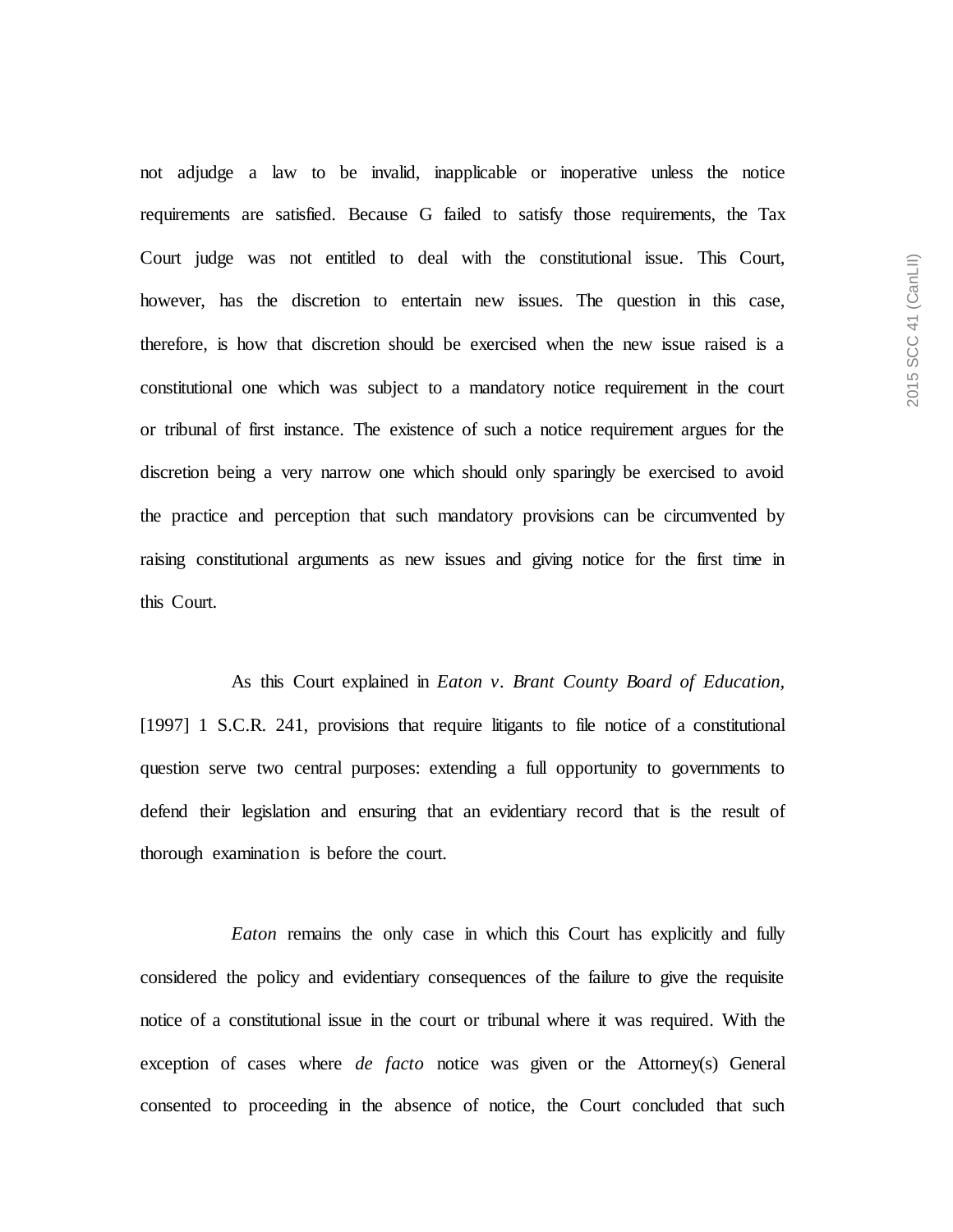not adjudge a law to be invalid, inapplicable or inoperative unless the notice requirements are satisfied. Because G failed to satisfy those requirements, the Tax Court judge was not entitled to deal with the constitutional issue. This Court, however, has the discretion to entertain new issues. The question in this case, therefore, is how that discretion should be exercised when the new issue raised is a constitutional one which was subject to a mandatory notice requirement in the court or tribunal of first instance. The existence of such a notice requirement argues for the discretion being a very narrow one which should only sparingly be exercised to avoid the practice and perception that such mandatory provisions can be circumvented by raising constitutional arguments as new issues and giving notice for the first time in this Court.

As this Court explained in *Eaton v. Brant County Board of Education*, [1997] 1 S.C.R. 241, provisions that require litigants to file notice of a constitutional question serve two central purposes: extending a full opportunity to governments to defend their legislation and ensuring that an evidentiary record that is the result of thorough examination is before the court.

*Eaton* remains the only case in which this Court has explicitly and fully considered the policy and evidentiary consequences of the failure to give the requisite notice of a constitutional issue in the court or tribunal where it was required. With the exception of cases where *de facto* notice was given or the Attorney(s) General consented to proceeding in the absence of notice, the Court concluded that such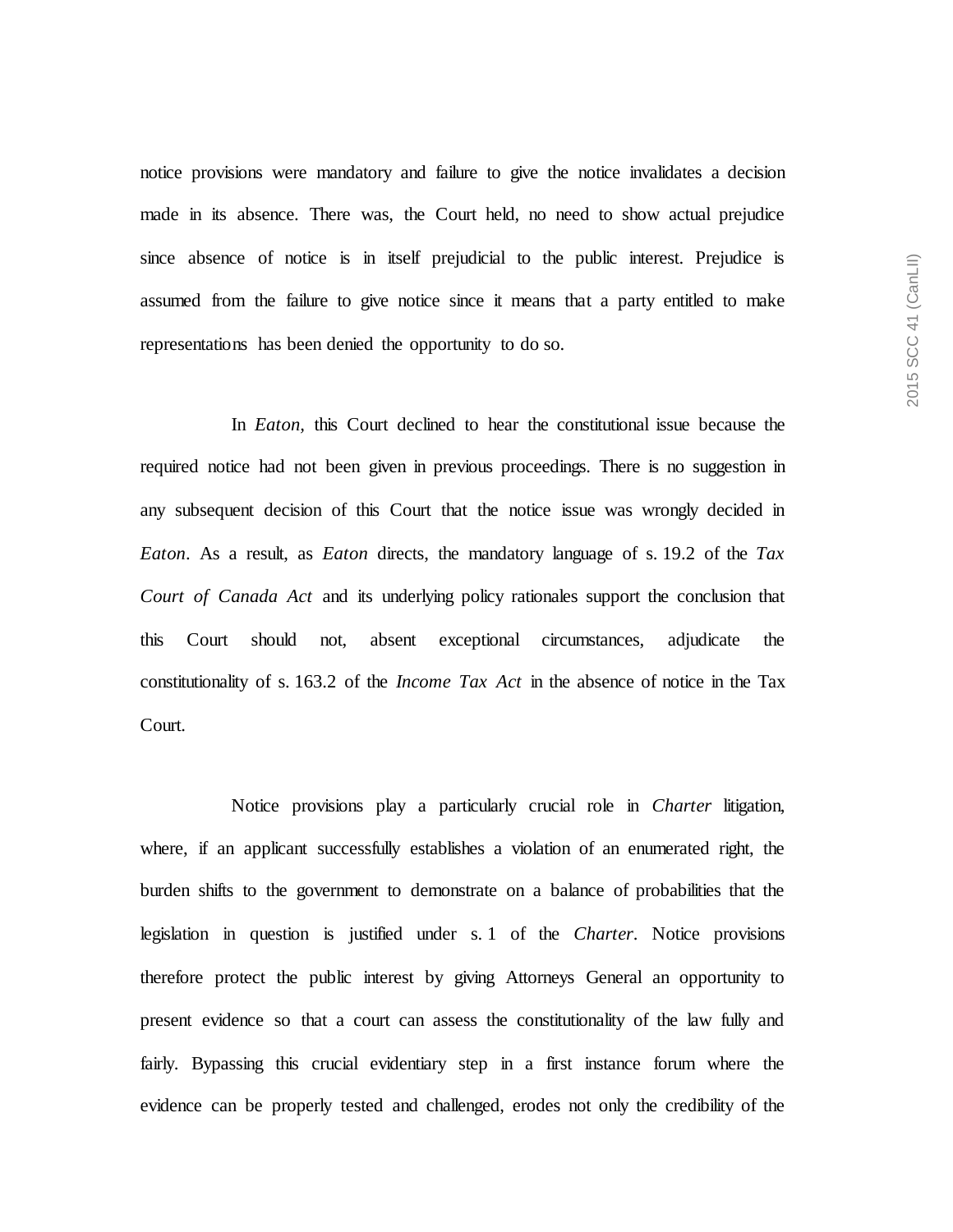notice provisions were mandatory and failure to give the notice invalidates a decision made in its absence. There was, the Court held, no need to show actual prejudice since absence of notice is in itself prejudicial to the public interest. Prejudice is assumed from the failure to give notice since it means that a party entitled to make representations has been denied the opportunity to do so.

In *Eaton*, this Court declined to hear the constitutional issue because the required notice had not been given in previous proceedings. There is no suggestion in any subsequent decision of this Court that the notice issue was wrongly decided in *Eaton*. As a result, as *Eaton* directs, the mandatory language of s. 19.2 of the *Tax Court of Canada Act* and its underlying policy rationales support the conclusion that this Court should not, absent exceptional circumstances, adjudicate the constitutionality of s. 163.2 of the *Income Tax Act* in the absence of notice in the Tax Court.

Notice provisions play a particularly crucial role in *Charter* litigation, where, if an applicant successfully establishes a violation of an enumerated right, the burden shifts to the government to demonstrate on a balance of probabilities that the legislation in question is justified under s. 1 of the *Charter*. Notice provisions therefore protect the public interest by giving Attorneys General an opportunity to present evidence so that a court can assess the constitutionality of the law fully and fairly. Bypassing this crucial evidentiary step in a first instance forum where the evidence can be properly tested and challenged, erodes not only the credibility of the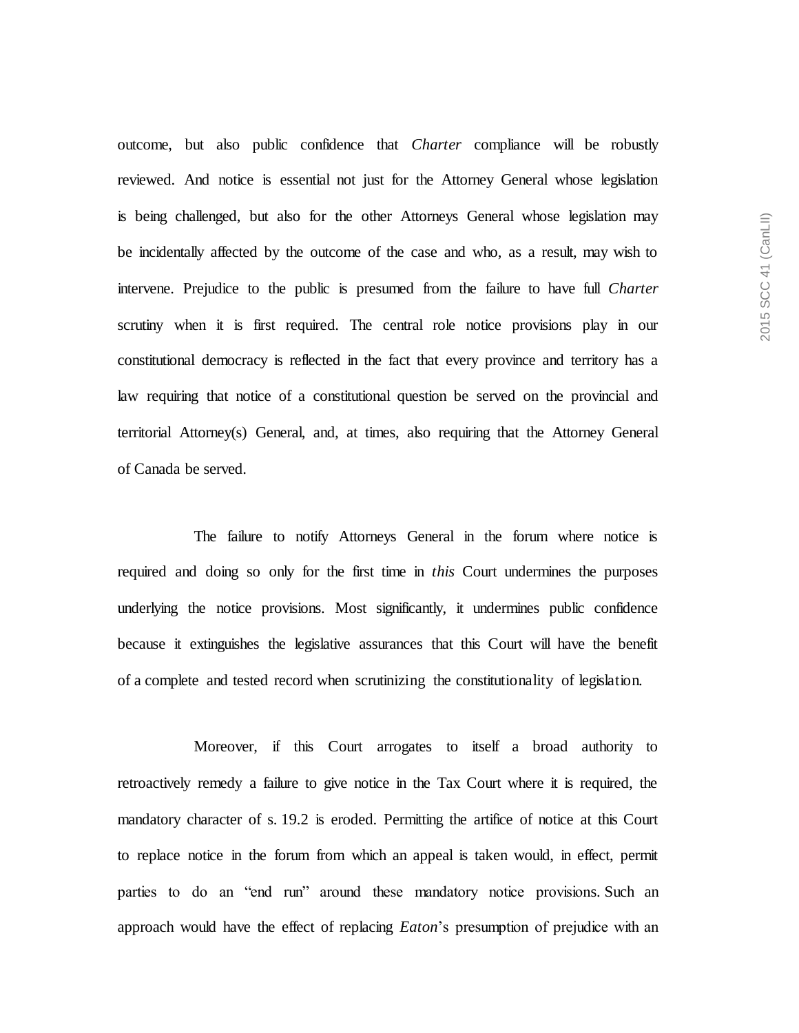outcome, but also public confidence that *Charter* compliance will be robustly reviewed. And notice is essential not just for the Attorney General whose legislation is being challenged, but also for the other Attorneys General whose legislation may be incidentally affected by the outcome of the case and who, as a result, may wish to intervene. Prejudice to the public is presumed from the failure to have full *Charter* scrutiny when it is first required. The central role notice provisions play in our constitutional democracy is reflected in the fact that every province and territory has a law requiring that notice of a constitutional question be served on the provincial and territorial Attorney(s) General, and, at times, also requiring that the Attorney General of Canada be served.

The failure to notify Attorneys General in the forum where notice is required and doing so only for the first time in *this* Court undermines the purposes underlying the notice provisions. Most significantly, it undermines public confidence because it extinguishes the legislative assurances that this Court will have the benefit of a complete and tested record when scrutinizing the constitutionality of legislation.

Moreover, if this Court arrogates to itself a broad authority to retroactively remedy a failure to give notice in the Tax Court where it is required, the mandatory character of s. 19.2 is eroded. Permitting the artifice of notice at this Court to replace notice in the forum from which an appeal is taken would, in effect, permit parties to do an "end run" around these mandatory notice provisions. Such an approach would have the effect of replacing *Eaton*'s presumption of prejudice with an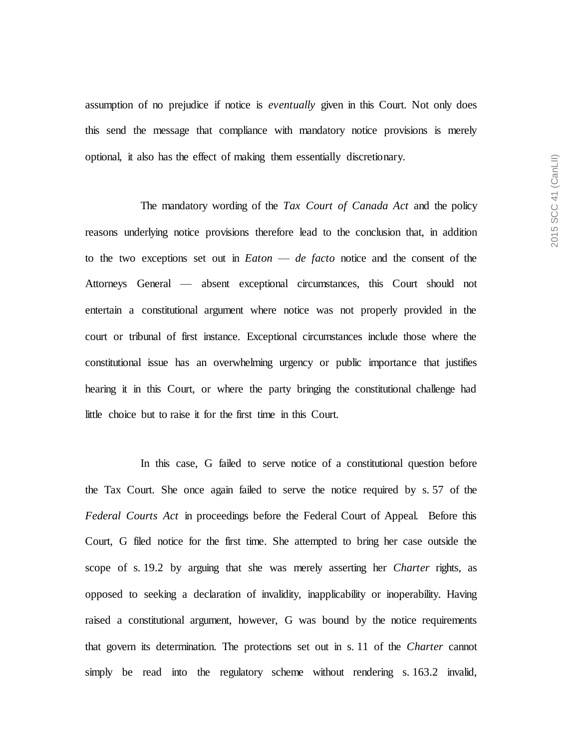assumption of no prejudice if notice is *eventually* given in this Court. Not only does this send the message that compliance with mandatory notice provisions is merely optional, it also has the effect of making them essentially discretionary.

The mandatory wording of the *Tax Court of Canada Act* and the policy reasons underlying notice provisions therefore lead to the conclusion that, in addition to the two exceptions set out in *Eaton* — *de facto* notice and the consent of the Attorneys General — absent exceptional circumstances, this Court should not entertain a constitutional argument where notice was not properly provided in the court or tribunal of first instance. Exceptional circumstances include those where the constitutional issue has an overwhelming urgency or public importance that justifies hearing it in this Court, or where the party bringing the constitutional challenge had little choice but to raise it for the first time in this Court.

In this case, G failed to serve notice of a constitutional question before the Tax Court. She once again failed to serve the notice required by s. 57 of the *Federal Courts Act* in proceedings before the Federal Court of Appeal. Before this Court, G filed notice for the first time. She attempted to bring her case outside the scope of s. 19.2 by arguing that she was merely asserting her *Charter* rights, as opposed to seeking a declaration of invalidity, inapplicability or inoperability. Having raised a constitutional argument, however, G was bound by the notice requirements that govern its determination. The protections set out in s. 11 of the *Charter* cannot simply be read into the regulatory scheme without rendering s. 163.2 invalid,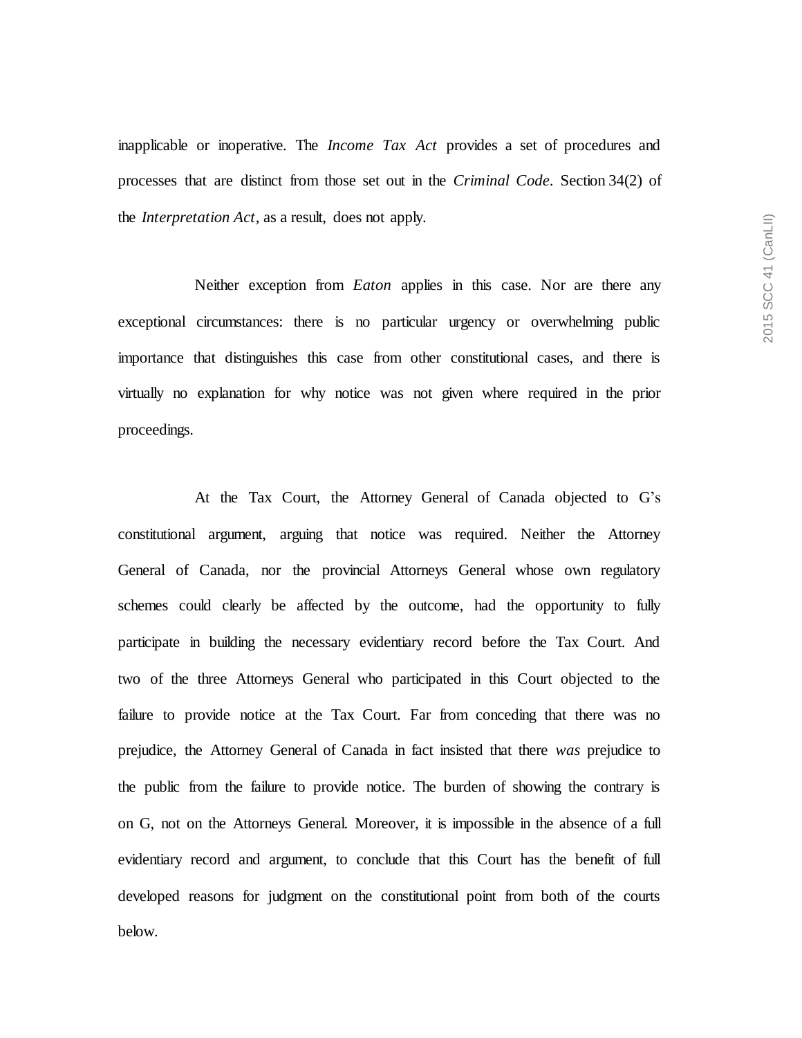inapplicable or inoperative. The *Income Tax Act* provides a set of procedures and processes that are distinct from those set out in the *Criminal Code*. Section 34(2) of the *Interpretation Act*, as a result, does not apply.

Neither exception from *Eaton* applies in this case. Nor are there any exceptional circumstances: there is no particular urgency or overwhelming public importance that distinguishes this case from other constitutional cases, and there is virtually no explanation for why notice was not given where required in the prior proceedings.

At the Tax Court, the Attorney General of Canada objected to G's constitutional argument, arguing that notice was required. Neither the Attorney General of Canada, nor the provincial Attorneys General whose own regulatory schemes could clearly be affected by the outcome, had the opportunity to fully participate in building the necessary evidentiary record before the Tax Court. And two of the three Attorneys General who participated in this Court objected to the failure to provide notice at the Tax Court. Far from conceding that there was no prejudice, the Attorney General of Canada in fact insisted that there *was* prejudice to the public from the failure to provide notice. The burden of showing the contrary is on G, not on the Attorneys General. Moreover, it is impossible in the absence of a full evidentiary record and argument, to conclude that this Court has the benefit of full developed reasons for judgment on the constitutional point from both of the courts below.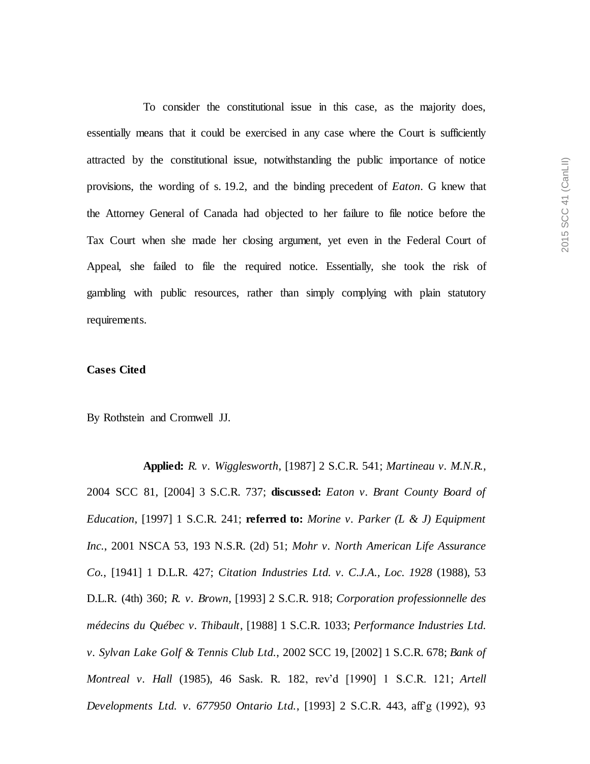To consider the constitutional issue in this case, as the majority does, essentially means that it could be exercised in any case where the Court is sufficiently attracted by the constitutional issue, notwithstanding the public importance of notice provisions, the wording of s. 19.2, and the binding precedent of *Eaton*. G knew that the Attorney General of Canada had objected to her failure to file notice before the Tax Court when she made her closing argument, yet even in the Federal Court of Appeal, she failed to file the required notice. Essentially, she took the risk of gambling with public resources, rather than simply complying with plain statutory requirements.

**Cases Cited**

By Rothstein and Cromwell JJ.

**Applied:** *R. v. Wigglesworth*, [1987] 2 S.C.R. 541; *Martineau v. M.N.R.*, 2004 SCC 81, [2004] 3 S.C.R. 737; **discussed:** *Eaton v. Brant County Board of Education*, [1997] 1 S.C.R. 241; **referred to:** *Morine v. Parker (L & J) Equipment Inc.*, 2001 NSCA 53, 193 N.S.R. (2d) 51; *Mohr v. North American Life Assurance Co.*, [1941] 1 D.L.R. 427; *Citation Industries Ltd. v. C.J.A., Loc. 1928* (1988), 53 D.L.R. (4th) 360; *R. v. Brown*, [1993] 2 S.C.R. 918; *Corporation professionnelle des médecins du Québec v. Thibault*, [1988] 1 S.C.R. 1033; *Performance Industries Ltd. v. Sylvan Lake Golf & Tennis Club Ltd.*, 2002 SCC 19, [2002] 1 S.C.R. 678; *Bank of Montreal v. Hall* (1985), 46 Sask. R. 182, rev'd [1990] 1 S.C.R. 121; *Artell Developments Ltd. v. 677950 Ontario Ltd.*, [1993] 2 S.C.R. 443, aff'g (1992), 93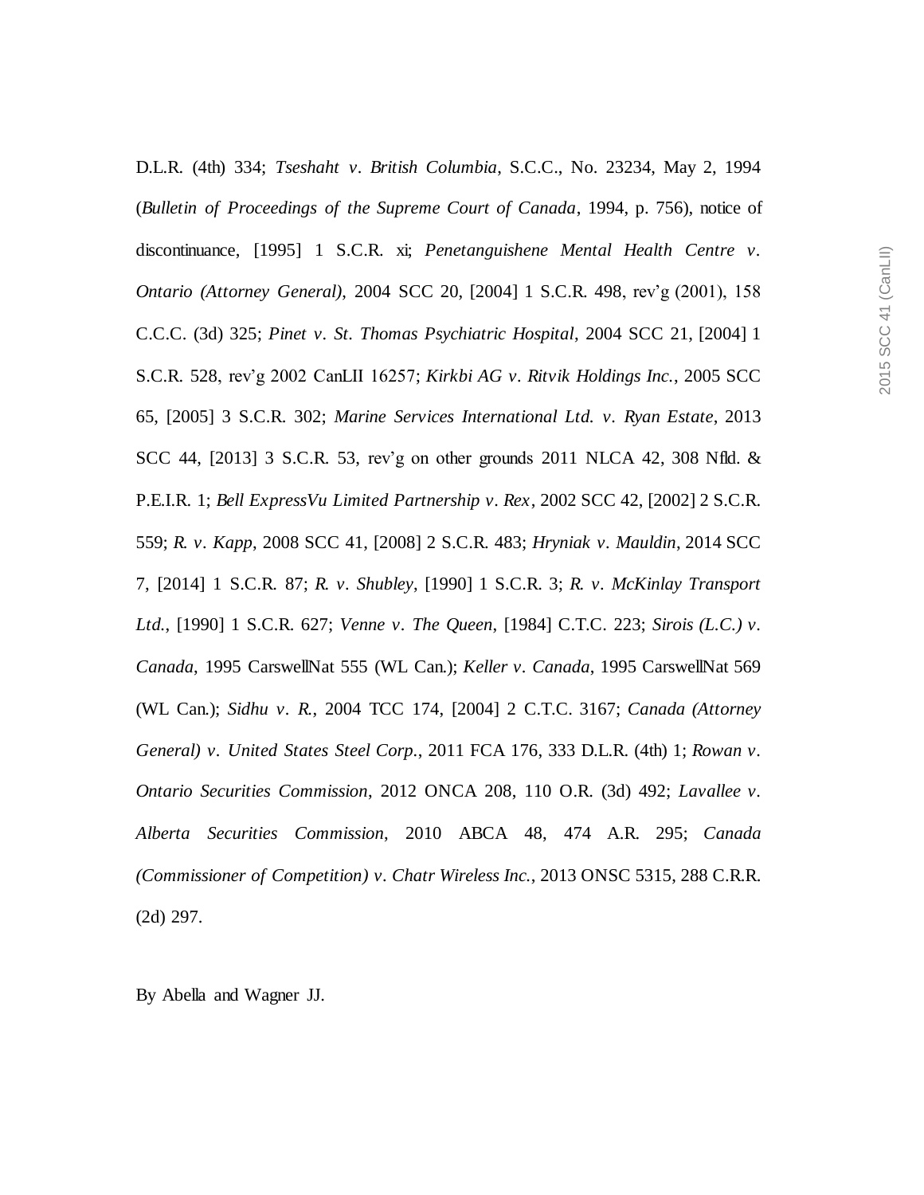D.L.R. (4th) 334; *Tseshaht v. British Columbia*, S.C.C., No. 23234, May 2, 1994 (*Bulletin of Proceedings of the Supreme Court of Canada*, 1994, p. 756), notice of discontinuance, [1995] 1 S.C.R. xi; *Penetanguishene Mental Health Centre v. Ontario (Attorney General)*, 2004 SCC 20, [2004] 1 S.C.R. 498, rev'g (2001), 158 C.C.C. (3d) 325; *Pinet v. St. Thomas Psychiatric Hospital*, 2004 SCC 21, [2004] 1 S.C.R. 528, rev'g 2002 CanLII 16257; *Kirkbi AG v. Ritvik Holdings Inc.*, 2005 SCC 65, [2005] 3 S.C.R. 302; *Marine Services International Ltd. v. Ryan Estate*, 2013 SCC 44, [2013] 3 S.C.R. 53, rev'g on other grounds 2011 NLCA 42, 308 Nfld. & P.E.I.R. 1; *Bell ExpressVu Limited Partnership v. Rex*, 2002 SCC 42, [2002] 2 S.C.R. 559; *R. v. Kapp*, 2008 SCC 41, [2008] 2 S.C.R. 483; *Hryniak v. Mauldin*, 2014 SCC 7, [2014] 1 S.C.R. 87; *R. v. Shubley*, [1990] 1 S.C.R. 3; *R. v. McKinlay Transport Ltd.*, [1990] 1 S.C.R. 627; *Venne v. The Queen*, [1984] C.T.C. 223; *Sirois (L.C.) v. Canada*, 1995 CarswellNat 555 (WL Can.); *Keller v. Canada*, 1995 CarswellNat 569 (WL Can.); *Sidhu v. R.*, 2004 TCC 174, [2004] 2 C.T.C. 3167; *Canada (Attorney General) v. United States Steel Corp.*, 2011 FCA 176, 333 D.L.R. (4th) 1; *Rowan v. Ontario Securities Commission*, 2012 ONCA 208, 110 O.R. (3d) 492; *Lavallee v. Alberta Securities Commission*, 2010 ABCA 48, 474 A.R. 295; *Canada (Commissioner of Competition) v. Chatr Wireless Inc.*, 2013 ONSC 5315, 288 C.R.R. (2d) 297.

By Abella and Wagner JJ.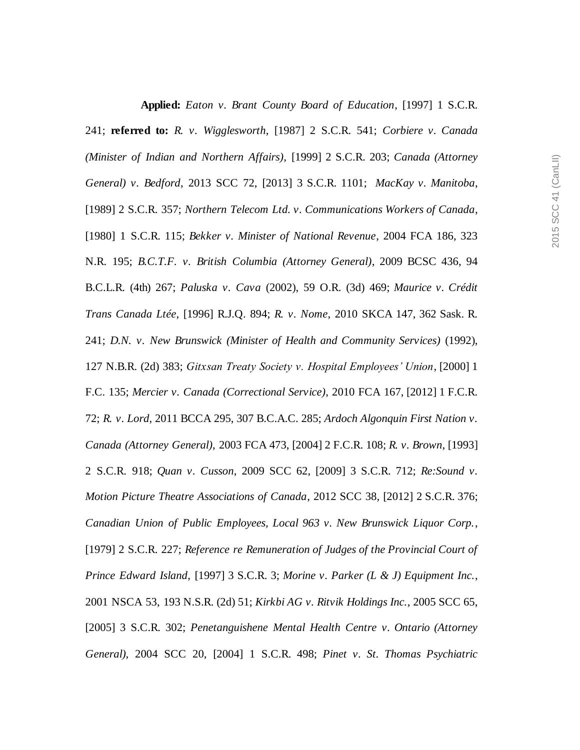**Applied:** *Eaton v. Brant County Board of Education*, [1997] 1 S.C.R. 241; **referred to:** *R. v. Wigglesworth*, [1987] 2 S.C.R. 541; *Corbiere v. Canada (Minister of Indian and Northern Affairs)*, [1999] 2 S.C.R. 203; *Canada (Attorney General) v. Bedford*, 2013 SCC 72, [2013] 3 S.C.R. 1101; *MacKay v. Manitoba*, [1989] 2 S.C.R. 357; *Northern Telecom Ltd. v. Communications Workers of Canada*, [1980] 1 S.C.R. 115; *Bekker v. Minister of National Revenue*, 2004 FCA 186, 323 N.R. 195; *B.C.T.F. v. British Columbia (Attorney General)*, 2009 BCSC 436, 94 B.C.L.R. (4th) 267; *Paluska v. Cava* (2002), 59 O.R. (3d) 469; *Maurice v. Crédit Trans Canada Ltée*, [1996] R.J.Q. 894; *R. v. Nome*, 2010 SKCA 147, 362 Sask. R. 241; *D.N. v. New Brunswick (Minister of Health and Community Services)* (1992), 127 N.B.R. (2d) 383; *Gitxsan Treaty Society v. Hospital Employees' Union*, [2000] 1 F.C. 135; *Mercier v. Canada (Correctional Service)*, 2010 FCA 167, [2012] 1 F.C.R. 72; *R. v. Lord*, 2011 BCCA 295, 307 B.C.A.C. 285; *Ardoch Algonquin First Nation v. Canada (Attorney General)*, 2003 FCA 473, [2004] 2 F.C.R. 108; *R. v. Brown*, [1993] 2 S.C.R. 918; *Quan v. Cusson*, 2009 SCC 62, [2009] 3 S.C.R. 712; *Re:Sound v. Motion Picture Theatre Associations of Canada*, 2012 SCC 38, [2012] 2 S.C.R. 376; *Canadian Union of Public Employees, Local 963 v. New Brunswick Liquor Corp.*, [1979] 2 S.C.R. 227; *Reference re Remuneration of Judges of the Provincial Court of Prince Edward Island*, [1997] 3 S.C.R. 3; *Morine v. Parker (L & J) Equipment Inc.*, 2001 NSCA 53, 193 N.S.R. (2d) 51; *Kirkbi AG v. Ritvik Holdings Inc.*, 2005 SCC 65, [2005] 3 S.C.R. 302; *Penetanguishene Mental Health Centre v. Ontario (Attorney General)*, 2004 SCC 20, [2004] 1 S.C.R. 498; *Pinet v. St. Thomas Psychiatric*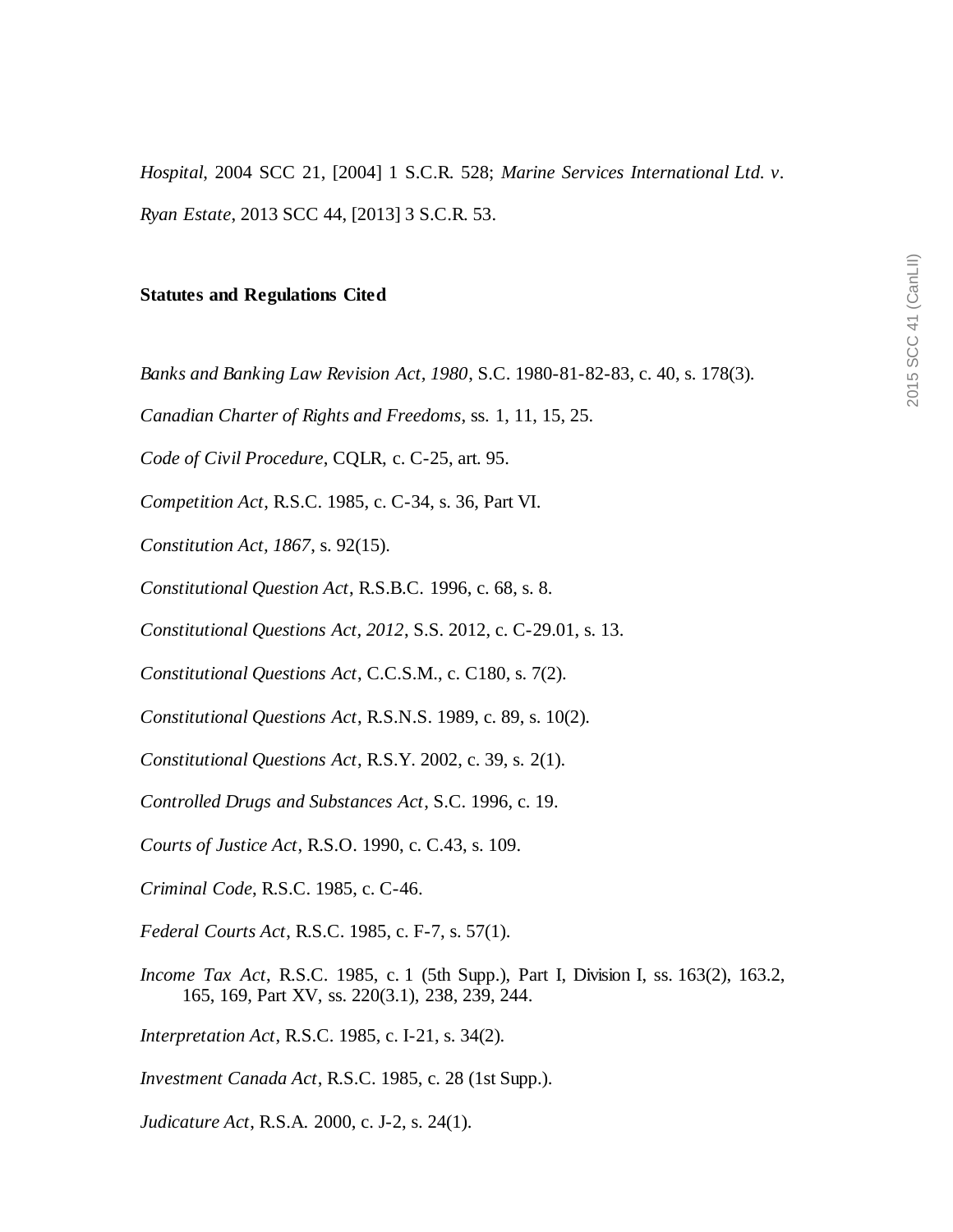*Hospital*, 2004 SCC 21, [2004] 1 S.C.R. 528; *Marine Services International Ltd. v. Ryan Estate*, 2013 SCC 44, [2013] 3 S.C.R. 53.

**Statutes and Regulations Cited**

*Banks and Banking Law Revision Act, 1980*, S.C. 1980-81-82-83, c. 40, s. 178(3).

*Canadian Charter of Rights and Freedoms*, ss. 1, 11, 15, 25.

*Code of Civil Procedure*, CQLR, c. C-25, art. 95.

*Competition Act*, R.S.C. 1985, c. C-34, s. 36, Part VI.

*Constitution Act, 1867*, s. 92(15).

*Constitutional Question Act*, R.S.B.C. 1996, c. 68, s. 8.

*Constitutional Questions Act, 2012*, S.S. 2012, c. C-29.01, s. 13.

*Constitutional Questions Act*, C.C.S.M., c. C180, s. 7(2).

*Constitutional Questions Act*, R.S.N.S. 1989, c. 89, s. 10(2).

*Constitutional Questions Act*, R.S.Y. 2002, c. 39, s. 2(1).

*Controlled Drugs and Substances Act*, S.C. 1996, c. 19.

*Courts of Justice Act*, R.S.O. 1990, c. C.43, s. 109.

*Criminal Code*, R.S.C. 1985, c. C-46.

*Federal Courts Act*, R.S.C. 1985, c. F-7, s. 57(1).

*Income Tax Act*, R.S.C. 1985, c. 1 (5th Supp.), Part I, Division I, ss. 163(2), 163.2, 165, 169, Part XV, ss. 220(3.1), 238, 239, 244.

*Interpretation Act*, R.S.C. 1985, c. I-21, s. 34(2).

*Investment Canada Act*, R.S.C. 1985, c. 28 (1st Supp.).

*Judicature Act*, R.S.A. 2000, c. J-2, s. 24(1).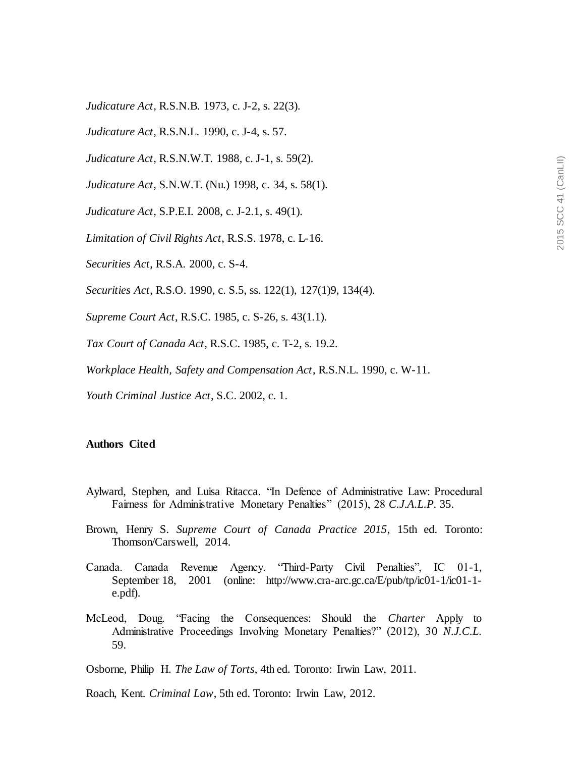*Judicature Act*, R.S.N.B. 1973, c. J-2, s. 22(3).

*Judicature Act*, R.S.N.L. 1990, c. J-4, s. 57.

*Judicature Act*, R.S.N.W.T. 1988, c. J-1, s. 59(2).

*Judicature Act*, S.N.W.T. (Nu.) 1998, c. 34, s. 58(1).

*Judicature Act*, S.P.E.I. 2008, c. J-2.1, s. 49(1).

*Limitation of Civil Rights Act*, R.S.S. 1978, c. L-16.

*Securities Act*, R.S.A. 2000, c. S-4.

*Securities Act*, R.S.O. 1990, c. S.5, ss. 122(1), 127(1)9, 134(4).

*Supreme Court Act*, R.S.C. 1985, c. S-26, s. 43(1.1).

*Tax Court of Canada Act*, R.S.C. 1985, c. T-2, s. 19.2.

*Workplace Health, Safety and Compensation Act*, R.S.N.L. 1990, c. W-11.

*Youth Criminal Justice Act*, S.C. 2002, c. 1.

**Authors Cited**

Aylward, Stephen, and Luisa Ritacca. "In Defence of Administrative Law: Procedural Fairness for Administrative Monetary Penalties" (2015), 28 *C.J.A.L.P.* 35.

Brown, Henry S. *Supreme Court of Canada Practice 2015*, 15th ed. Toronto: Thomson/Carswell, 2014.

Canada. Canada Revenue Agency. "Third-Party Civil Penalties", IC 01-1, September 18, 2001 (online: http://www.cra-arc.gc.ca/E/pub/tp/ic01-1/ic01-1-e.pdf).

McLeod, Doug. "Facing the Consequences: Should the *Charter* Apply to Administrative Proceedings Involving Monetary Penalties?" (2012), 30 *N.J.C.L.* 59.

Osborne, Philip H. *The Law of Torts*, 4th ed. Toronto: Irwin Law, 2011.

Roach, Kent. *Criminal Law*, 5th ed. Toronto: Irwin Law, 2012.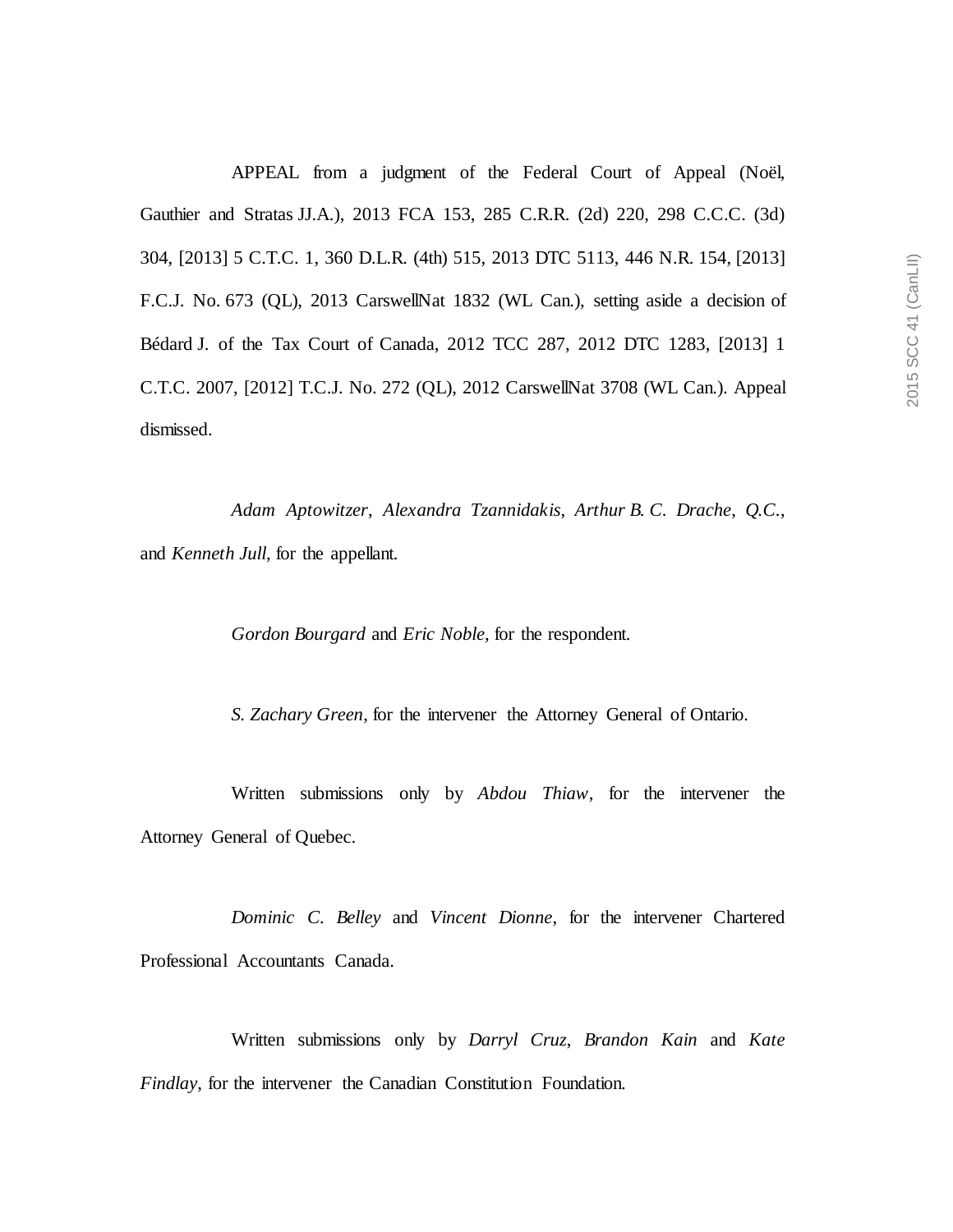APPEAL from a judgment of the Federal Court of Appeal (Noël, Gauthier and Stratas JJ.A.), 2013 FCA 153, 285 C.R.R. (2d) 220, 298 C.C.C. (3d) 304, [2013] 5 C.T.C. 1, 360 D.L.R. (4th) 515, 2013 DTC 5113, 446 N.R. 154, [2013] F.C.J. No. 673 (QL), 2013 CarswellNat 1832 (WL Can.), setting aside a decision of Bédard J. of the Tax Court of Canada, 2012 TCC 287, 2012 DTC 1283, [2013] 1 C.T.C. 2007, [2012] T.C.J. No. 272 (QL), 2012 CarswellNat 3708 (WL Can.). Appeal dismissed.

*Adam Aptowitzer*, *Alexandra Tzannidakis*, *Arthur B. C. Drache*, *Q.C.*, and *Kenneth Jull*, for the appellant.

*Gordon Bourgard* and *Eric Noble*, for the respondent.

*S. Zachary Green*, for the intervener the Attorney General of Ontario.

Written submissions only by *Abdou Thiaw*, for the intervener the Attorney General of Quebec.

*Dominic C. Belley* and *Vincent Dionne*, for the intervener Chartered Professional Accountants Canada.

Written submissions only by *Darryl Cruz*, *Brandon Kain* and *Kate Findlay*, for the intervener the Canadian Constitution Foundation.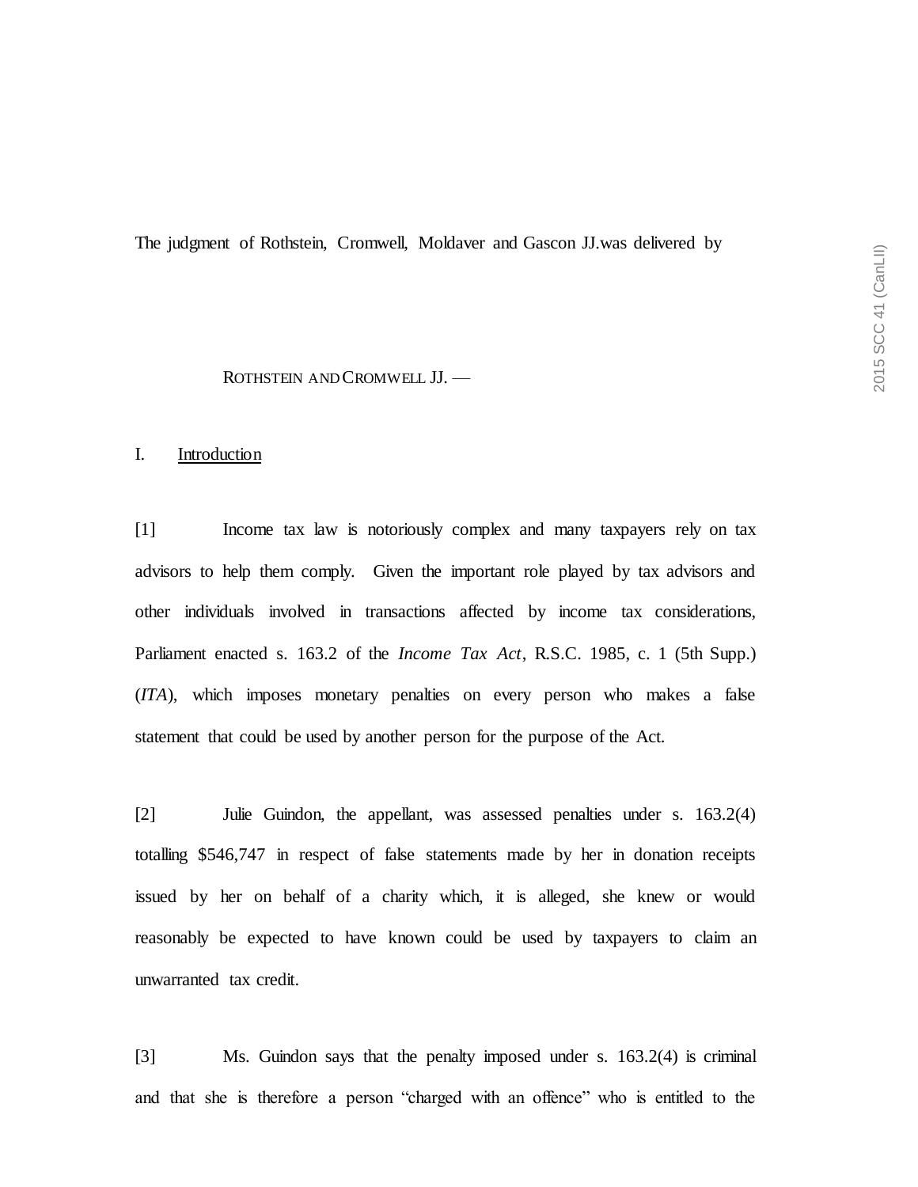The judgment of Rothstein, Cromwell, Moldaver and Gascon JJ. was delivered by

ROTHSTEIN AND CROMWELL JJ. —

## I. Introduction

[1] Income tax law is notoriously complex and many taxpayers rely on tax advisors to help them comply. Given the important role played by tax advisors and other individuals involved in transactions affected by income tax considerations, Parliament enacted s. 163.2 of the *Income Tax Act*, R.S.C. 1985, c. 1 (5th Supp.) (*ITA*), which imposes monetary penalties on every person who makes a false statement that could be used by another person for the purpose of the Act.

[2] Julie Guindon, the appellant, was assessed penalties under s. 163.2(4) totalling $546,747 in respect of false statements made by her in donation receipts issued by her on behalf of a charity which, it is alleged, she knew or would reasonably be expected to have known could be used by taxpayers to claim an unwarranted tax credit.

[3] Ms. Guindon says that the penalty imposed under s. 163.2(4) is criminal and that she is therefore a person "charged with an offence" who is entitled to the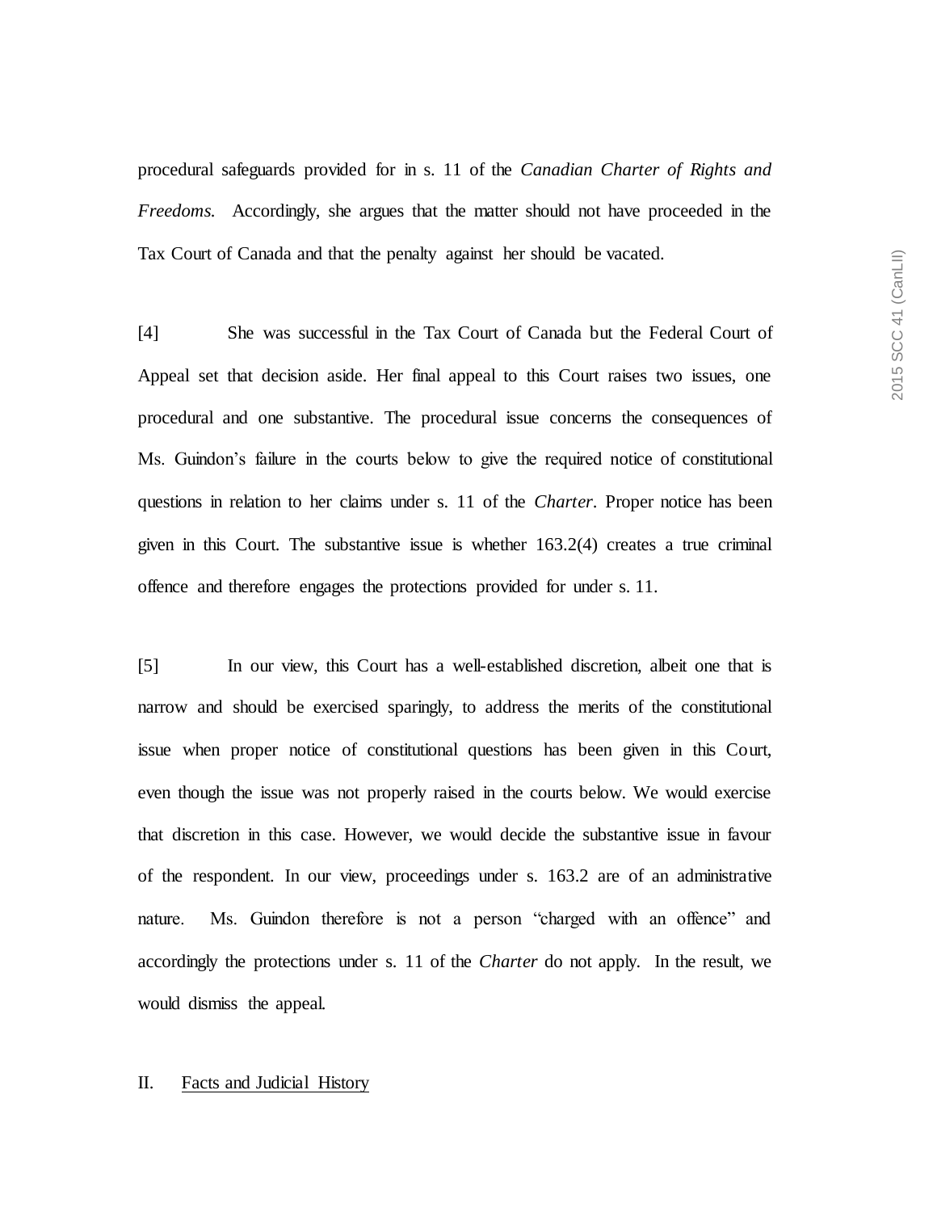procedural safeguards provided for in s. 11 of the *Canadian Charter of Rights and Freedoms*. Accordingly, she argues that the matter should not have proceeded in the Tax Court of Canada and that the penalty against her should be vacated.

[4] She was successful in the Tax Court of Canada but the Federal Court of Appeal set that decision aside. Her final appeal to this Court raises two issues, one procedural and one substantive. The procedural issue concerns the consequences of Ms. Guindon's failure in the courts below to give the required notice of constitutional questions in relation to her claims under s. 11 of the *Charter*. Proper notice has been given in this Court. The substantive issue is whether 163.2(4) creates a true criminal offence and therefore engages the protections provided for under s. 11.

[5] In our view, this Court has a well-established discretion, albeit one that is narrow and should be exercised sparingly, to address the merits of the constitutional issue when proper notice of constitutional questions has been given in this Court, even though the issue was not properly raised in the courts below. We would exercise that discretion in this case. However, we would decide the substantive issue in favour of the respondent. In our view, proceedings under s. 163.2 are of an administrative nature. Ms. Guindon therefore is not a person "charged with an offence" and accordingly the protections under s. 11 of the *Charter* do not apply. In the result, we would dismiss the appeal.

## II. Facts and Judicial History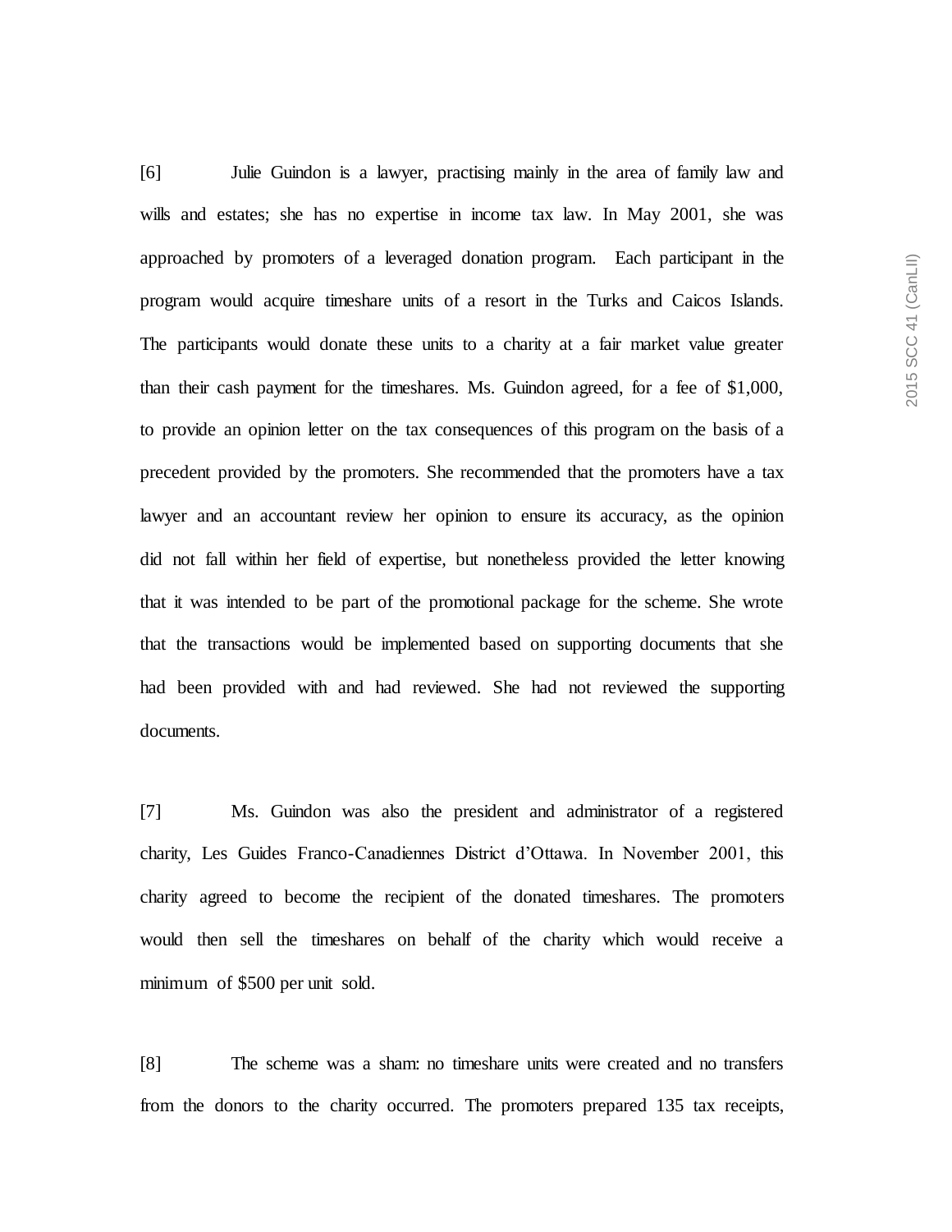[6] Julie Guindon is a lawyer, practising mainly in the area of family law and wills and estates; she has no expertise in income tax law. In May 2001, she was approached by promoters of a leveraged donation program. Each participant in the program would acquire timeshare units of a resort in the Turks and Caicos Islands. The participants would donate these units to a charity at a fair market value greater than their cash payment for the timeshares. Ms. Guindon agreed, for a fee of $1,000, to provide an opinion letter on the tax consequences of this program on the basis of a precedent provided by the promoters. She recommended that the promoters have a tax lawyer and an accountant review her opinion to ensure its accuracy, as the opinion did not fall within her field of expertise, but nonetheless provided the letter knowing that it was intended to be part of the promotional package for the scheme. She wrote that the transactions would be implemented based on supporting documents that she had been provided with and had reviewed. She had not reviewed the supporting documents.

[7] Ms. Guindon was also the president and administrator of a registered charity, Les Guides Franco-Canadiennes District d'Ottawa. In November 2001, this charity agreed to become the recipient of the donated timeshares. The promoters would then sell the timeshares on behalf of the charity which would receive a minimum of $500 per unit sold.

[8] The scheme was a sham: no timeshare units were created and no transfers from the donors to the charity occurred. The promoters prepared 135 tax receipts,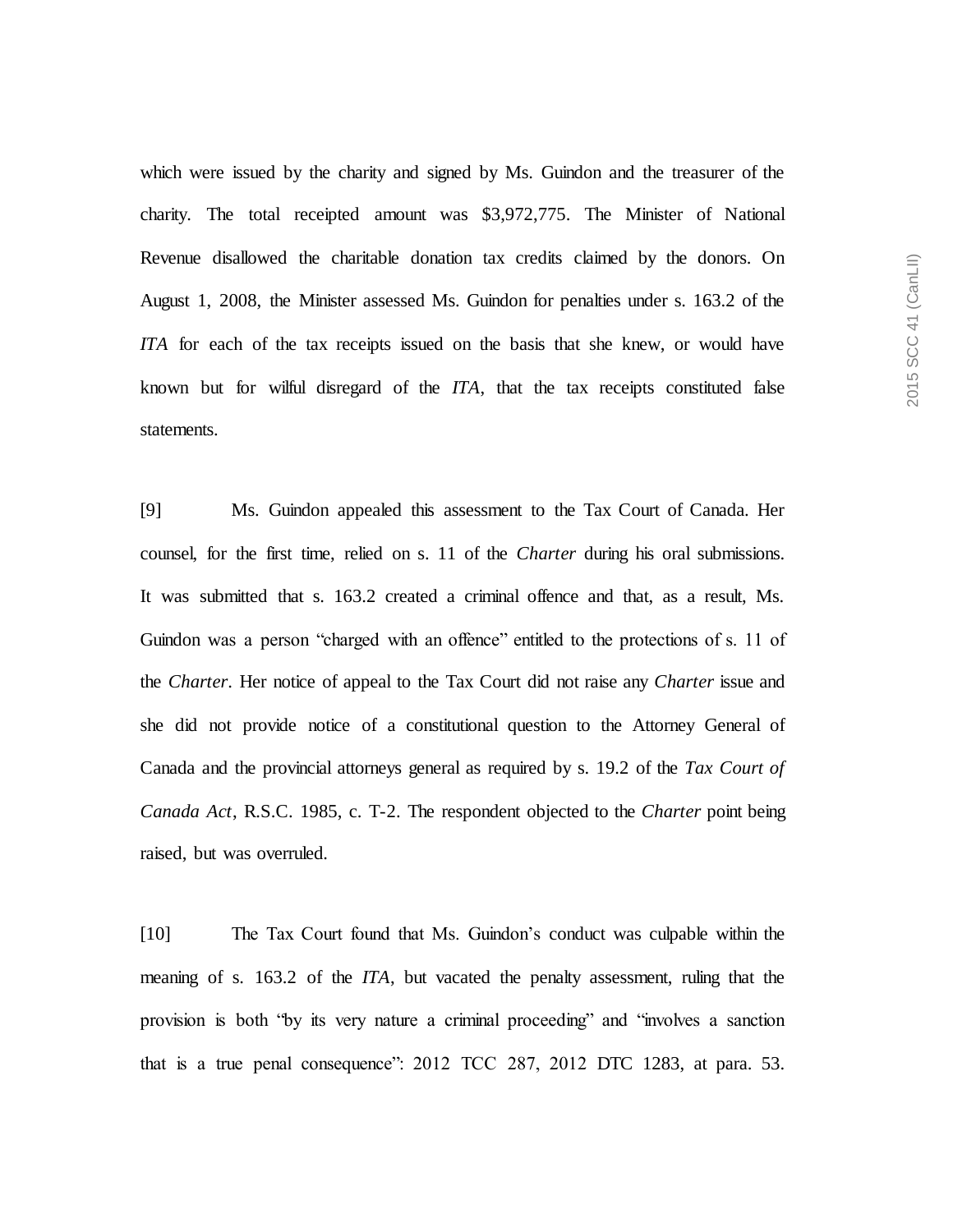which were issued by the charity and signed by Ms. Guindon and the treasurer of the charity. The total receipted amount was $3,972,775. The Minister of National Revenue disallowed the charitable donation tax credits claimed by the donors. On August 1, 2008, the Minister assessed Ms. Guindon for penalties under s. 163.2 of the *ITA* for each of the tax receipts issued on the basis that she knew, or would have known but for wilful disregard of the *ITA*, that the tax receipts constituted false statements.

[9] Ms. Guindon appealed this assessment to the Tax Court of Canada. Her counsel, for the first time, relied on s. 11 of the *Charter* during his oral submissions. It was submitted that s. 163.2 created a criminal offence and that, as a result, Ms. Guindon was a person "charged with an offence" entitled to the protections of s. 11 of the *Charter*. Her notice of appeal to the Tax Court did not raise any *Charter* issue and she did not provide notice of a constitutional question to the Attorney General of Canada and the provincial attorneys general as required by s. 19.2 of the *Tax Court of Canada Act*, R.S.C. 1985, c. T-2. The respondent objected to the *Charter* point being raised, but was overruled.

[10] The Tax Court found that Ms. Guindon's conduct was culpable within the meaning of s. 163.2 of the *ITA*, but vacated the penalty assessment, ruling that the provision is both "by its very nature a criminal proceeding" and "involves a sanction that is a true penal consequence": 2012 TCC 287, 2012 DTC 1283, at para. 53.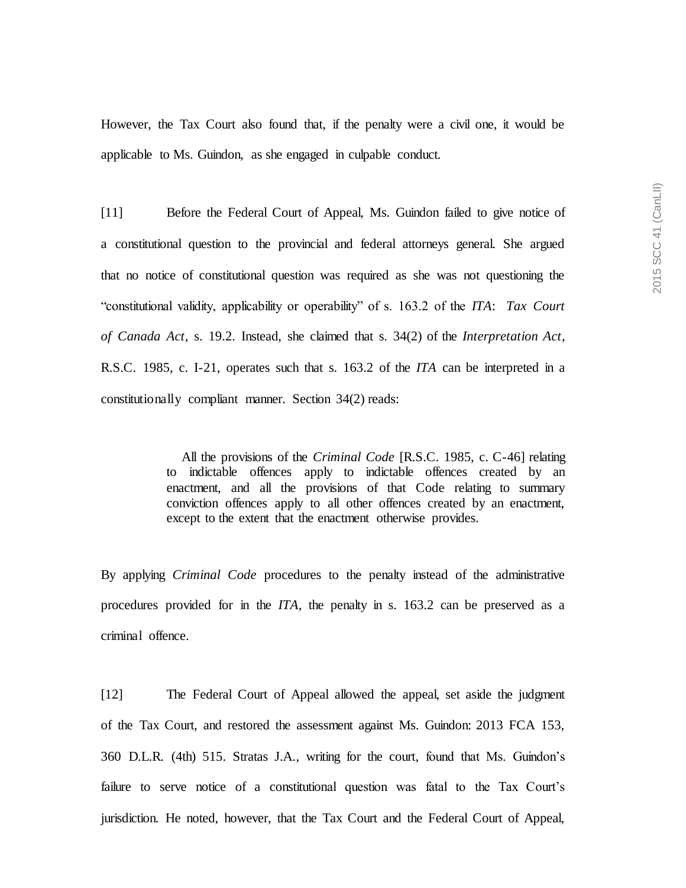However, the Tax Court also found that, if the penalty were a civil one, it would be applicable to Ms. Guindon, as she engaged in culpable conduct.

[11] Before the Federal Court of Appeal, Ms. Guindon failed to give notice of a constitutional question to the provincial and federal attorneys general. She argued that no notice of constitutional question was required as she was not questioning the "constitutional validity, applicability or operability" of s. 163.2 of the *ITA*: *Tax Court of Canada Act*, s. 19.2. Instead, she claimed that s. 34(2) of the *Interpretation Act*, R.S.C. 1985, c. I-21, operates such that s. 163.2 of the *ITA* can be interpreted in a constitutionally compliant manner. Section 34(2) reads:

> All the provisions of the *Criminal Code* [R.S.C. 1985, c. C-46] relating to indictable offences apply to indictable offences created by an enactment, and all the provisions of that Code relating to summary conviction offences apply to all other offences created by an enactment, except to the extent that the enactment otherwise provides.

By applying *Criminal Code* procedures to the penalty instead of the administrative procedures provided for in the *ITA*, the penalty in s. 163.2 can be preserved as a criminal offence.

[12] The Federal Court of Appeal allowed the appeal, set aside the judgment of the Tax Court, and restored the assessment against Ms. Guindon: 2013 FCA 153, 360 D.L.R. (4th) 515. Stratas J.A., writing for the court, found that Ms. Guindon's failure to serve notice of a constitutional question was fatal to the Tax Court's jurisdiction. He noted, however, that the Tax Court and the Federal Court of Appeal,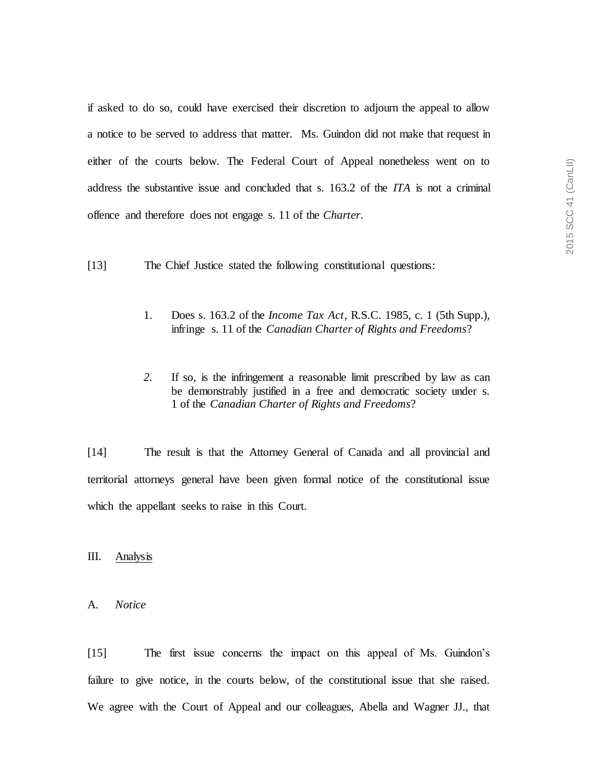if asked to do so, could have exercised their discretion to adjourn the appeal to allow a notice to be served to address that matter. Ms. Guindon did not make that request in either of the courts below. The Federal Court of Appeal nonetheless went on to address the substantive issue and concluded that s. 163.2 of the *ITA* is not a criminal offence and therefore does not engage s. 11 of the *Charter*.

[13] The Chief Justice stated the following constitutional questions:

> 1. Does s. 163.2 of the *Income Tax Act*, R.S.C. 1985, c. 1 (5th Supp.), infringe s. 11 of the *Canadian Charter of Rights and Freedoms*?
>
> 2. If so, is the infringement a reasonable limit prescribed by law as can be demonstrably justified in a free and democratic society under s. 1 of the *Canadian Charter of Rights and Freedoms*?

[14] The result is that the Attorney General of Canada and all provincial and territorial attorneys general have been given formal notice of the constitutional issue which the appellant seeks to raise in this Court.

## III. Analysis

### A. *Notice*

[15] The first issue concerns the impact on this appeal of Ms. Guindon's failure to give notice, in the courts below, of the constitutional issue that she raised. We agree with the Court of Appeal and our colleagues, Abella and Wagner JJ., that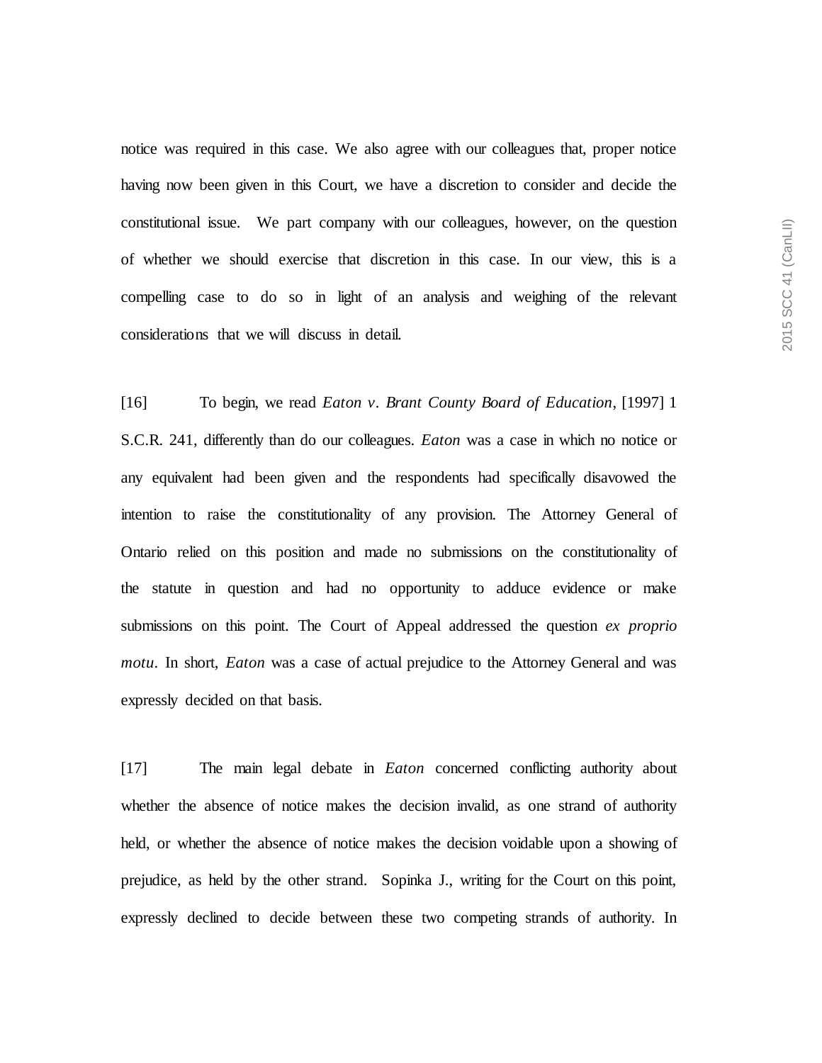notice was required in this case. We also agree with our colleagues that, proper notice having now been given in this Court, we have a discretion to consider and decide the constitutional issue. We part company with our colleagues, however, on the question of whether we should exercise that discretion in this case. In our view, this is a compelling case to do so in light of an analysis and weighing of the relevant considerations that we will discuss in detail.

[16] To begin, we read *Eaton v. Brant County Board of Education*, [1997] 1 S.C.R. 241, differently than do our colleagues. *Eaton* was a case in which no notice or any equivalent had been given and the respondents had specifically disavowed the intention to raise the constitutionality of any provision. The Attorney General of Ontario relied on this position and made no submissions on the constitutionality of the statute in question and had no opportunity to adduce evidence or make submissions on this point. The Court of Appeal addressed the question *ex proprio motu*. In short, *Eaton* was a case of actual prejudice to the Attorney General and was expressly decided on that basis.

[17] The main legal debate in *Eaton* concerned conflicting authority about whether the absence of notice makes the decision invalid, as one strand of authority held, or whether the absence of notice makes the decision voidable upon a showing of prejudice, as held by the other strand. Sopinka J., writing for the Court on this point, expressly declined to decide between these two competing strands of authority. In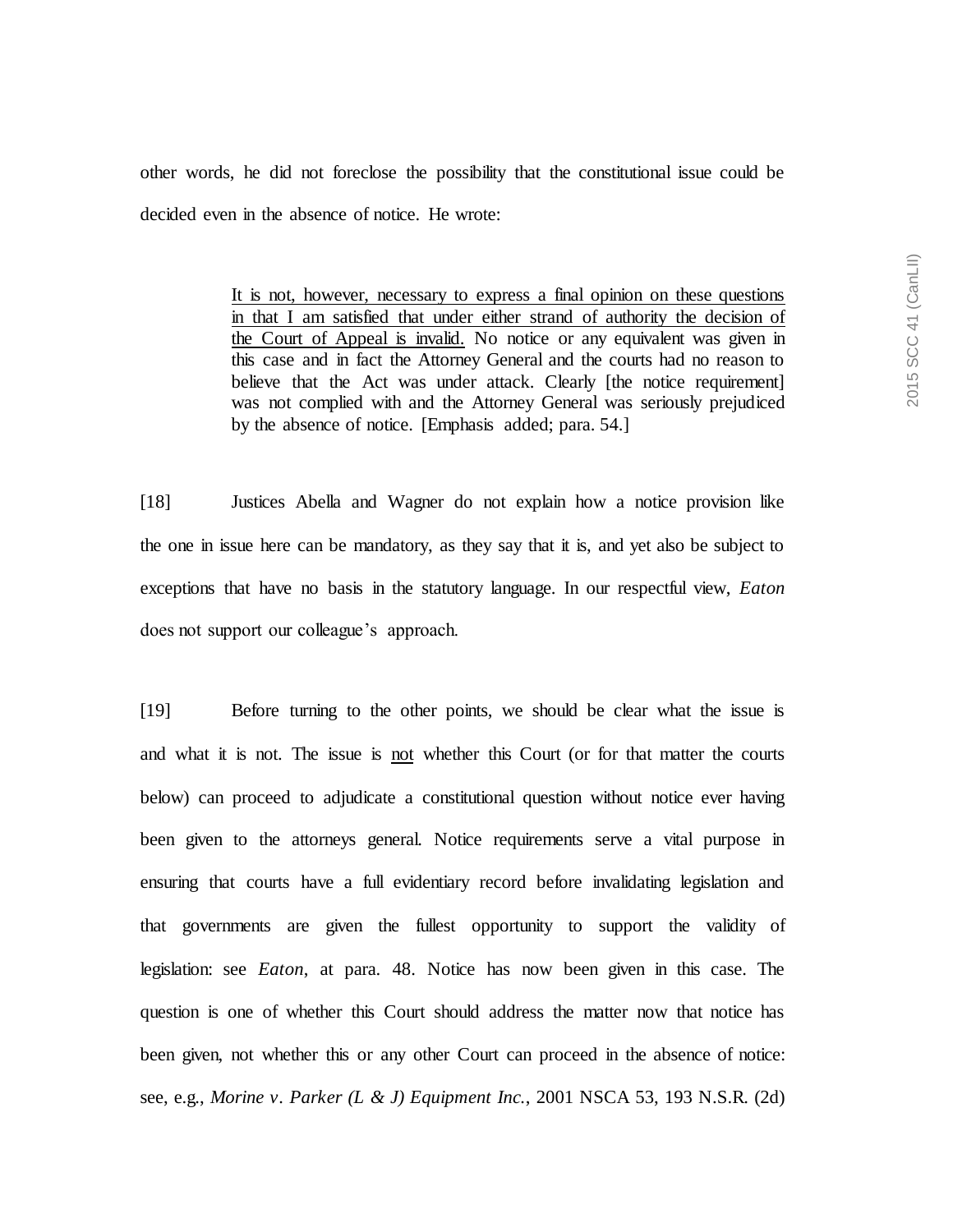other words, he did not foreclose the possibility that the constitutional issue could be decided even in the absence of notice. He wrote:

> It is not, however, necessary to express a final opinion on these questions in that I am satisfied that under either strand of authority the decision of the Court of Appeal is invalid. No notice or any equivalent was given in this case and in fact the Attorney General and the courts had no reason to believe that the Act was under attack. Clearly [the notice requirement] was not complied with and the Attorney General was seriously prejudiced by the absence of notice. [Emphasis added; para. 54.]

[18] Justices Abella and Wagner do not explain how a notice provision like the one in issue here can be mandatory, as they say that it is, and yet also be subject to exceptions that have no basis in the statutory language. In our respectful view, *Eaton* does not support our colleague's approach.

[19] Before turning to the other points, we should be clear what the issue is and what it is not. The issue is not whether this Court (or for that matter the courts below) can proceed to adjudicate a constitutional question without notice ever having been given to the attorneys general. Notice requirements serve a vital purpose in ensuring that courts have a full evidentiary record before invalidating legislation and that governments are given the fullest opportunity to support the validity of legislation: see *Eaton*, at para. 48. Notice has now been given in this case. The question is one of whether this Court should address the matter now that notice has been given, not whether this or any other Court can proceed in the absence of notice: see, e.g., *Morine v. Parker (L & J) Equipment Inc.*, 2001 NSCA 53, 193 N.S.R. (2d)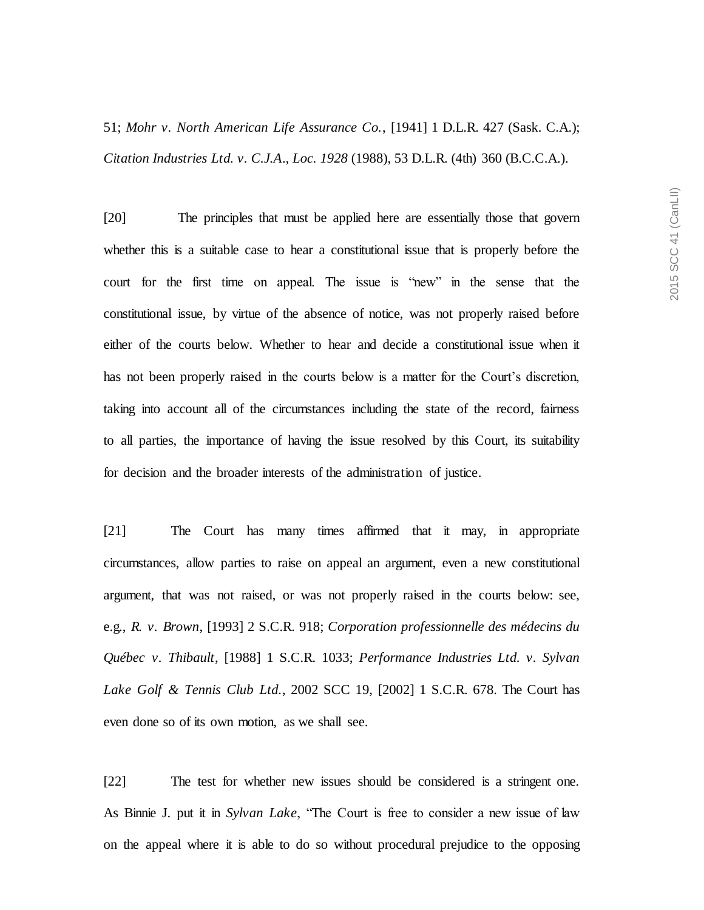51; *Mohr v. North American Life Assurance Co.*, [1941] 1 D.L.R. 427 (Sask. C.A.); *Citation Industries Ltd. v. C.J.A., Loc. 1928* (1988), 53 D.L.R. (4th) 360 (B.C.C.A.).

[20] The principles that must be applied here are essentially those that govern whether this is a suitable case to hear a constitutional issue that is properly before the court for the first time on appeal. The issue is "new" in the sense that the constitutional issue, by virtue of the absence of notice, was not properly raised before either of the courts below. Whether to hear and decide a constitutional issue when it has not been properly raised in the courts below is a matter for the Court's discretion, taking into account all of the circumstances including the state of the record, fairness to all parties, the importance of having the issue resolved by this Court, its suitability for decision and the broader interests of the administration of justice.

[21] The Court has many times affirmed that it may, in appropriate circumstances, allow parties to raise on appeal an argument, even a new constitutional argument, that was not raised, or was not properly raised in the courts below: see, e.g., *R. v. Brown*, [1993] 2 S.C.R. 918; *Corporation professionnelle des médecins du Québec v. Thibault*, [1988] 1 S.C.R. 1033; *Performance Industries Ltd. v. Sylvan Lake Golf & Tennis Club Ltd.*, 2002 SCC 19, [2002] 1 S.C.R. 678. The Court has even done so of its own motion, as we shall see.

[22] The test for whether new issues should be considered is a stringent one. As Binnie J. put it in *Sylvan Lake*, "The Court is free to consider a new issue of law on the appeal where it is able to do so without procedural prejudice to the opposing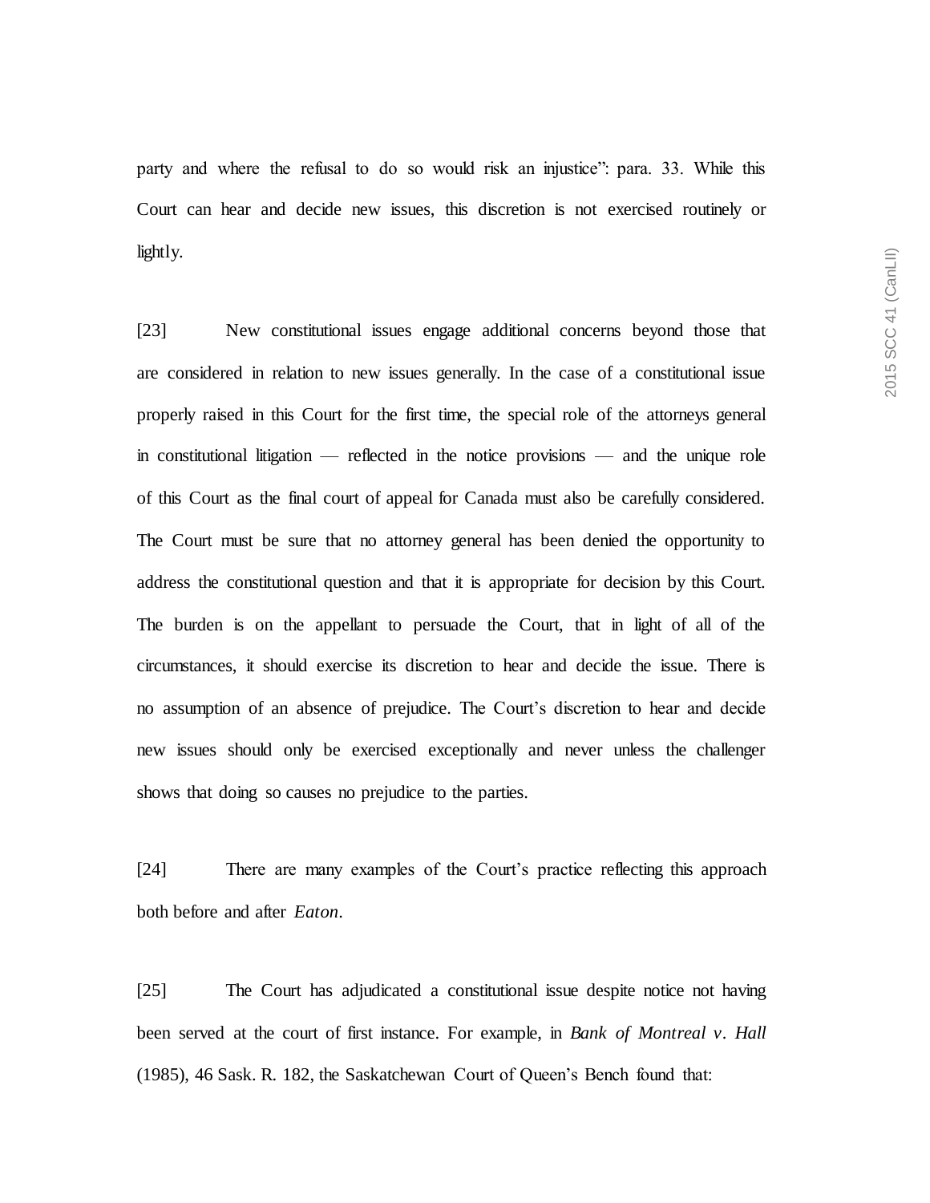party and where the refusal to do so would risk an injustice": para. 33. While this Court can hear and decide new issues, this discretion is not exercised routinely or lightly.

[23] New constitutional issues engage additional concerns beyond those that are considered in relation to new issues generally. In the case of a constitutional issue properly raised in this Court for the first time, the special role of the attorneys general in constitutional litigation — reflected in the notice provisions — and the unique role of this Court as the final court of appeal for Canada must also be carefully considered. The Court must be sure that no attorney general has been denied the opportunity to address the constitutional question and that it is appropriate for decision by this Court. The burden is on the appellant to persuade the Court, that in light of all of the circumstances, it should exercise its discretion to hear and decide the issue. There is no assumption of an absence of prejudice. The Court's discretion to hear and decide new issues should only be exercised exceptionally and never unless the challenger shows that doing so causes no prejudice to the parties.

[24] There are many examples of the Court's practice reflecting this approach both before and after *Eaton*.

[25] The Court has adjudicated a constitutional issue despite notice not having been served at the court of first instance. For example, in *Bank of Montreal v. Hall* (1985), 46 Sask. R. 182, the Saskatchewan Court of Queen's Bench found that: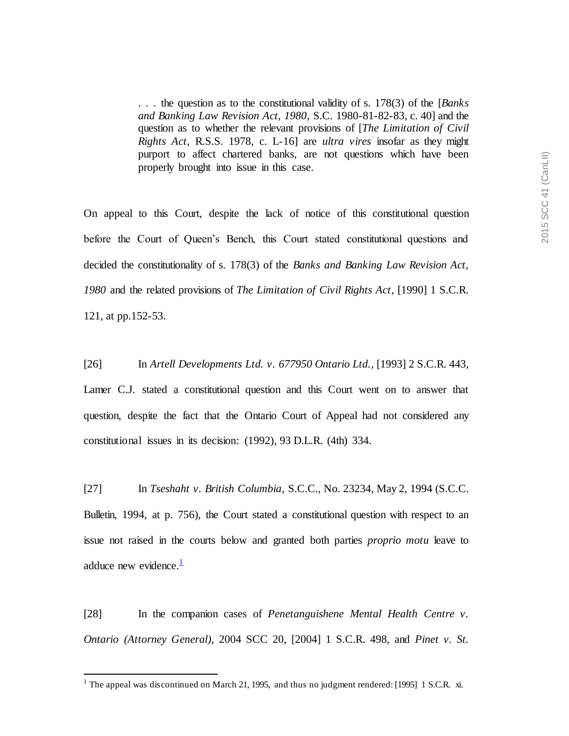> . . . the question as to the constitutional validity of s. 178(3) of the [*Banks and Banking Law Revision Act, 1980*, S.C. 1980-81-82-83, c. 40] and the question as to whether the relevant provisions of [*The Limitation of Civil Rights Act*, R.S.S. 1978, c. L-16] are *ultra vires* insofar as they might purport to affect chartered banks, are not questions which have been properly brought into issue in this case.

On appeal to this Court, despite the lack of notice of this constitutional question before the Court of Queen's Bench, this Court stated constitutional questions and decided the constitutionality of s. 178(3) of the *Banks and Banking Law Revision Act, 1980* and the related provisions of *The Limitation of Civil Rights Act*, [1990] 1 S.C.R. 121, at pp.152-53.

[26] In *Artell Developments Ltd. v. 677950 Ontario Ltd.*, [1993] 2 S.C.R. 443, Lamer C.J. stated a constitutional question and this Court went on to answer that question, despite the fact that the Ontario Court of Appeal had not considered any constitutional issues in its decision: (1992), 93 D.L.R. (4th) 334.

[27] In *Tseshaht v. British Columbia*, S.C.C., No. 23234, May 2, 1994 (S.C.C. Bulletin, 1994, at p. 756), the Court stated a constitutional question with respect to an issue not raised in the courts below and granted both parties *proprio motu* leave to adduce new evidence.[1]

[28] In the companion cases of *Penetanguishene Mental Health Centre v. Ontario (Attorney General)*, 2004 SCC 20, [2004] 1 S.C.R. 498, and *Pinet v. St.*

[1] The appeal was discontinued on March 21, 1995, and thus no judgment rendered: [1995] 1 S.C.R. xi.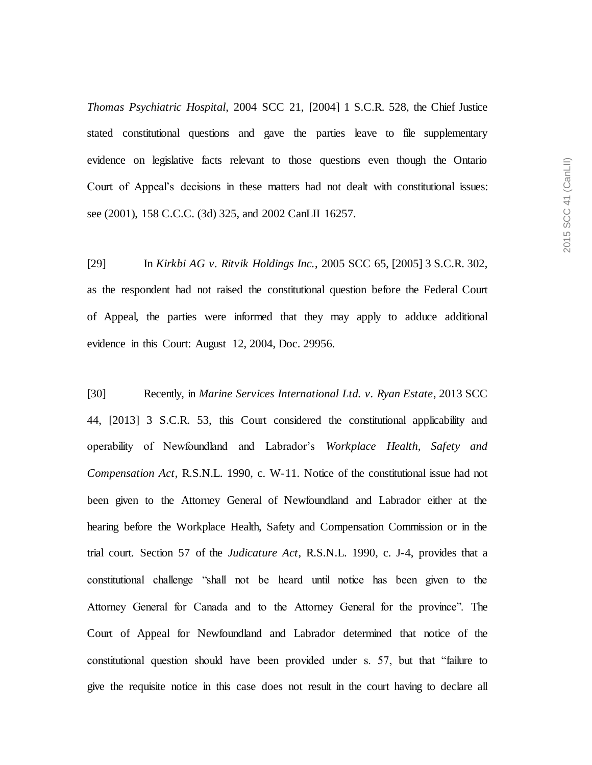*Thomas Psychiatric Hospital*, 2004 SCC 21, [2004] 1 S.C.R. 528, the Chief Justice stated constitutional questions and gave the parties leave to file supplementary evidence on legislative facts relevant to those questions even though the Ontario Court of Appeal's decisions in these matters had not dealt with constitutional issues: see (2001), 158 C.C.C. (3d) 325, and 2002 CanLII 16257.

[29] In *Kirkbi AG v. Ritvik Holdings Inc.*, 2005 SCC 65, [2005] 3 S.C.R. 302, as the respondent had not raised the constitutional question before the Federal Court of Appeal, the parties were informed that they may apply to adduce additional evidence in this Court: August 12, 2004, Doc. 29956.

[30] Recently, in *Marine Services International Ltd. v. Ryan Estate*, 2013 SCC 44, [2013] 3 S.C.R. 53, this Court considered the constitutional applicability and operability of Newfoundland and Labrador's *Workplace Health, Safety and Compensation Act*, R.S.N.L. 1990, c. W-11. Notice of the constitutional issue had not been given to the Attorney General of Newfoundland and Labrador either at the hearing before the Workplace Health, Safety and Compensation Commission or in the trial court. Section 57 of the *Judicature Act*, R.S.N.L. 1990, c. J-4, provides that a constitutional challenge "shall not be heard until notice has been given to the Attorney General for Canada and to the Attorney General for the province". The Court of Appeal for Newfoundland and Labrador determined that notice of the constitutional question should have been provided under s. 57, but that "failure to give the requisite notice in this case does not result in the court having to declare all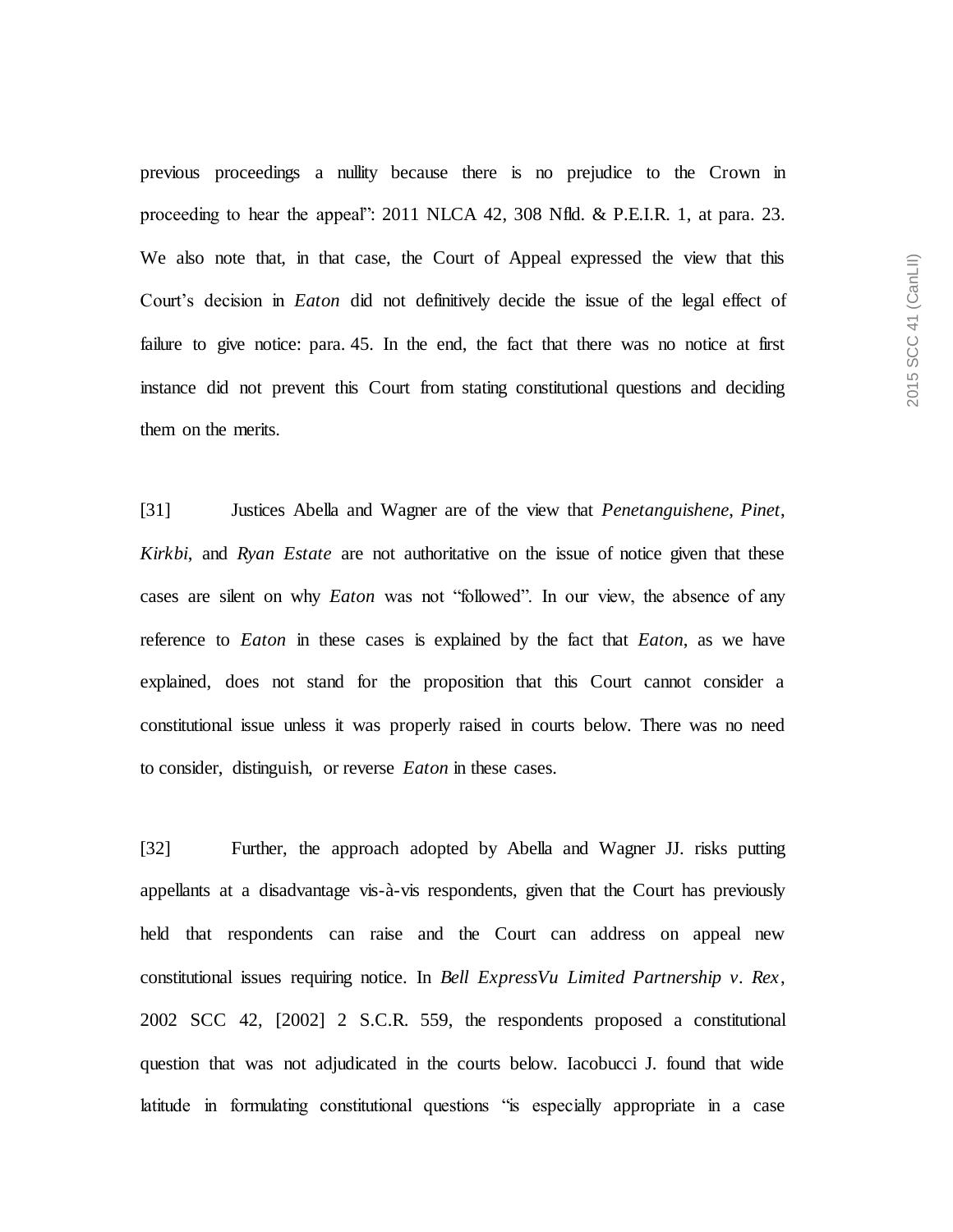previous proceedings a nullity because there is no prejudice to the Crown in proceeding to hear the appeal": 2011 NLCA 42, 308 Nfld. & P.E.I.R. 1, at para. 23. We also note that, in that case, the Court of Appeal expressed the view that this Court's decision in *Eaton* did not definitively decide the issue of the legal effect of failure to give notice: para. 45. In the end, the fact that there was no notice at first instance did not prevent this Court from stating constitutional questions and deciding them on the merits.

[31] Justices Abella and Wagner are of the view that *Penetanguishene*, *Pinet*, *Kirkbi*, and *Ryan Estate* are not authoritative on the issue of notice given that these cases are silent on why *Eaton* was not "followed". In our view, the absence of any reference to *Eaton* in these cases is explained by the fact that *Eaton*, as we have explained, does not stand for the proposition that this Court cannot consider a constitutional issue unless it was properly raised in courts below. There was no need to consider, distinguish, or reverse *Eaton* in these cases.

[32] Further, the approach adopted by Abella and Wagner JJ. risks putting appellants at a disadvantage vis-à-vis respondents, given that the Court has previously held that respondents can raise and the Court can address on appeal new constitutional issues requiring notice. In *Bell ExpressVu Limited Partnership v. Rex*, 2002 SCC 42, [2002] 2 S.C.R. 559, the respondents proposed a constitutional question that was not adjudicated in the courts below. Iacobucci J. found that wide latitude in formulating constitutional questions "is especially appropriate in a case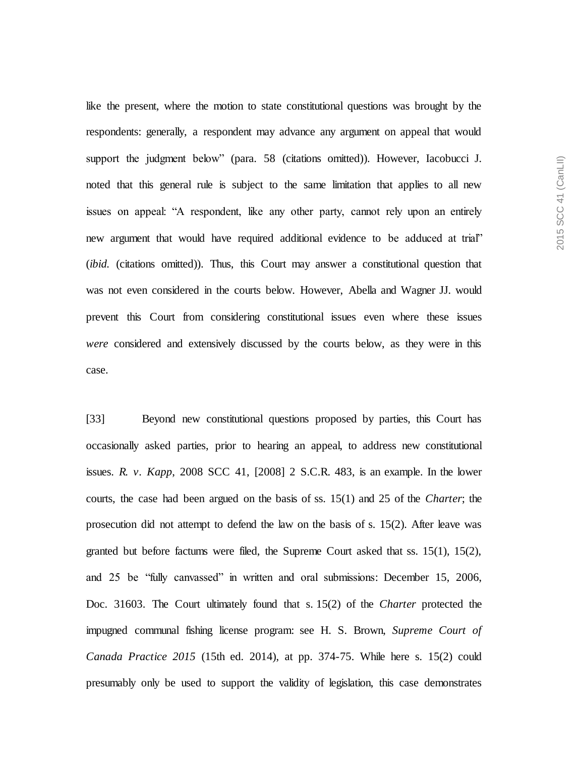like the present, where the motion to state constitutional questions was brought by the respondents: generally, a respondent may advance any argument on appeal that would support the judgment below" (para. 58 (citations omitted)). However, Iacobucci J. noted that this general rule is subject to the same limitation that applies to all new issues on appeal: "A respondent, like any other party, cannot rely upon an entirely new argument that would have required additional evidence to be adduced at trial" (*ibid.* (citations omitted)). Thus, this Court may answer a constitutional question that was not even considered in the courts below. However, Abella and Wagner JJ. would prevent this Court from considering constitutional issues even where these issues *were* considered and extensively discussed by the courts below, as they were in this case.

[33] Beyond new constitutional questions proposed by parties, this Court has occasionally asked parties, prior to hearing an appeal, to address new constitutional issues. *R. v. Kapp*, 2008 SCC 41, [2008] 2 S.C.R. 483, is an example. In the lower courts, the case had been argued on the basis of ss. 15(1) and 25 of the *Charter*; the prosecution did not attempt to defend the law on the basis of s. 15(2). After leave was granted but before factums were filed, the Supreme Court asked that ss. 15(1), 15(2), and 25 be "fully canvassed" in written and oral submissions: December 15, 2006, Doc. 31603. The Court ultimately found that s. 15(2) of the *Charter* protected the impugned communal fishing license program: see H. S. Brown, *Supreme Court of Canada Practice 2015* (15th ed. 2014), at pp. 374-75. While here s. 15(2) could presumably only be used to support the validity of legislation, this case demonstrates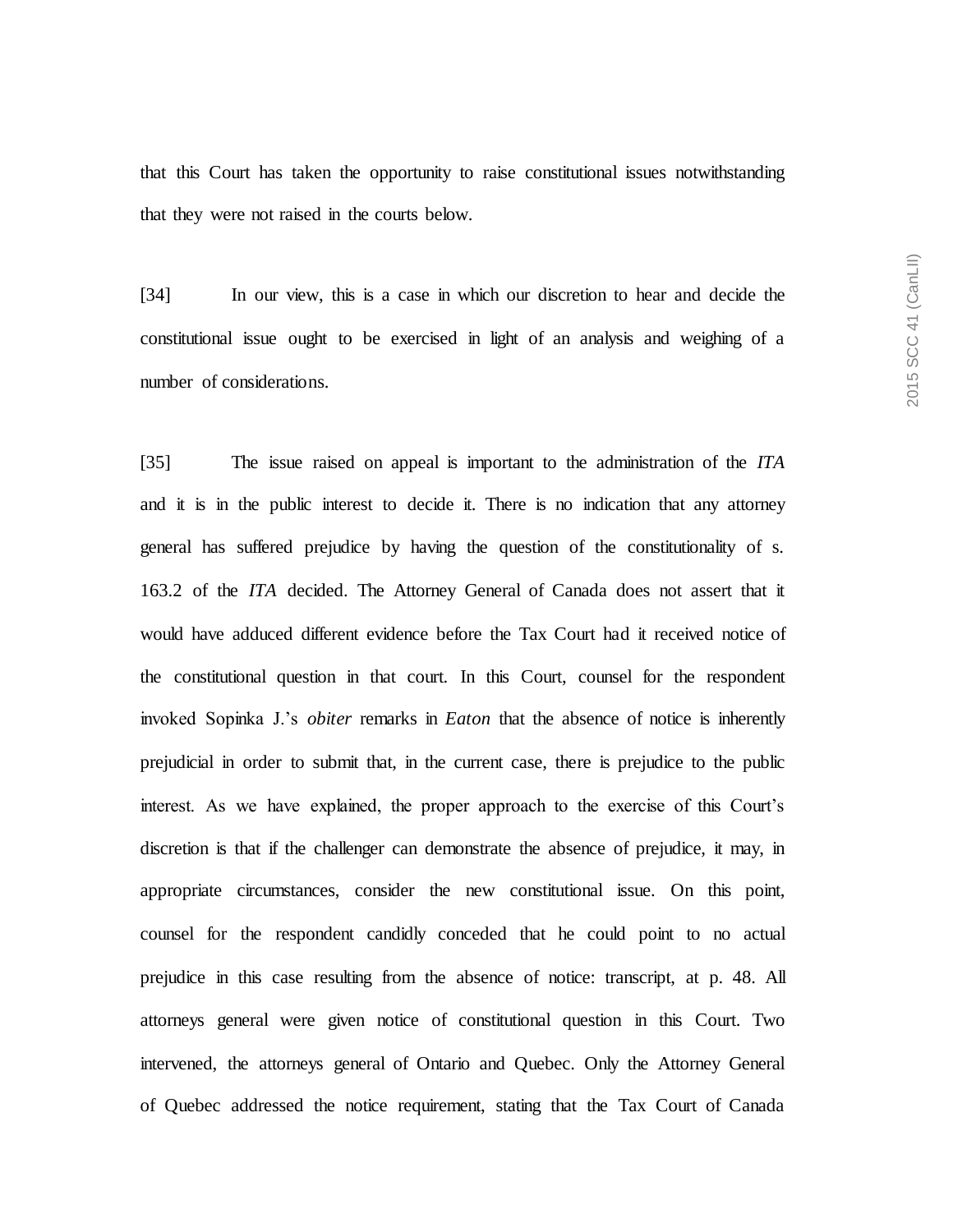that this Court has taken the opportunity to raise constitutional issues notwithstanding that they were not raised in the courts below.

[34] In our view, this is a case in which our discretion to hear and decide the constitutional issue ought to be exercised in light of an analysis and weighing of a number of considerations.

[35] The issue raised on appeal is important to the administration of the *ITA* and it is in the public interest to decide it. There is no indication that any attorney general has suffered prejudice by having the question of the constitutionality of s. 163.2 of the *ITA* decided. The Attorney General of Canada does not assert that it would have adduced different evidence before the Tax Court had it received notice of the constitutional question in that court. In this Court, counsel for the respondent invoked Sopinka J.'s *obiter* remarks in *Eaton* that the absence of notice is inherently prejudicial in order to submit that, in the current case, there is prejudice to the public interest. As we have explained, the proper approach to the exercise of this Court's discretion is that if the challenger can demonstrate the absence of prejudice, it may, in appropriate circumstances, consider the new constitutional issue. On this point, counsel for the respondent candidly conceded that he could point to no actual prejudice in this case resulting from the absence of notice: transcript, at p. 48. All attorneys general were given notice of constitutional question in this Court. Two intervened, the attorneys general of Ontario and Quebec. Only the Attorney General of Quebec addressed the notice requirement, stating that the Tax Court of Canada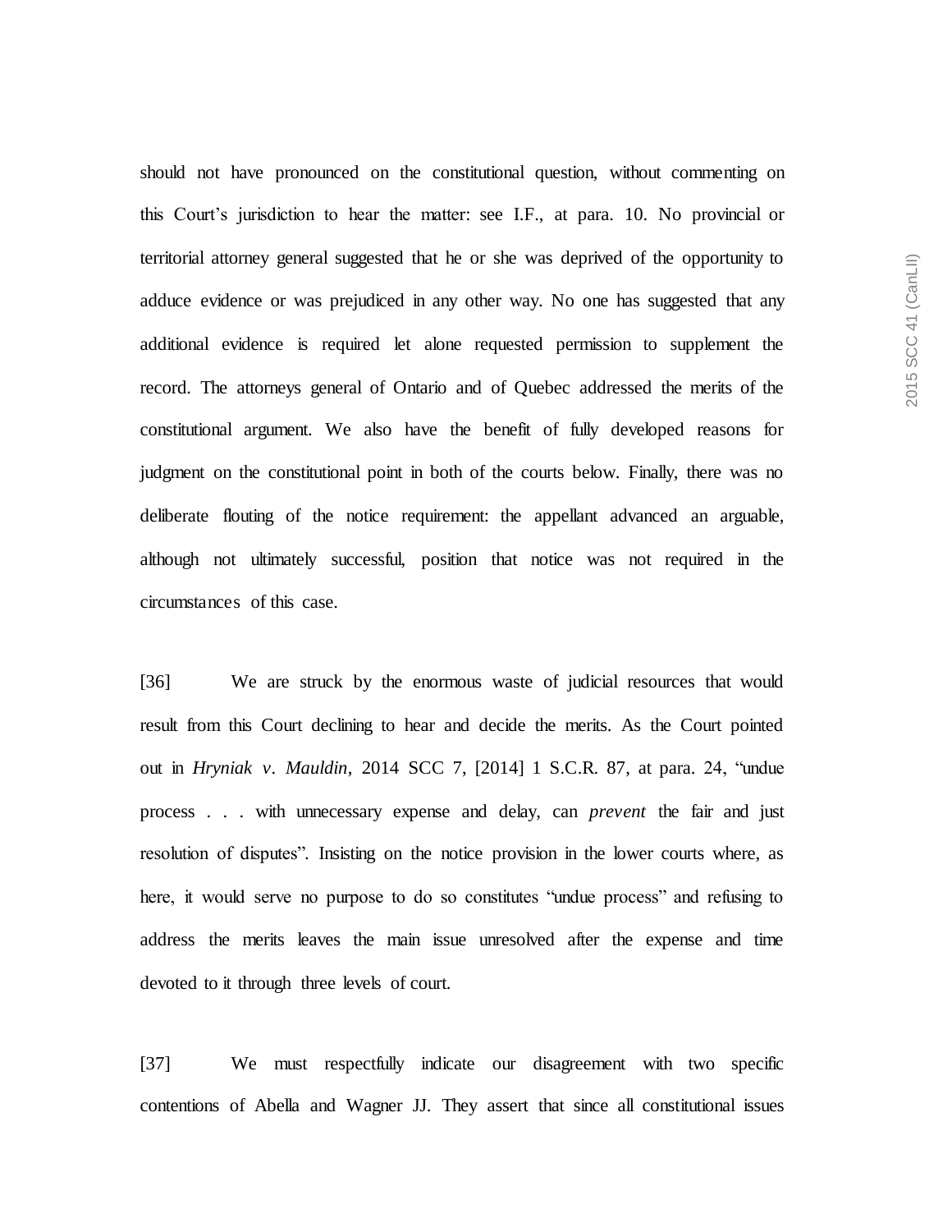should not have pronounced on the constitutional question, without commenting on this Court's jurisdiction to hear the matter: see I.F., at para. 10. No provincial or territorial attorney general suggested that he or she was deprived of the opportunity to adduce evidence or was prejudiced in any other way. No one has suggested that any additional evidence is required let alone requested permission to supplement the record. The attorneys general of Ontario and of Quebec addressed the merits of the constitutional argument. We also have the benefit of fully developed reasons for judgment on the constitutional point in both of the courts below. Finally, there was no deliberate flouting of the notice requirement: the appellant advanced an arguable, although not ultimately successful, position that notice was not required in the circumstances of this case.

[36] We are struck by the enormous waste of judicial resources that would result from this Court declining to hear and decide the merits. As the Court pointed out in *Hryniak v. Mauldin*, 2014 SCC 7, [2014] 1 S.C.R. 87, at para. 24, "undue process . . . with unnecessary expense and delay, can *prevent* the fair and just resolution of disputes". Insisting on the notice provision in the lower courts where, as here, it would serve no purpose to do so constitutes "undue process" and refusing to address the merits leaves the main issue unresolved after the expense and time devoted to it through three levels of court.

[37] We must respectfully indicate our disagreement with two specific contentions of Abella and Wagner JJ. They assert that since all constitutional issues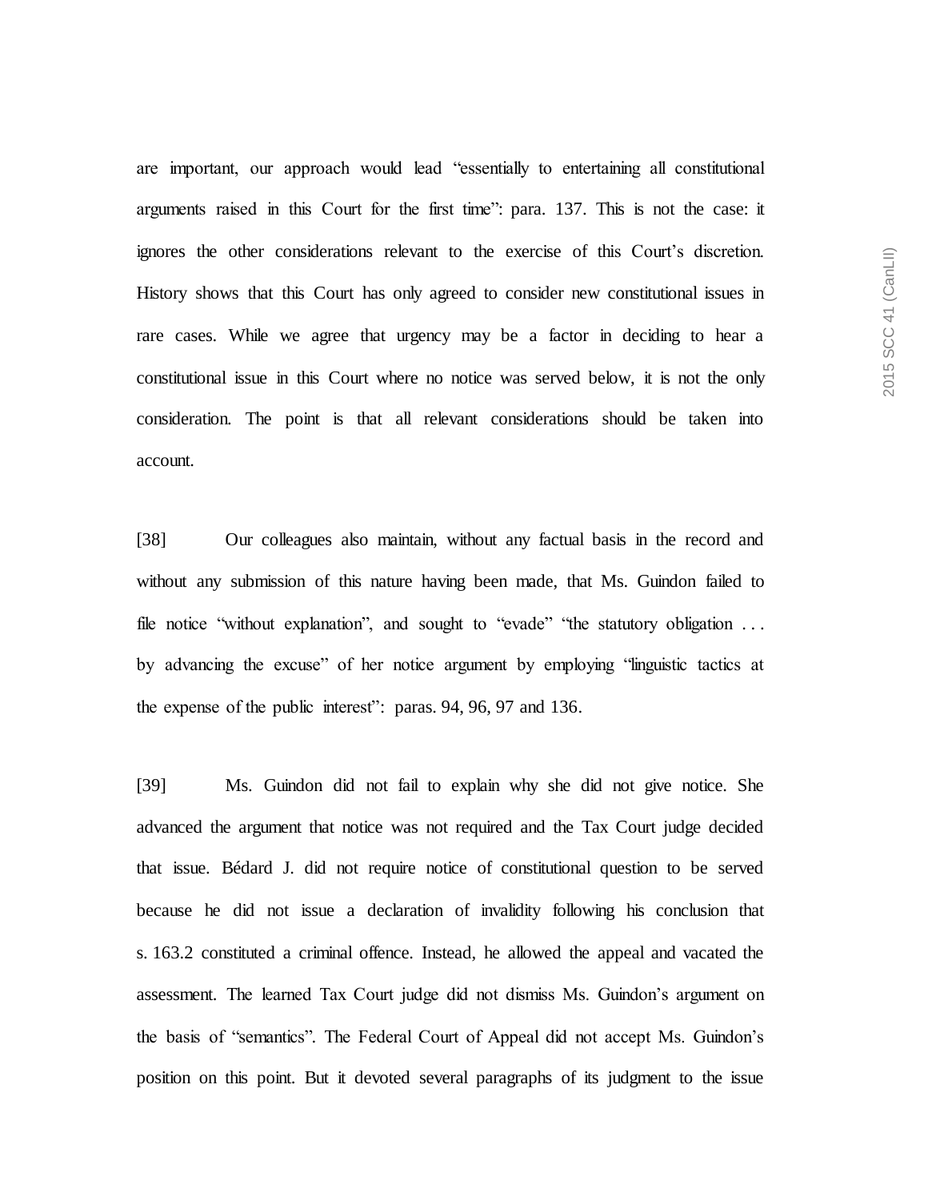are important, our approach would lead "essentially to entertaining all constitutional arguments raised in this Court for the first time": para. 137. This is not the case: it ignores the other considerations relevant to the exercise of this Court's discretion. History shows that this Court has only agreed to consider new constitutional issues in rare cases. While we agree that urgency may be a factor in deciding to hear a constitutional issue in this Court where no notice was served below, it is not the only consideration. The point is that all relevant considerations should be taken into account.

[38] Our colleagues also maintain, without any factual basis in the record and without any submission of this nature having been made, that Ms. Guindon failed to file notice "without explanation", and sought to "evade" "the statutory obligation . . . by advancing the excuse" of her notice argument by employing "linguistic tactics at the expense of the public interest": paras. 94, 96, 97 and 136.

[39] Ms. Guindon did not fail to explain why she did not give notice. She advanced the argument that notice was not required and the Tax Court judge decided that issue. Bédard J. did not require notice of constitutional question to be served because he did not issue a declaration of invalidity following his conclusion that s. 163.2 constituted a criminal offence. Instead, he allowed the appeal and vacated the assessment. The learned Tax Court judge did not dismiss Ms. Guindon's argument on the basis of "semantics". The Federal Court of Appeal did not accept Ms. Guindon's position on this point. But it devoted several paragraphs of its judgment to the issue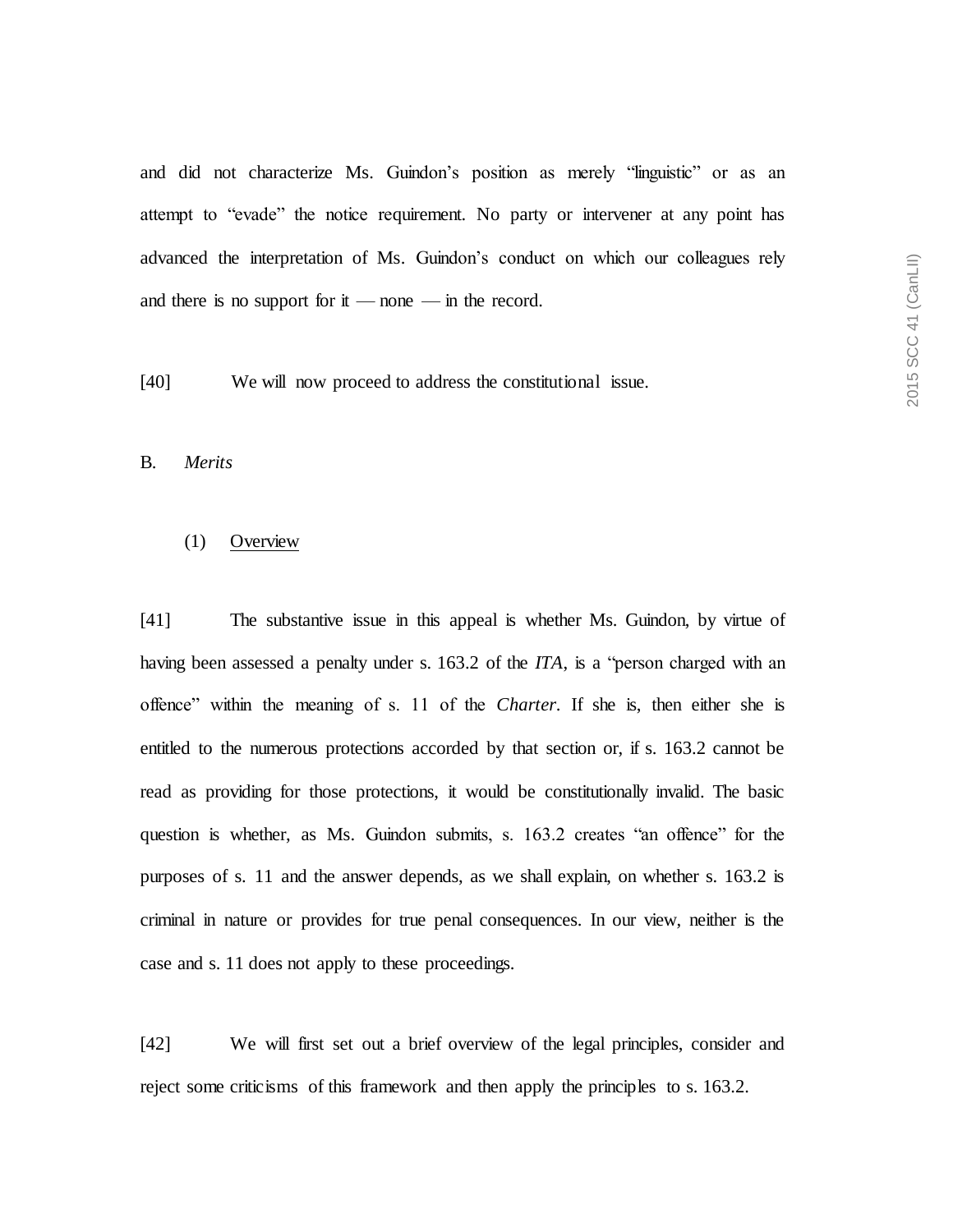and did not characterize Ms. Guindon's position as merely "linguistic" or as an attempt to "evade" the notice requirement. No party or intervener at any point has advanced the interpretation of Ms. Guindon's conduct on which our colleagues rely and there is no support for it — none — in the record.

[40] We will now proceed to address the constitutional issue.

B. *Merits*

(1) Overview

[41] The substantive issue in this appeal is whether Ms. Guindon, by virtue of having been assessed a penalty under s. 163.2 of the *ITA*, is a "person charged with an offence" within the meaning of s. 11 of the *Charter*. If she is, then either she is entitled to the numerous protections accorded by that section or, if s. 163.2 cannot be read as providing for those protections, it would be constitutionally invalid. The basic question is whether, as Ms. Guindon submits, s. 163.2 creates "an offence" for the purposes of s. 11 and the answer depends, as we shall explain, on whether s. 163.2 is criminal in nature or provides for true penal consequences. In our view, neither is the case and s. 11 does not apply to these proceedings.

[42] We will first set out a brief overview of the legal principles, consider and reject some criticisms of this framework and then apply the principles to s. 163.2.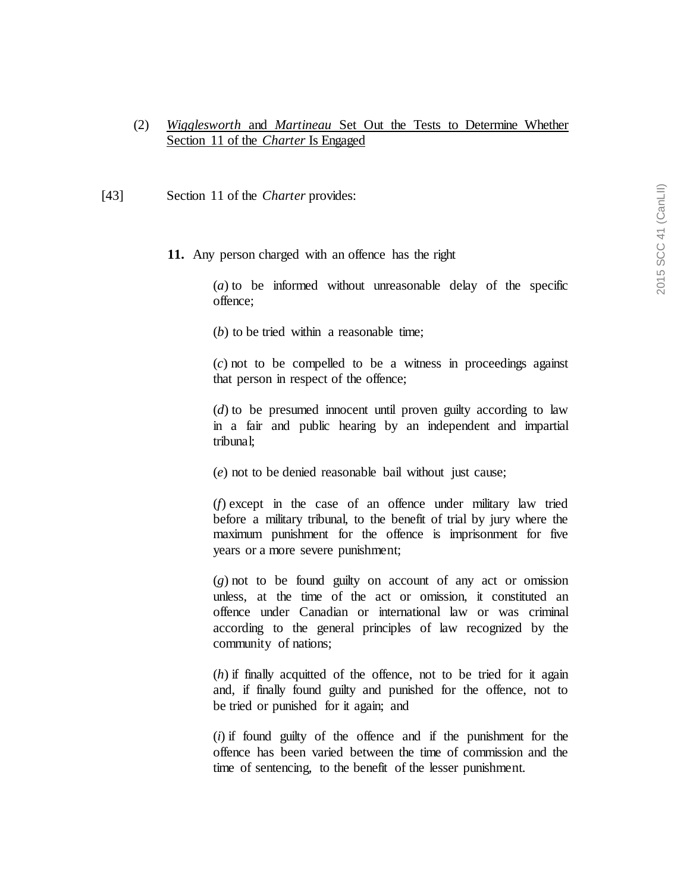(2) <u>*Wigglesworth* and *Martineau* Set Out the Tests to Determine Whether Section 11 of the *Charter* Is Engaged</u>

[43] Section 11 of the *Charter* provides:

> **11.** Any person charged with an offence has the right
>
> (*a*) to be informed without unreasonable delay of the specific offence;
>
> (*b*) to be tried within a reasonable time;
>
> (*c*) not to be compelled to be a witness in proceedings against that person in respect of the offence;
>
> (*d*) to be presumed innocent until proven guilty according to law in a fair and public hearing by an independent and impartial tribunal;
>
> (*e*) not to be denied reasonable bail without just cause;
>
> (*f*) except in the case of an offence under military law tried before a military tribunal, to the benefit of trial by jury where the maximum punishment for the offence is imprisonment for five years or a more severe punishment;
>
> (*g*) not to be found guilty on account of any act or omission unless, at the time of the act or omission, it constituted an offence under Canadian or international law or was criminal according to the general principles of law recognized by the community of nations;
>
> (*h*) if finally acquitted of the offence, not to be tried for it again and, if finally found guilty and punished for the offence, not to be tried or punished for it again; and
>
> (*i*) if found guilty of the offence and if the punishment for the offence has been varied between the time of commission and the time of sentencing, to the benefit of the lesser punishment.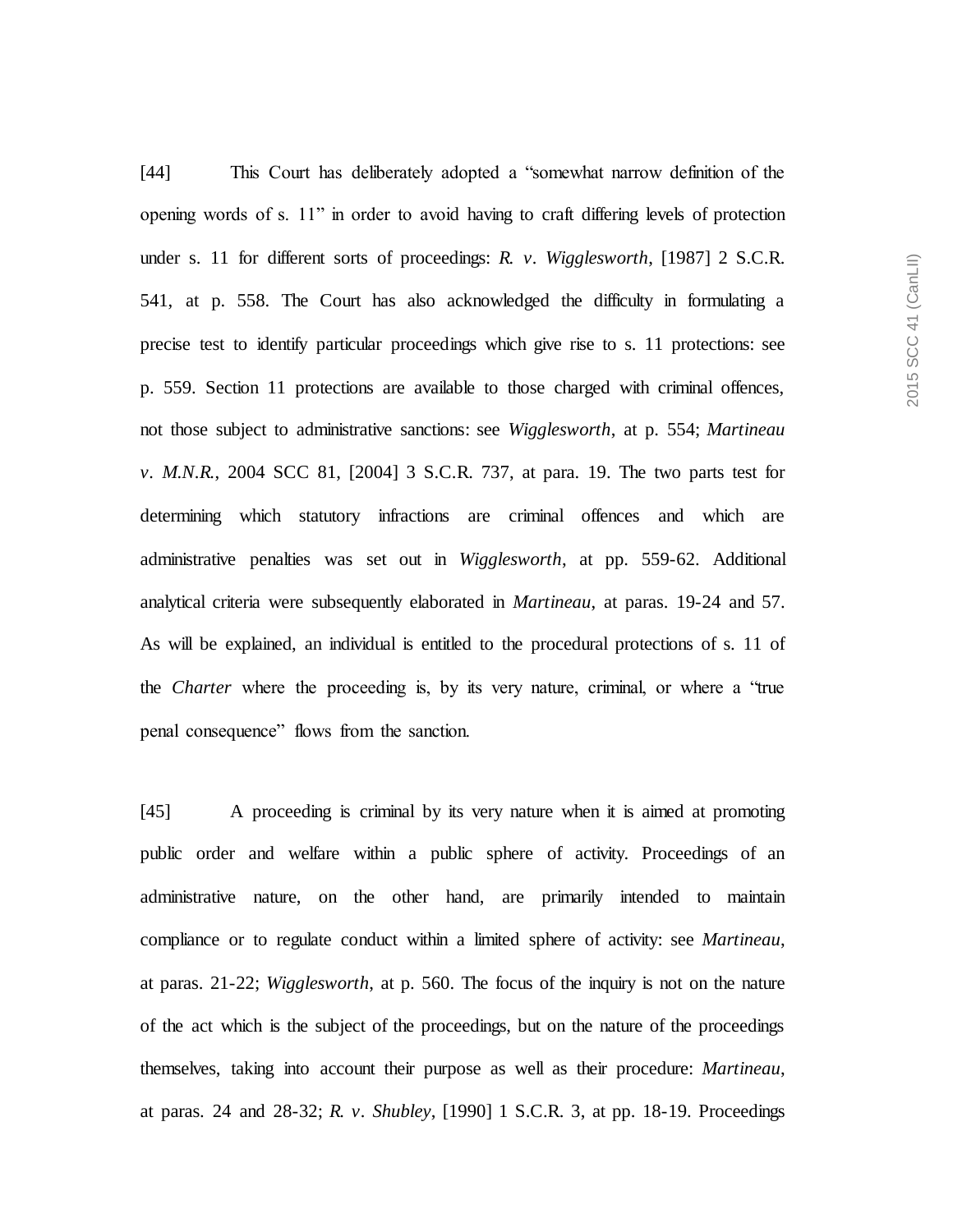[44] This Court has deliberately adopted a "somewhat narrow definition of the opening words of s. 11" in order to avoid having to craft differing levels of protection under s. 11 for different sorts of proceedings: *R. v. Wigglesworth*, [1987] 2 S.C.R. 541, at p. 558. The Court has also acknowledged the difficulty in formulating a precise test to identify particular proceedings which give rise to s. 11 protections: see p. 559. Section 11 protections are available to those charged with criminal offences, not those subject to administrative sanctions: see *Wigglesworth*, at p. 554; *Martineau v. M.N.R.*, 2004 SCC 81, [2004] 3 S.C.R. 737, at para. 19. The two parts test for determining which statutory infractions are criminal offences and which are administrative penalties was set out in *Wigglesworth*, at pp. 559-62. Additional analytical criteria were subsequently elaborated in *Martineau*, at paras. 19-24 and 57. As will be explained, an individual is entitled to the procedural protections of s. 11 of the *Charter* where the proceeding is, by its very nature, criminal, or where a "true penal consequence" flows from the sanction.

[45] A proceeding is criminal by its very nature when it is aimed at promoting public order and welfare within a public sphere of activity. Proceedings of an administrative nature, on the other hand, are primarily intended to maintain compliance or to regulate conduct within a limited sphere of activity: see *Martineau*, at paras. 21-22; *Wigglesworth*, at p. 560. The focus of the inquiry is not on the nature of the act which is the subject of the proceedings, but on the nature of the proceedings themselves, taking into account their purpose as well as their procedure: *Martineau*, at paras. 24 and 28-32; *R. v. Shubley*, [1990] 1 S.C.R. 3, at pp. 18-19. Proceedings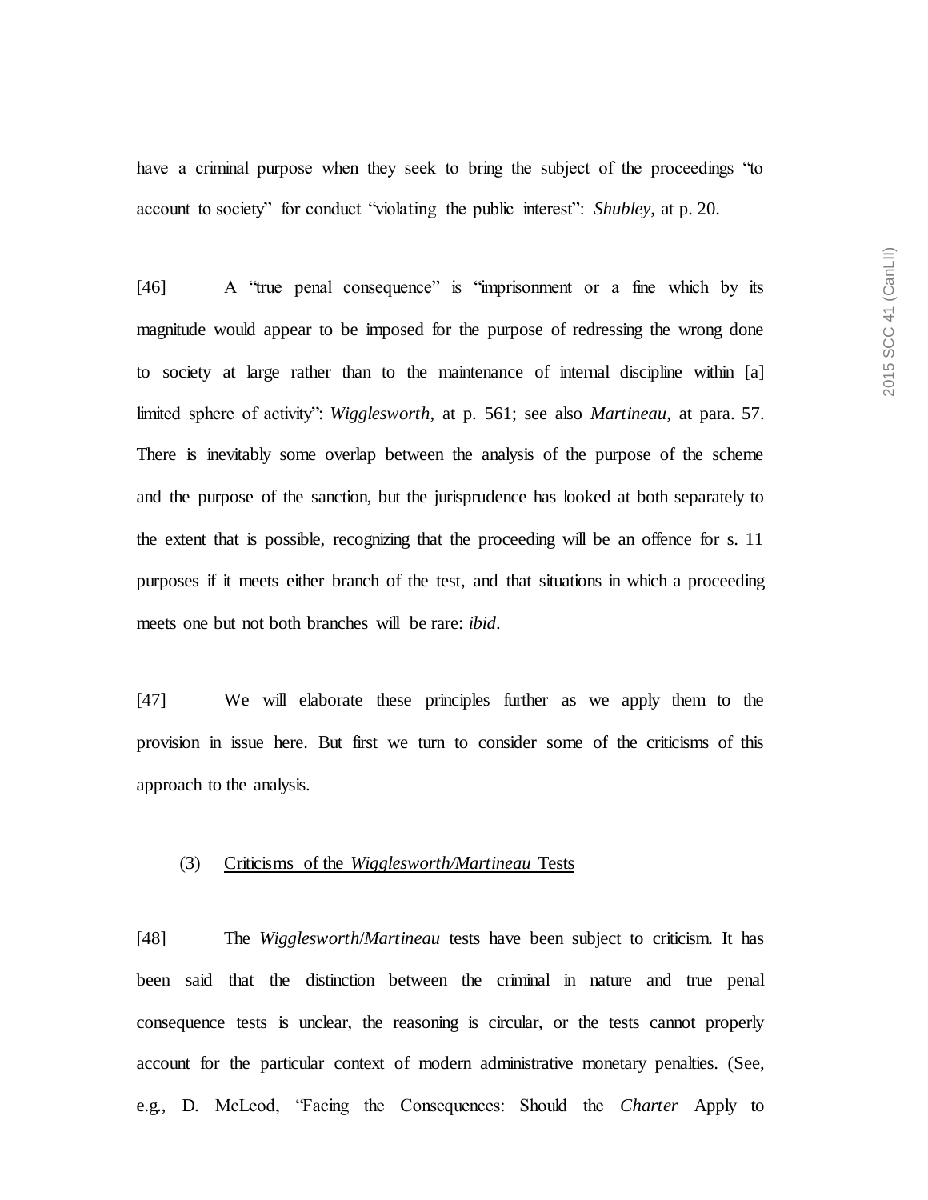have a criminal purpose when they seek to bring the subject of the proceedings "to account to society" for conduct "violating the public interest": *Shubley*, at p. 20.

[46] A "true penal consequence" is "imprisonment or a fine which by its magnitude would appear to be imposed for the purpose of redressing the wrong done to society at large rather than to the maintenance of internal discipline within [a] limited sphere of activity": *Wigglesworth*, at p. 561; see also *Martineau*, at para. 57. There is inevitably some overlap between the analysis of the purpose of the scheme and the purpose of the sanction, but the jurisprudence has looked at both separately to the extent that is possible, recognizing that the proceeding will be an offence for s. 11 purposes if it meets either branch of the test, and that situations in which a proceeding meets one but not both branches will be rare: *ibid*.

[47] We will elaborate these principles further as we apply them to the provision in issue here. But first we turn to consider some of the criticisms of this approach to the analysis.

(3) Criticisms of the *Wigglesworth/Martineau* Tests

[48] The *Wigglesworth*/*Martineau* tests have been subject to criticism. It has been said that the distinction between the criminal in nature and true penal consequence tests is unclear, the reasoning is circular, or the tests cannot properly account for the particular context of modern administrative monetary penalties. (See, e.g., D. McLeod, "Facing the Consequences: Should the *Charter* Apply to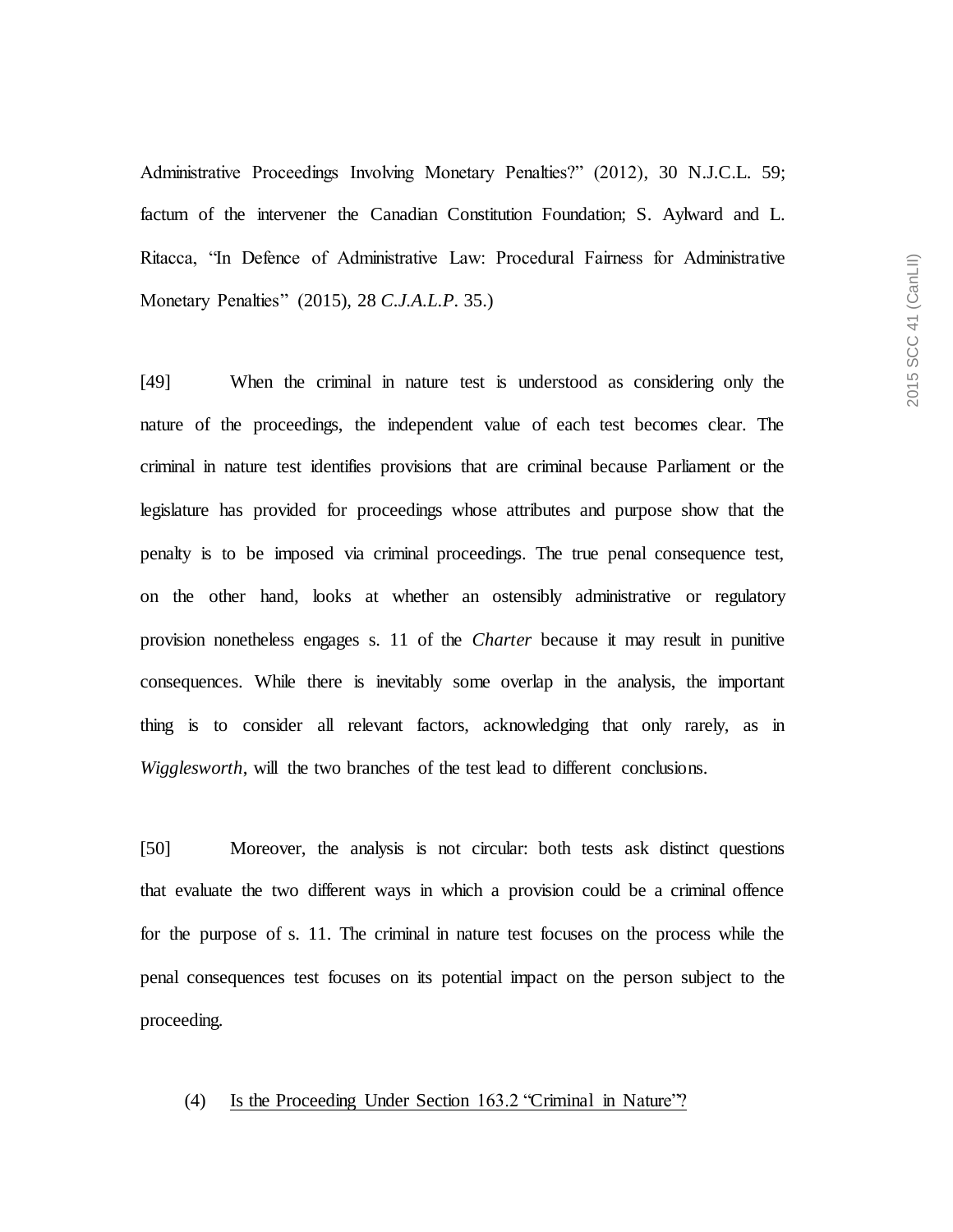Administrative Proceedings Involving Monetary Penalties?" (2012), 30 N.J.C.L. 59; factum of the intervener the Canadian Constitution Foundation; S. Aylward and L. Ritacca, "In Defence of Administrative Law: Procedural Fairness for Administrative Monetary Penalties" (2015), 28 *C.J.A.L.P.* 35.)

[49] When the criminal in nature test is understood as considering only the nature of the proceedings, the independent value of each test becomes clear. The criminal in nature test identifies provisions that are criminal because Parliament or the legislature has provided for proceedings whose attributes and purpose show that the penalty is to be imposed via criminal proceedings. The true penal consequence test, on the other hand, looks at whether an ostensibly administrative or regulatory provision nonetheless engages s. 11 of the *Charter* because it may result in punitive consequences. While there is inevitably some overlap in the analysis, the important thing is to consider all relevant factors, acknowledging that only rarely, as in *Wigglesworth*, will the two branches of the test lead to different conclusions.

[50] Moreover, the analysis is not circular: both tests ask distinct questions that evaluate the two different ways in which a provision could be a criminal offence for the purpose of s. 11. The criminal in nature test focuses on the process while the penal consequences test focuses on its potential impact on the person subject to the proceeding.

### (4) Is the Proceeding Under Section 163.2 "Criminal in Nature"?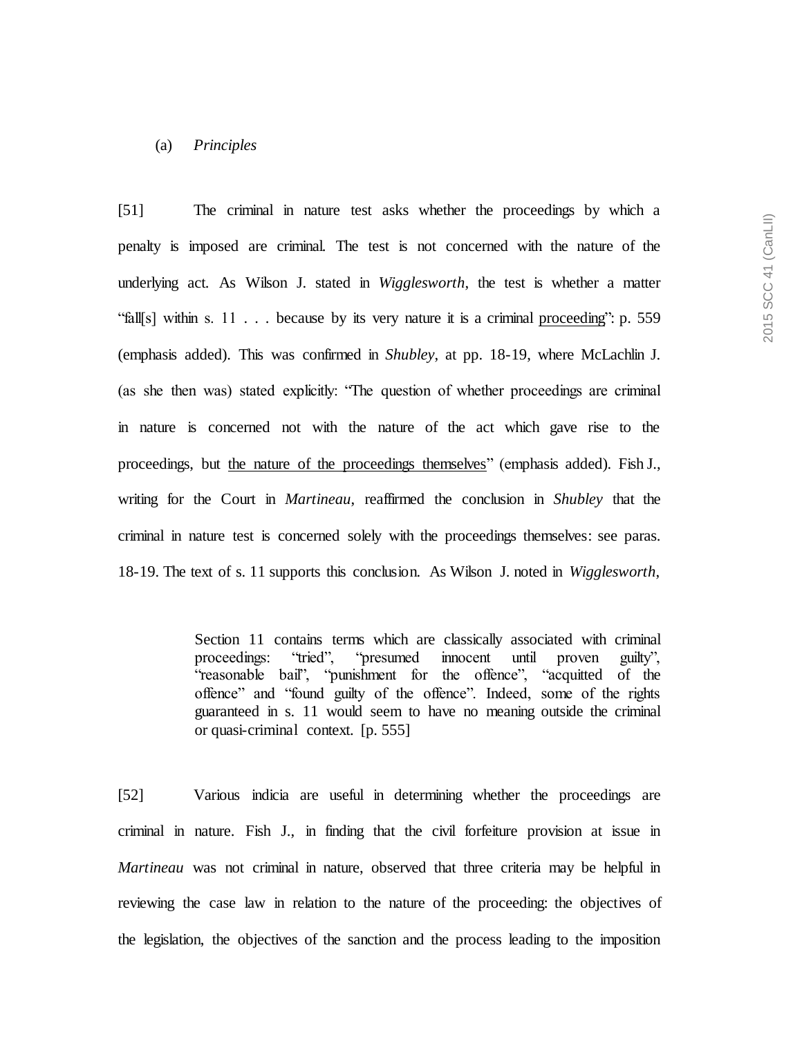(a) *Principles*

[51] The criminal in nature test asks whether the proceedings by which a penalty is imposed are criminal. The test is not concerned with the nature of the underlying act. As Wilson J. stated in *Wigglesworth*, the test is whether a matter "fall[s] within s. 11 . . . because by its very nature it is a criminal <u>proceeding</u>": p. 559 (emphasis added). This was confirmed in *Shubley*, at pp. 18-19, where McLachlin J. (as she then was) stated explicitly: "The question of whether proceedings are criminal in nature is concerned not with the nature of the act which gave rise to the proceedings, but <u>the nature of the proceedings themselves</u>" (emphasis added). Fish J., writing for the Court in *Martineau*, reaffirmed the conclusion in *Shubley* that the criminal in nature test is concerned solely with the proceedings themselves: see paras. 18-19. The text of s. 11 supports this conclusion. As Wilson J. noted in *Wigglesworth*,

> Section 11 contains terms which are classically associated with criminal proceedings: "tried", "presumed innocent until proven guilty", "reasonable bail", "punishment for the offence", "acquitted of the offence" and "found guilty of the offence". Indeed, some of the rights guaranteed in s. 11 would seem to have no meaning outside the criminal or quasi-criminal context. [p. 555]

[52] Various indicia are useful in determining whether the proceedings are criminal in nature. Fish J., in finding that the civil forfeiture provision at issue in *Martineau* was not criminal in nature, observed that three criteria may be helpful in reviewing the case law in relation to the nature of the proceeding: the objectives of the legislation, the objectives of the sanction and the process leading to the imposition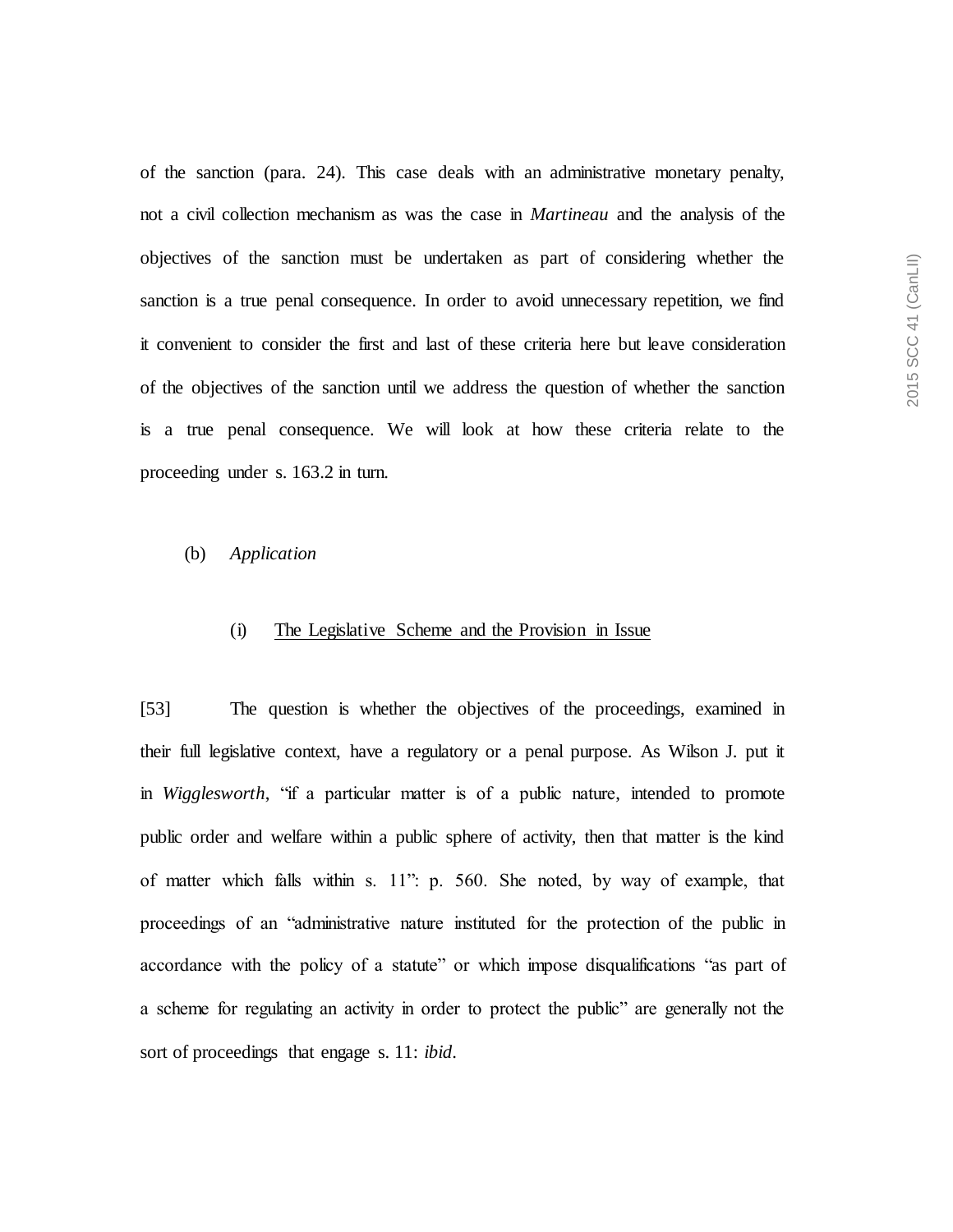of the sanction (para. 24). This case deals with an administrative monetary penalty, not a civil collection mechanism as was the case in *Martineau* and the analysis of the objectives of the sanction must be undertaken as part of considering whether the sanction is a true penal consequence. In order to avoid unnecessary repetition, we find it convenient to consider the first and last of these criteria here but leave consideration of the objectives of the sanction until we address the question of whether the sanction is a true penal consequence. We will look at how these criteria relate to the proceeding under s. 163.2 in turn.

(b) *Application*

(i) The Legislative Scheme and the Provision in Issue

[53] The question is whether the objectives of the proceedings, examined in their full legislative context, have a regulatory or a penal purpose. As Wilson J. put it in *Wigglesworth*, "if a particular matter is of a public nature, intended to promote public order and welfare within a public sphere of activity, then that matter is the kind of matter which falls within s. 11": p. 560. She noted, by way of example, that proceedings of an "administrative nature instituted for the protection of the public in accordance with the policy of a statute" or which impose disqualifications "as part of a scheme for regulating an activity in order to protect the public" are generally not the sort of proceedings that engage s. 11: *ibid*.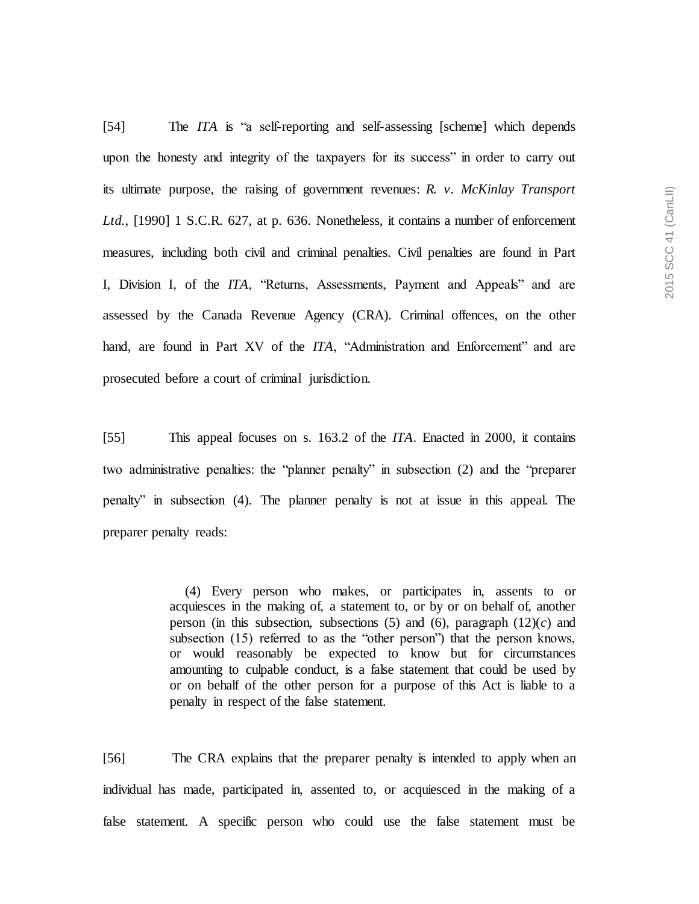[54] The *ITA* is "a self-reporting and self-assessing [scheme] which depends upon the honesty and integrity of the taxpayers for its success" in order to carry out its ultimate purpose, the raising of government revenues: *R. v. McKinlay Transport Ltd.*, [1990] 1 S.C.R. 627, at p. 636. Nonetheless, it contains a number of enforcement measures, including both civil and criminal penalties. Civil penalties are found in Part I, Division I, of the *ITA*, "Returns, Assessments, Payment and Appeals" and are assessed by the Canada Revenue Agency (CRA). Criminal offences, on the other hand, are found in Part XV of the *ITA*, "Administration and Enforcement" and are prosecuted before a court of criminal jurisdiction.

[55] This appeal focuses on s. 163.2 of the *ITA*. Enacted in 2000, it contains two administrative penalties: the "planner penalty" in subsection (2) and the "preparer penalty" in subsection (4). The planner penalty is not at issue in this appeal. The preparer penalty reads:

> (4) Every person who makes, or participates in, assents to or acquiesces in the making of, a statement to, or by or on behalf of, another person (in this subsection, subsections (5) and (6), paragraph (12)(*c*) and subsection (15) referred to as the "other person") that the person knows, or would reasonably be expected to know but for circumstances amounting to culpable conduct, is a false statement that could be used by or on behalf of the other person for a purpose of this Act is liable to a penalty in respect of the false statement.

[56] The CRA explains that the preparer penalty is intended to apply when an individual has made, participated in, assented to, or acquiesced in the making of a false statement. A specific person who could use the false statement must be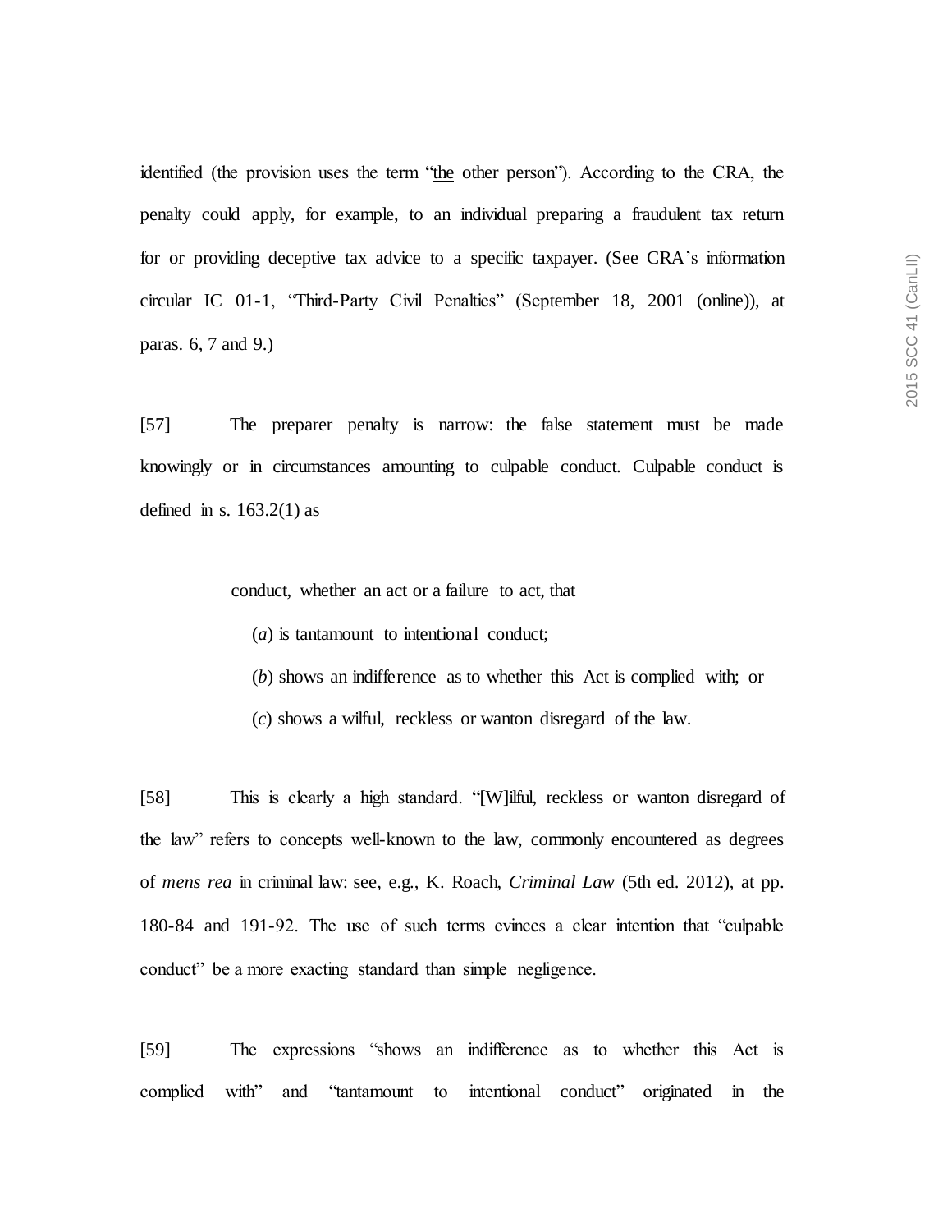identified (the provision uses the term "the other person"). According to the CRA, the penalty could apply, for example, to an individual preparing a fraudulent tax return for or providing deceptive tax advice to a specific taxpayer. (See CRA's information circular IC 01-1, "Third-Party Civil Penalties" (September 18, 2001 (online)), at paras. 6, 7 and 9.)

[57] The preparer penalty is narrow: the false statement must be made knowingly or in circumstances amounting to culpable conduct. Culpable conduct is defined in s. 163.2(1) as

> conduct, whether an act or a failure to act, that
>
> (*a*) is tantamount to intentional conduct;
>
> (*b*) shows an indifference as to whether this Act is complied with; or
>
> (*c*) shows a wilful, reckless or wanton disregard of the law.

[58] This is clearly a high standard. "[W]ilful, reckless or wanton disregard of the law" refers to concepts well-known to the law, commonly encountered as degrees of *mens rea* in criminal law: see, e.g., K. Roach, *Criminal Law* (5th ed. 2012), at pp. 180-84 and 191-92. The use of such terms evinces a clear intention that "culpable conduct" be a more exacting standard than simple negligence.

[59] The expressions "shows an indifference as to whether this Act is complied with" and "tantamount to intentional conduct" originated in the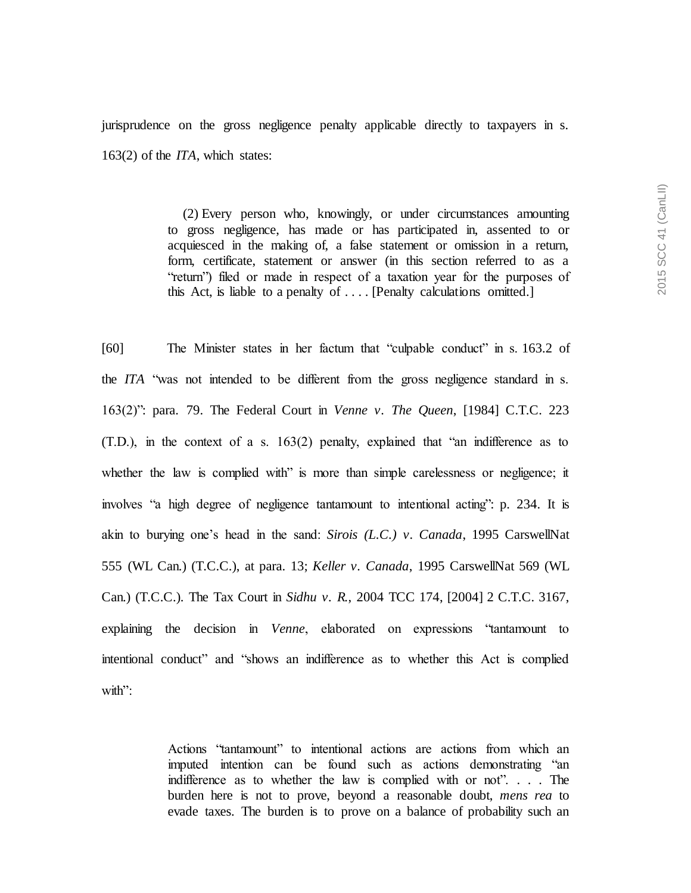jurisprudence on the gross negligence penalty applicable directly to taxpayers in s. 163(2) of the *ITA*, which states:

> (2) Every person who, knowingly, or under circumstances amounting to gross negligence, has made or has participated in, assented to or acquiesced in the making of, a false statement or omission in a return, form, certificate, statement or answer (in this section referred to as a "return") filed or made in respect of a taxation year for the purposes of this Act, is liable to a penalty of . . . . [Penalty calculations omitted.]

[60] The Minister states in her factum that "culpable conduct" in s. 163.2 of the *ITA* "was not intended to be different from the gross negligence standard in s. 163(2)": para. 79. The Federal Court in *Venne v. The Queen*, [1984] C.T.C. 223 (T.D.), in the context of a s. 163(2) penalty, explained that "an indifference as to whether the law is complied with" is more than simple carelessness or negligence; it involves "a high degree of negligence tantamount to intentional acting": p. 234. It is akin to burying one's head in the sand: *Sirois (L.C.) v. Canada*, 1995 CarswellNat 555 (WL Can.) (T.C.C.), at para. 13; *Keller v. Canada*, 1995 CarswellNat 569 (WL Can.) (T.C.C.). The Tax Court in *Sidhu v. R.*, 2004 TCC 174, [2004] 2 C.T.C. 3167, explaining the decision in *Venne*, elaborated on expressions "tantamount to intentional conduct" and "shows an indifference as to whether this Act is complied with":

> Actions "tantamount" to intentional actions are actions from which an imputed intention can be found such as actions demonstrating "an indifference as to whether the law is complied with or not". . . . The burden here is not to prove, beyond a reasonable doubt, *mens rea* to evade taxes. The burden is to prove on a balance of probability such an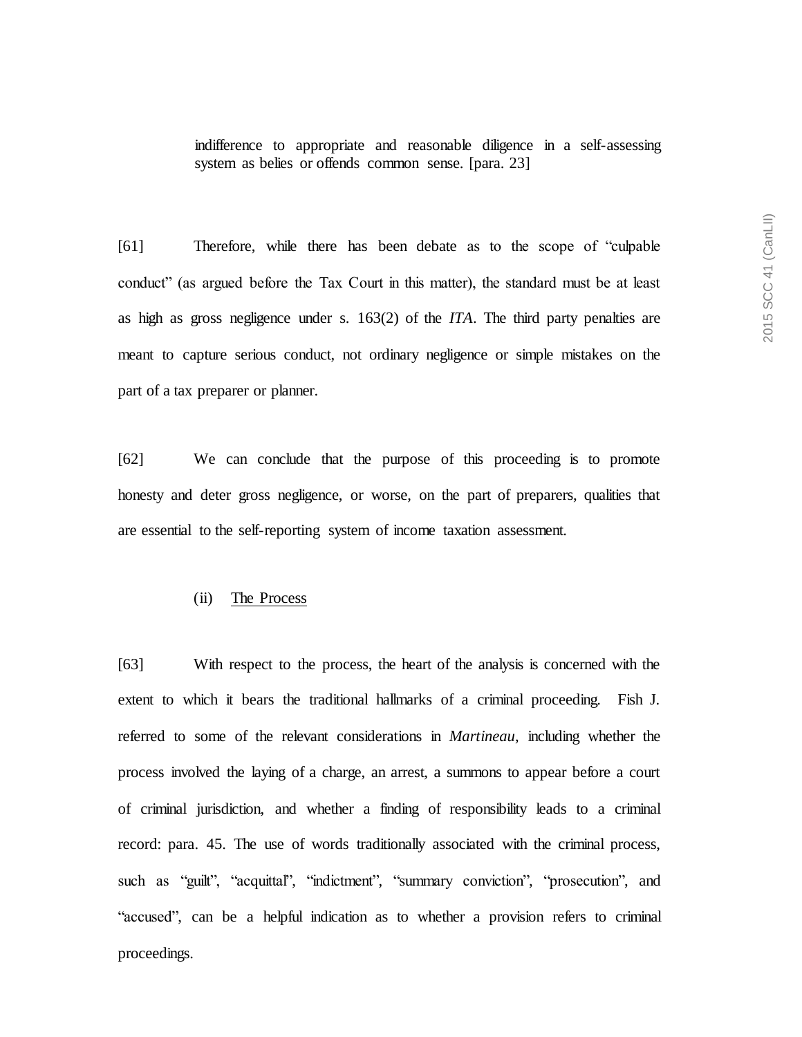> indifference to appropriate and reasonable diligence in a self-assessing system as belies or offends common sense. [para. 23]

[61] Therefore, while there has been debate as to the scope of "culpable conduct" (as argued before the Tax Court in this matter), the standard must be at least as high as gross negligence under s. 163(2) of the *ITA*. The third party penalties are meant to capture serious conduct, not ordinary negligence or simple mistakes on the part of a tax preparer or planner.

[62] We can conclude that the purpose of this proceeding is to promote honesty and deter gross negligence, or worse, on the part of preparers, qualities that are essential to the self-reporting system of income taxation assessment.

(ii) <u>The Process</u>

[63] With respect to the process, the heart of the analysis is concerned with the extent to which it bears the traditional hallmarks of a criminal proceeding. Fish J. referred to some of the relevant considerations in *Martineau*, including whether the process involved the laying of a charge, an arrest, a summons to appear before a court of criminal jurisdiction, and whether a finding of responsibility leads to a criminal record: para. 45. The use of words traditionally associated with the criminal process, such as "guilt", "acquittal", "indictment", "summary conviction", "prosecution", and "accused", can be a helpful indication as to whether a provision refers to criminal proceedings.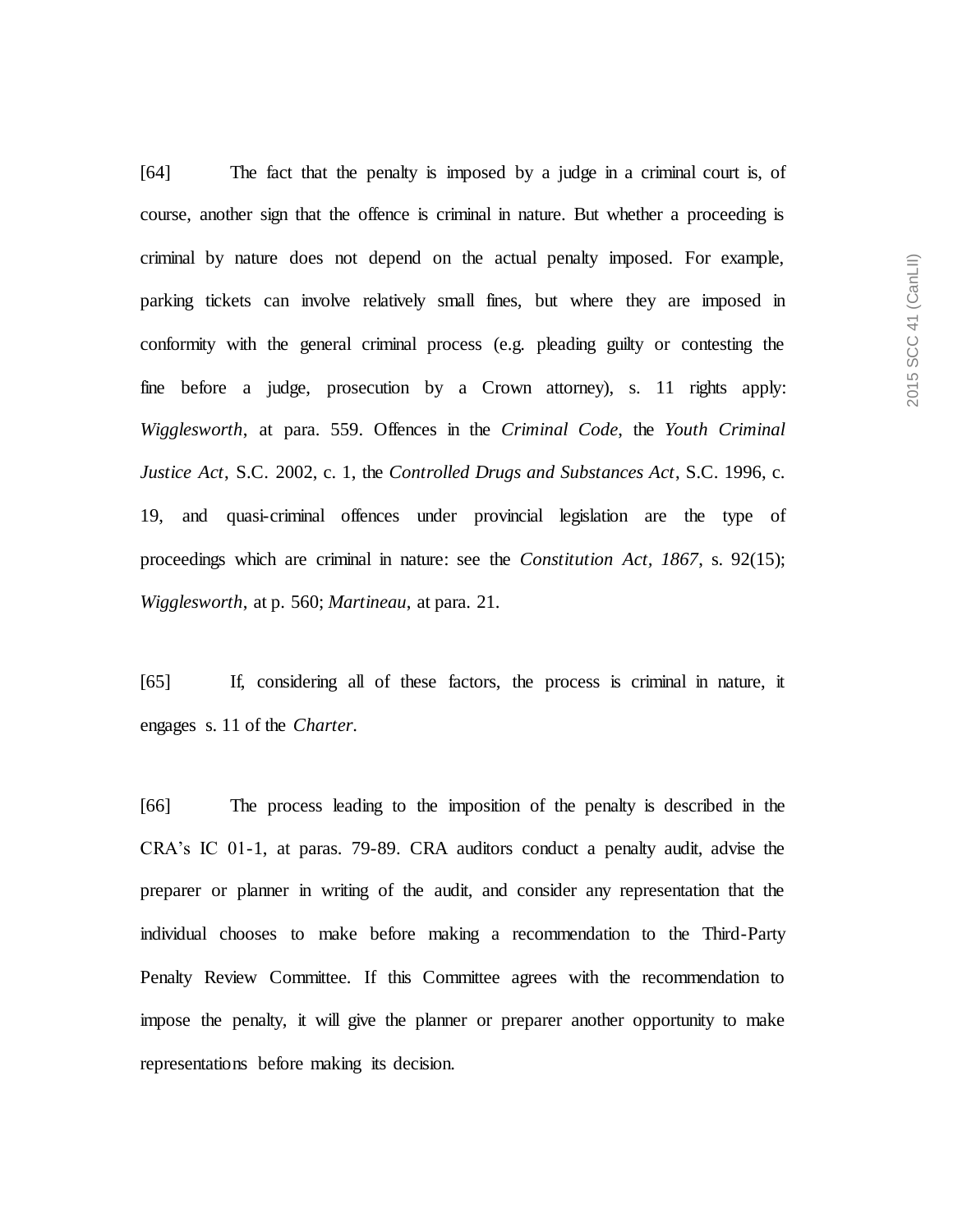[64] The fact that the penalty is imposed by a judge in a criminal court is, of course, another sign that the offence is criminal in nature. But whether a proceeding is criminal by nature does not depend on the actual penalty imposed. For example, parking tickets can involve relatively small fines, but where they are imposed in conformity with the general criminal process (e.g. pleading guilty or contesting the fine before a judge, prosecution by a Crown attorney), s. 11 rights apply: *Wigglesworth*, at para. 559. Offences in the *Criminal Code*, the *Youth Criminal Justice Act*, S.C. 2002, c. 1, the *Controlled Drugs and Substances Act*, S.C. 1996, c. 19, and quasi-criminal offences under provincial legislation are the type of proceedings which are criminal in nature: see the *Constitution Act, 1867*, s. 92(15); *Wigglesworth*, at p. 560; *Martineau*, at para. 21.

[65] If, considering all of these factors, the process is criminal in nature, it engages s. 11 of the *Charter*.

[66] The process leading to the imposition of the penalty is described in the CRA's IC 01-1, at paras. 79-89. CRA auditors conduct a penalty audit, advise the preparer or planner in writing of the audit, and consider any representation that the individual chooses to make before making a recommendation to the Third-Party Penalty Review Committee. If this Committee agrees with the recommendation to impose the penalty, it will give the planner or preparer another opportunity to make representations before making its decision.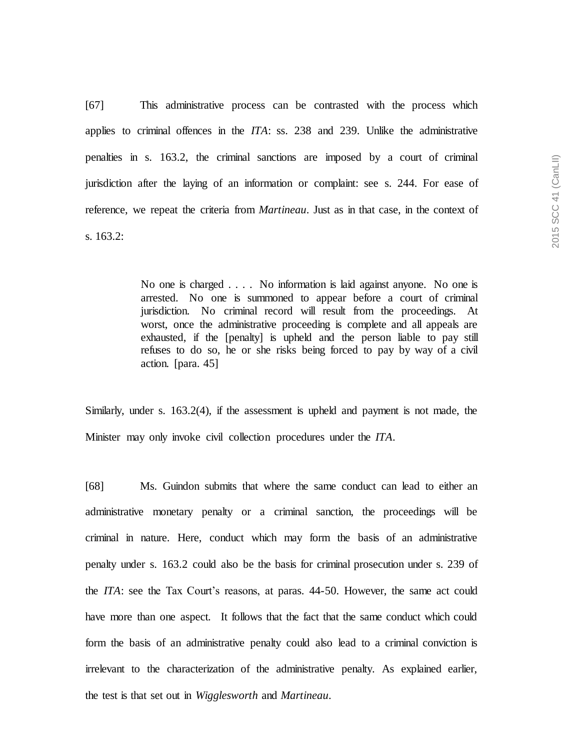[67] This administrative process can be contrasted with the process which applies to criminal offences in the *ITA*: ss. 238 and 239. Unlike the administrative penalties in s. 163.2, the criminal sanctions are imposed by a court of criminal jurisdiction after the laying of an information or complaint: see s. 244. For ease of reference, we repeat the criteria from *Martineau*. Just as in that case, in the context of s. 163.2:

> No one is charged . . . . No information is laid against anyone. No one is arrested. No one is summoned to appear before a court of criminal jurisdiction. No criminal record will result from the proceedings. At worst, once the administrative proceeding is complete and all appeals are exhausted, if the [penalty] is upheld and the person liable to pay still refuses to do so, he or she risks being forced to pay by way of a civil action. [para. 45]

Similarly, under s. 163.2(4), if the assessment is upheld and payment is not made, the Minister may only invoke civil collection procedures under the *ITA*.

[68] Ms. Guindon submits that where the same conduct can lead to either an administrative monetary penalty or a criminal sanction, the proceedings will be criminal in nature. Here, conduct which may form the basis of an administrative penalty under s. 163.2 could also be the basis for criminal prosecution under s. 239 of the *ITA*: see the Tax Court's reasons, at paras. 44-50. However, the same act could have more than one aspect. It follows that the fact that the same conduct which could form the basis of an administrative penalty could also lead to a criminal conviction is irrelevant to the characterization of the administrative penalty. As explained earlier, the test is that set out in *Wigglesworth* and *Martineau*.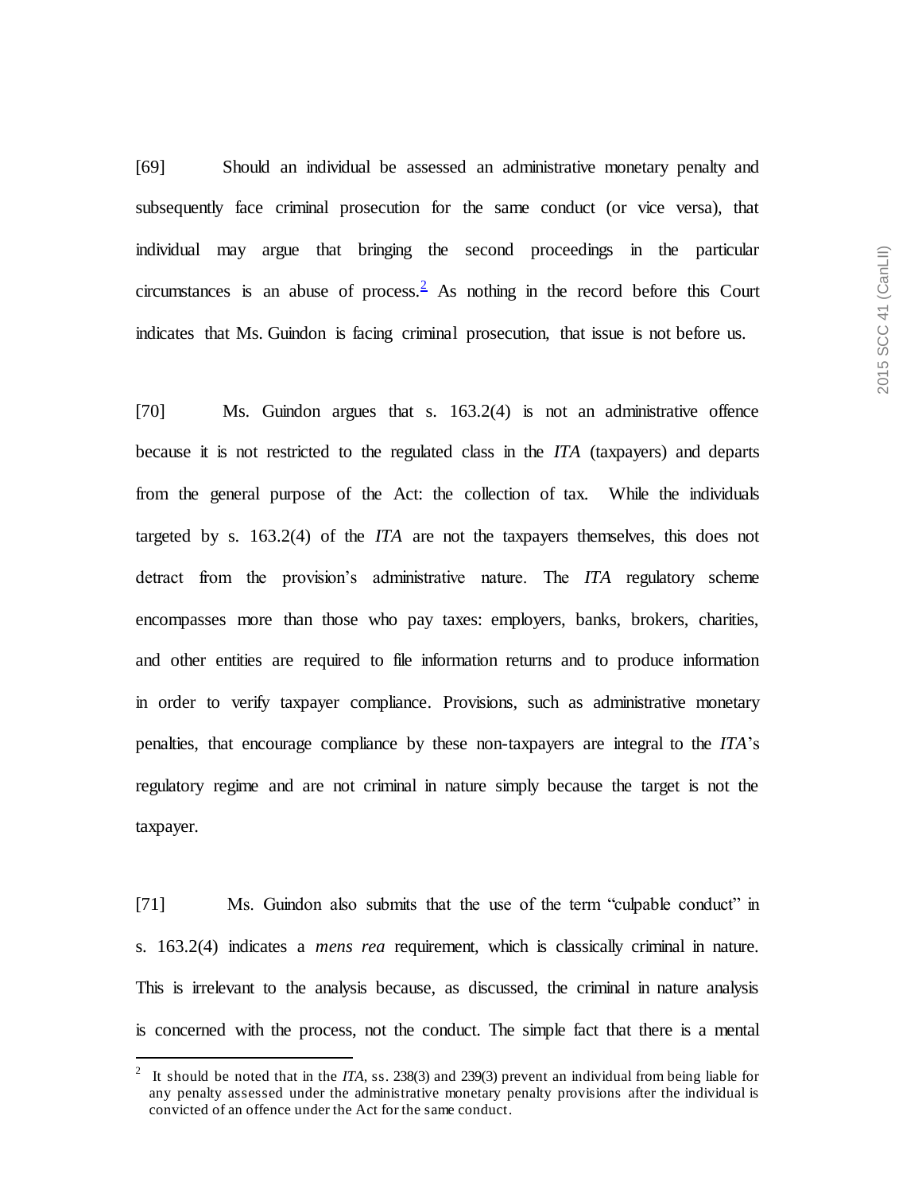[69] Should an individual be assessed an administrative monetary penalty and subsequently face criminal prosecution for the same conduct (or vice versa), that individual may argue that bringing the second proceedings in the particular circumstances is an abuse of process.[2] As nothing in the record before this Court indicates that Ms. Guindon is facing criminal prosecution, that issue is not before us.

[70] Ms. Guindon argues that s. 163.2(4) is not an administrative offence because it is not restricted to the regulated class in the *ITA* (taxpayers) and departs from the general purpose of the Act: the collection of tax. While the individuals targeted by s. 163.2(4) of the *ITA* are not the taxpayers themselves, this does not detract from the provision's administrative nature. The *ITA* regulatory scheme encompasses more than those who pay taxes: employers, banks, brokers, charities, and other entities are required to file information returns and to produce information in order to verify taxpayer compliance. Provisions, such as administrative monetary penalties, that encourage compliance by these non-taxpayers are integral to the *ITA*'s regulatory regime and are not criminal in nature simply because the target is not the taxpayer.

[71] Ms. Guindon also submits that the use of the term "culpable conduct" in s. 163.2(4) indicates a *mens rea* requirement, which is classically criminal in nature. This is irrelevant to the analysis because, as discussed, the criminal in nature analysis is concerned with the process, not the conduct. The simple fact that there is a mental

---

[2] It should be noted that in the *ITA*, ss. 238(3) and 239(3) prevent an individual from being liable for any penalty assessed under the administrative monetary penalty provisions after the individual is convicted of an offence under the Act for the same conduct.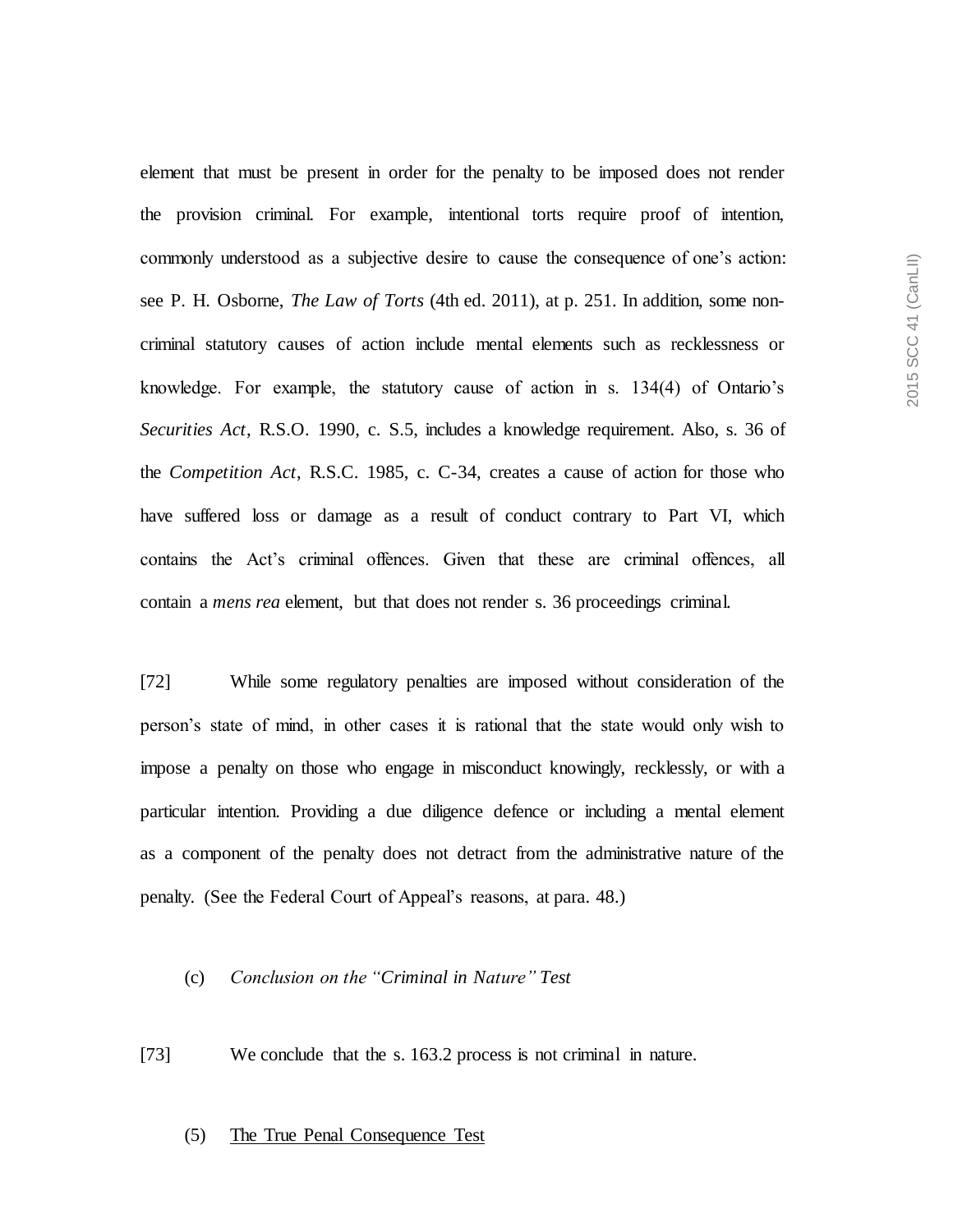element that must be present in order for the penalty to be imposed does not render the provision criminal. For example, intentional torts require proof of intention, commonly understood as a subjective desire to cause the consequence of one's action: see P. H. Osborne, *The Law of Torts* (4th ed. 2011), at p. 251. In addition, some non-criminal statutory causes of action include mental elements such as recklessness or knowledge. For example, the statutory cause of action in s. 134(4) of Ontario's *Securities Act*, R.S.O. 1990, c. S.5, includes a knowledge requirement. Also, s. 36 of the *Competition Act*, R.S.C. 1985, c. C-34, creates a cause of action for those who have suffered loss or damage as a result of conduct contrary to Part VI, which contains the Act's criminal offences. Given that these are criminal offences, all contain a *mens rea* element, but that does not render s. 36 proceedings criminal.

[72] While some regulatory penalties are imposed without consideration of the person's state of mind, in other cases it is rational that the state would only wish to impose a penalty on those who engage in misconduct knowingly, recklessly, or with a particular intention. Providing a due diligence defence or including a mental element as a component of the penalty does not detract from the administrative nature of the penalty. (See the Federal Court of Appeal's reasons, at para. 48.)

### (c) *Conclusion on the "Criminal in Nature" Test*

[73] We conclude that the s. 163.2 process is not criminal in nature.

## (5) The True Penal Consequence Test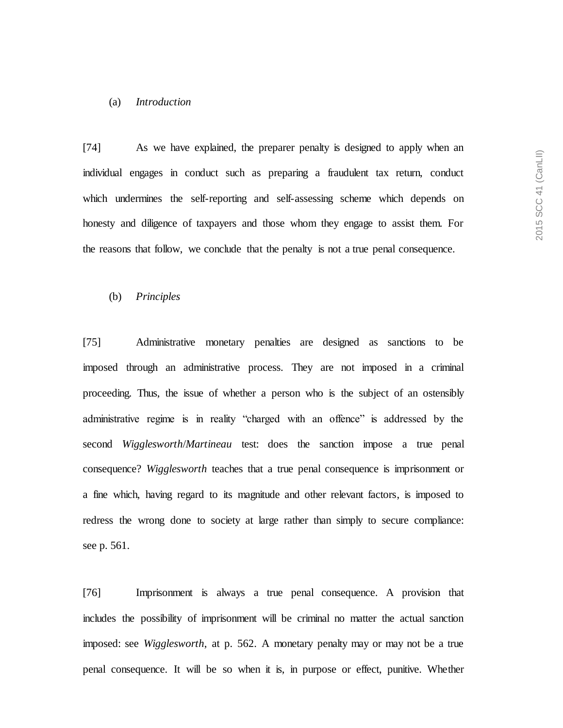(a) *Introduction*

[74] As we have explained, the preparer penalty is designed to apply when an individual engages in conduct such as preparing a fraudulent tax return, conduct which undermines the self-reporting and self-assessing scheme which depends on honesty and diligence of taxpayers and those whom they engage to assist them. For the reasons that follow, we conclude that the penalty is not a true penal consequence.

(b) *Principles*

[75] Administrative monetary penalties are designed as sanctions to be imposed through an administrative process. They are not imposed in a criminal proceeding. Thus, the issue of whether a person who is the subject of an ostensibly administrative regime is in reality "charged with an offence" is addressed by the second *Wigglesworth*/*Martineau* test: does the sanction impose a true penal consequence? *Wigglesworth* teaches that a true penal consequence is imprisonment or a fine which, having regard to its magnitude and other relevant factors, is imposed to redress the wrong done to society at large rather than simply to secure compliance: see p. 561.

[76] Imprisonment is always a true penal consequence. A provision that includes the possibility of imprisonment will be criminal no matter the actual sanction imposed: see *Wigglesworth*, at p. 562. A monetary penalty may or may not be a true penal consequence. It will be so when it is, in purpose or effect, punitive. Whether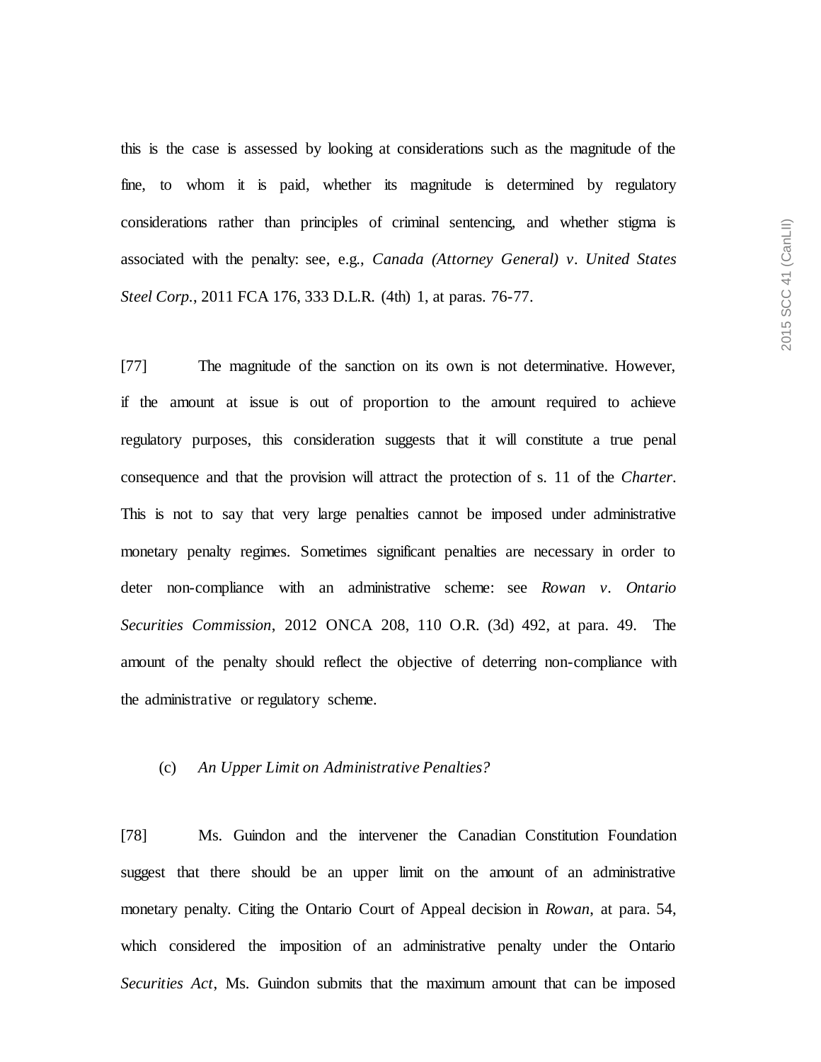this is the case is assessed by looking at considerations such as the magnitude of the fine, to whom it is paid, whether its magnitude is determined by regulatory considerations rather than principles of criminal sentencing, and whether stigma is associated with the penalty: see, e.g., *Canada (Attorney General) v. United States Steel Corp.*, 2011 FCA 176, 333 D.L.R. (4th) 1, at paras. 76-77.

[77] The magnitude of the sanction on its own is not determinative. However, if the amount at issue is out of proportion to the amount required to achieve regulatory purposes, this consideration suggests that it will constitute a true penal consequence and that the provision will attract the protection of s. 11 of the *Charter*. This is not to say that very large penalties cannot be imposed under administrative monetary penalty regimes. Sometimes significant penalties are necessary in order to deter non-compliance with an administrative scheme: see *Rowan v. Ontario Securities Commission*, 2012 ONCA 208, 110 O.R. (3d) 492, at para. 49. The amount of the penalty should reflect the objective of deterring non-compliance with the administrative or regulatory scheme.

(c) *An Upper Limit on Administrative Penalties?*

[78] Ms. Guindon and the intervener the Canadian Constitution Foundation suggest that there should be an upper limit on the amount of an administrative monetary penalty. Citing the Ontario Court of Appeal decision in *Rowan*, at para. 54, which considered the imposition of an administrative penalty under the Ontario *Securities Act*, Ms. Guindon submits that the maximum amount that can be imposed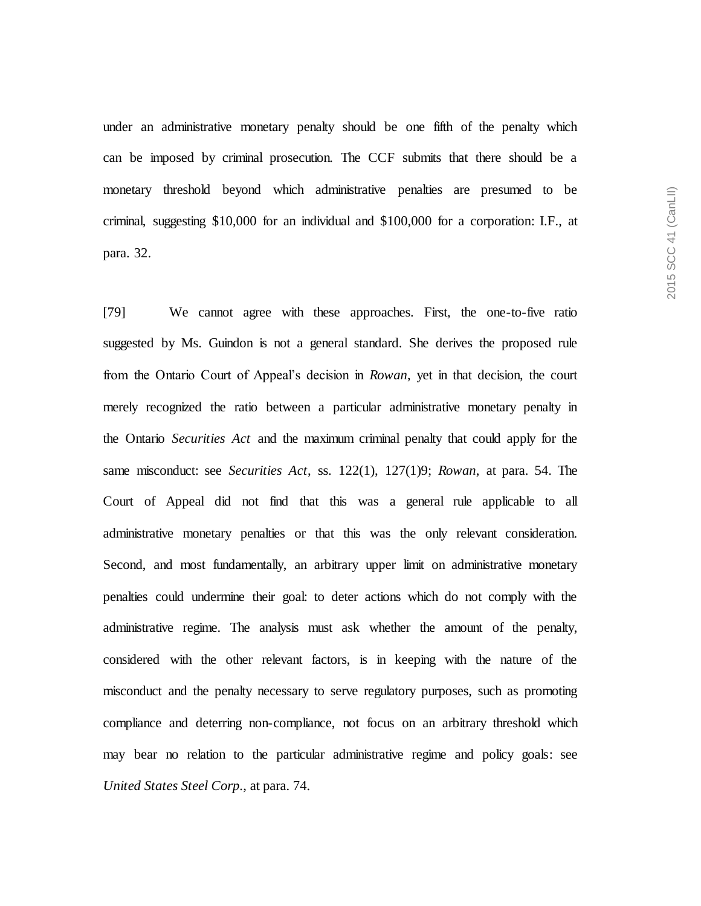under an administrative monetary penalty should be one fifth of the penalty which can be imposed by criminal prosecution. The CCF submits that there should be a monetary threshold beyond which administrative penalties are presumed to be criminal, suggesting $10,000 for an individual and $100,000 for a corporation: I.F., at para. 32.

[79] We cannot agree with these approaches. First, the one-to-five ratio suggested by Ms. Guindon is not a general standard. She derives the proposed rule from the Ontario Court of Appeal's decision in *Rowan*, yet in that decision, the court merely recognized the ratio between a particular administrative monetary penalty in the Ontario *Securities Act* and the maximum criminal penalty that could apply for the same misconduct: see *Securities Act*, ss. 122(1), 127(1)9; *Rowan*, at para. 54. The Court of Appeal did not find that this was a general rule applicable to all administrative monetary penalties or that this was the only relevant consideration. Second, and most fundamentally, an arbitrary upper limit on administrative monetary penalties could undermine their goal: to deter actions which do not comply with the administrative regime. The analysis must ask whether the amount of the penalty, considered with the other relevant factors, is in keeping with the nature of the misconduct and the penalty necessary to serve regulatory purposes, such as promoting compliance and deterring non-compliance, not focus on an arbitrary threshold which may bear no relation to the particular administrative regime and policy goals: see *United States Steel Corp.*, at para. 74.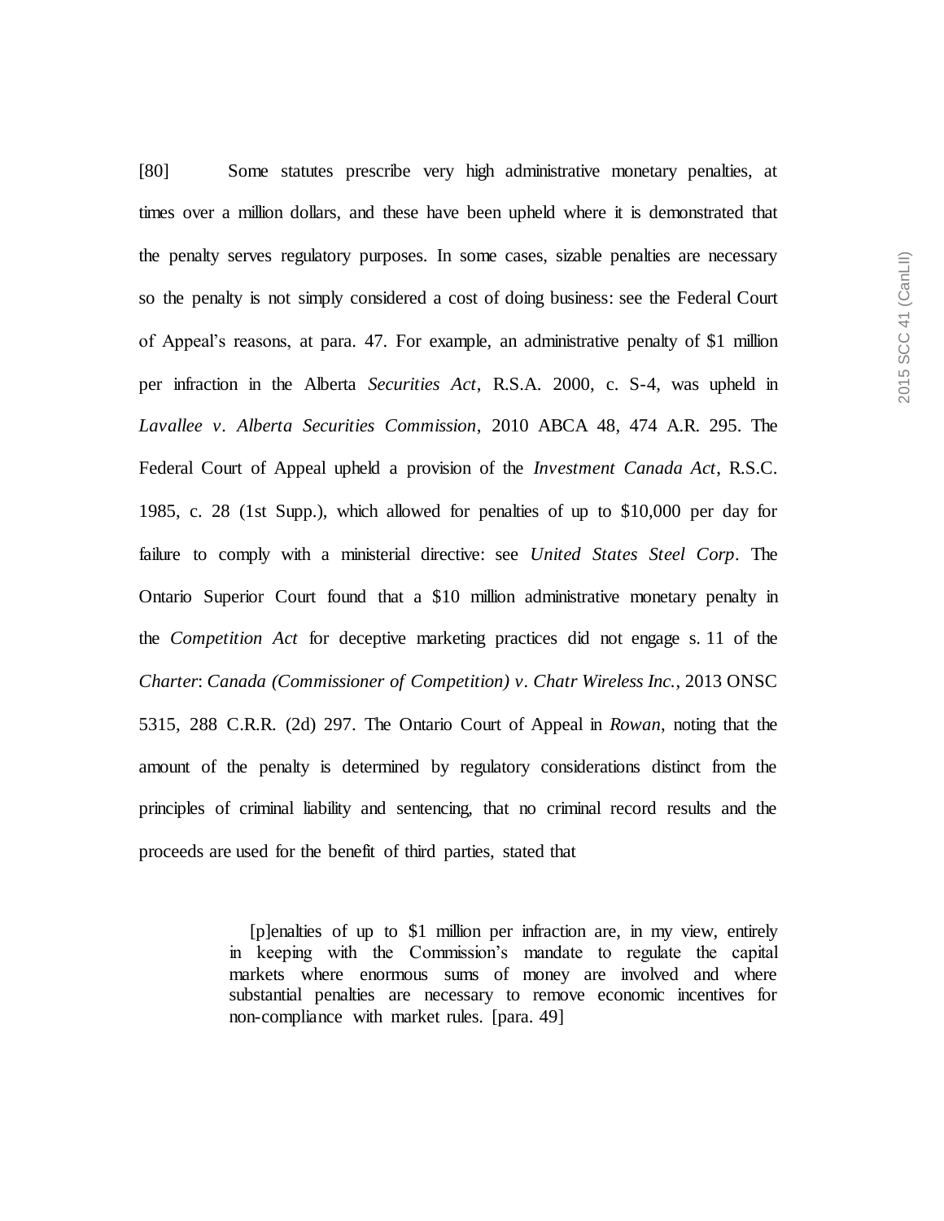[80] Some statutes prescribe very high administrative monetary penalties, at times over a million dollars, and these have been upheld where it is demonstrated that the penalty serves regulatory purposes. In some cases, sizable penalties are necessary so the penalty is not simply considered a cost of doing business: see the Federal Court of Appeal's reasons, at para. 47. For example, an administrative penalty of $1 million per infraction in the Alberta *Securities Act*, R.S.A. 2000, c. S-4, was upheld in *Lavallee v. Alberta Securities Commission*, 2010 ABCA 48, 474 A.R. 295. The Federal Court of Appeal upheld a provision of the *Investment Canada Act*, R.S.C. 1985, c. 28 (1st Supp.), which allowed for penalties of up to $10,000 per day for failure to comply with a ministerial directive: see *United States Steel Corp*. The Ontario Superior Court found that a $10 million administrative monetary penalty in the *Competition Act* for deceptive marketing practices did not engage s. 11 of the *Charter*: *Canada (Commissioner of Competition) v. Chatr Wireless Inc.*, 2013 ONSC 5315, 288 C.R.R. (2d) 297. The Ontario Court of Appeal in *Rowan*, noting that the amount of the penalty is determined by regulatory considerations distinct from the principles of criminal liability and sentencing, that no criminal record results and the proceeds are used for the benefit of third parties, stated that

> [p]enalties of up to $1 million per infraction are, in my view, entirely in keeping with the Commission's mandate to regulate the capital markets where enormous sums of money are involved and where substantial penalties are necessary to remove economic incentives for non-compliance with market rules. [para. 49]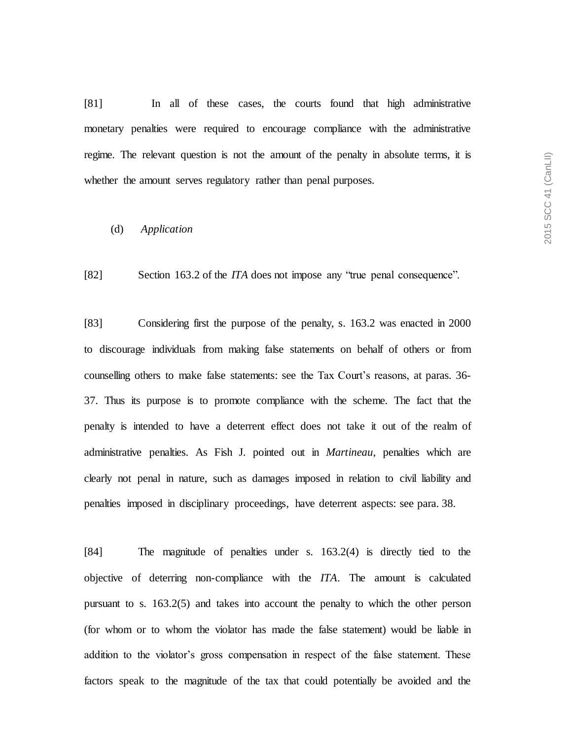[81] In all of these cases, the courts found that high administrative monetary penalties were required to encourage compliance with the administrative regime. The relevant question is not the amount of the penalty in absolute terms, it is whether the amount serves regulatory rather than penal purposes.

(d) *Application*

[82] Section 163.2 of the *ITA* does not impose any "true penal consequence".

[83] Considering first the purpose of the penalty, s. 163.2 was enacted in 2000 to discourage individuals from making false statements on behalf of others or from counselling others to make false statements: see the Tax Court's reasons, at paras. 36-37. Thus its purpose is to promote compliance with the scheme. The fact that the penalty is intended to have a deterrent effect does not take it out of the realm of administrative penalties. As Fish J. pointed out in *Martineau*, penalties which are clearly not penal in nature, such as damages imposed in relation to civil liability and penalties imposed in disciplinary proceedings, have deterrent aspects: see para. 38.

[84] The magnitude of penalties under s. 163.2(4) is directly tied to the objective of deterring non-compliance with the *ITA*. The amount is calculated pursuant to s. 163.2(5) and takes into account the penalty to which the other person (for whom or to whom the violator has made the false statement) would be liable in addition to the violator's gross compensation in respect of the false statement. These factors speak to the magnitude of the tax that could potentially be avoided and the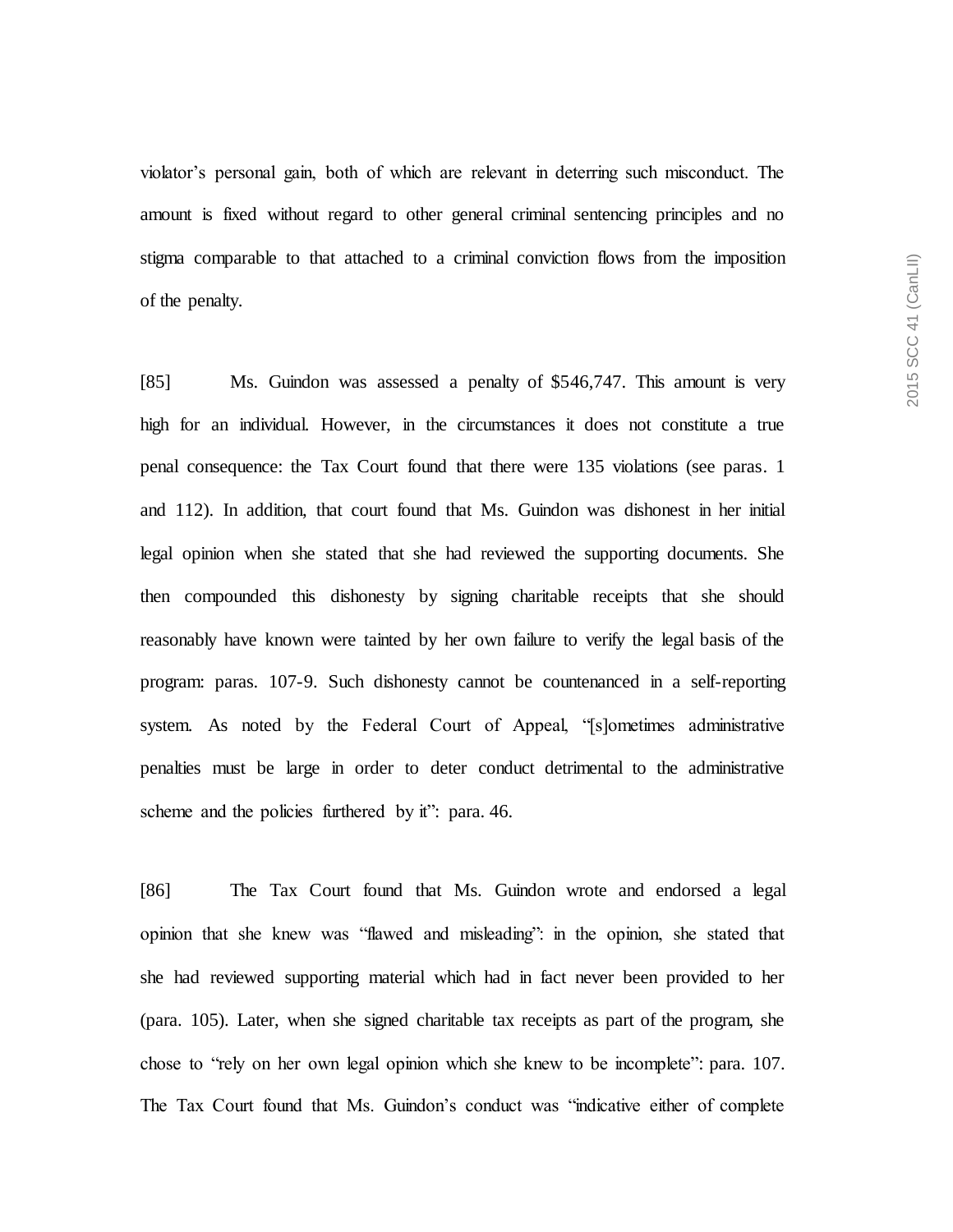violator's personal gain, both of which are relevant in deterring such misconduct. The amount is fixed without regard to other general criminal sentencing principles and no stigma comparable to that attached to a criminal conviction flows from the imposition of the penalty.

[85] Ms. Guindon was assessed a penalty of $546,747. This amount is very high for an individual. However, in the circumstances it does not constitute a true penal consequence: the Tax Court found that there were 135 violations (see paras. 1 and 112). In addition, that court found that Ms. Guindon was dishonest in her initial legal opinion when she stated that she had reviewed the supporting documents. She then compounded this dishonesty by signing charitable receipts that she should reasonably have known were tainted by her own failure to verify the legal basis of the program: paras. 107-9. Such dishonesty cannot be countenanced in a self-reporting system. As noted by the Federal Court of Appeal, "[s]ometimes administrative penalties must be large in order to deter conduct detrimental to the administrative scheme and the policies furthered by it": para. 46.

[86] The Tax Court found that Ms. Guindon wrote and endorsed a legal opinion that she knew was "flawed and misleading": in the opinion, she stated that she had reviewed supporting material which had in fact never been provided to her (para. 105). Later, when she signed charitable tax receipts as part of the program, she chose to "rely on her own legal opinion which she knew to be incomplete": para. 107. The Tax Court found that Ms. Guindon's conduct was "indicative either of complete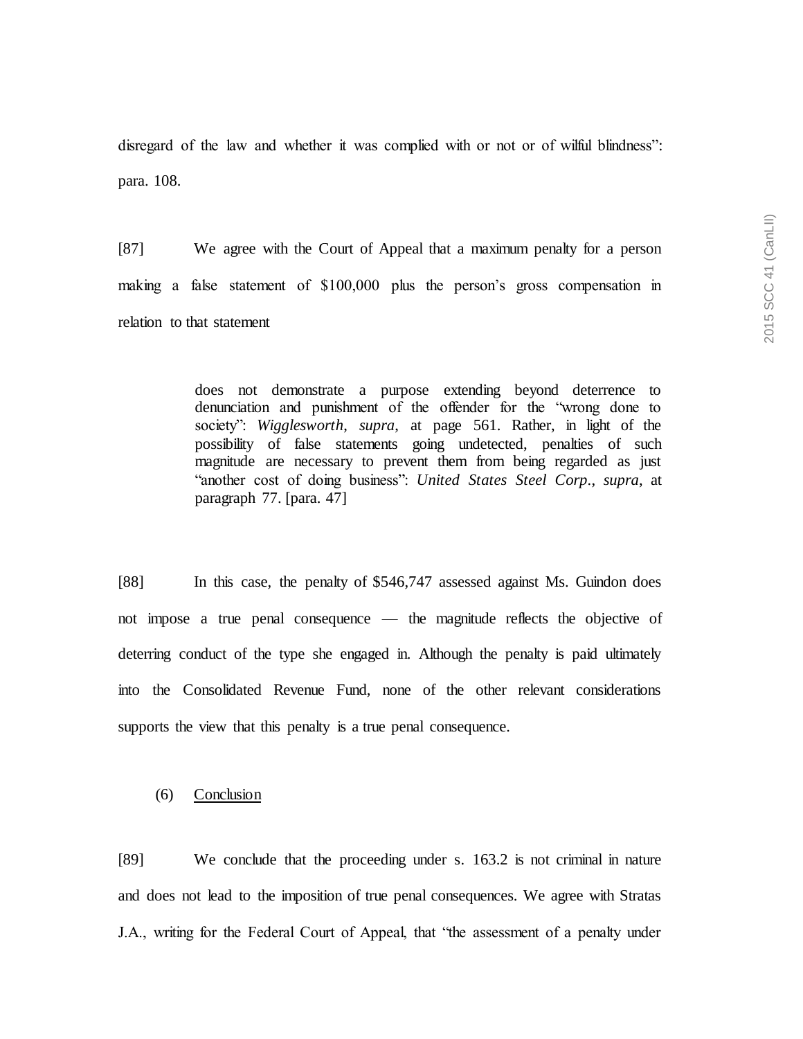disregard of the law and whether it was complied with or not or of wilful blindness": para. 108.

[87] We agree with the Court of Appeal that a maximum penalty for a person making a false statement of $100,000 plus the person's gross compensation in relation to that statement

> does not demonstrate a purpose extending beyond deterrence to denunciation and punishment of the offender for the "wrong done to society": *Wigglesworth*, *supra*, at page 561. Rather, in light of the possibility of false statements going undetected, penalties of such magnitude are necessary to prevent them from being regarded as just "another cost of doing business": *United States Steel Corp.*, *supra*, at paragraph 77. [para. 47]

[88] In this case, the penalty of $546,747 assessed against Ms. Guindon does not impose a true penal consequence — the magnitude reflects the objective of deterring conduct of the type she engaged in. Although the penalty is paid ultimately into the Consolidated Revenue Fund, none of the other relevant considerations supports the view that this penalty is a true penal consequence.

(6) Conclusion

[89] We conclude that the proceeding under s. 163.2 is not criminal in nature and does not lead to the imposition of true penal consequences. We agree with Stratas J.A., writing for the Federal Court of Appeal, that "the assessment of a penalty under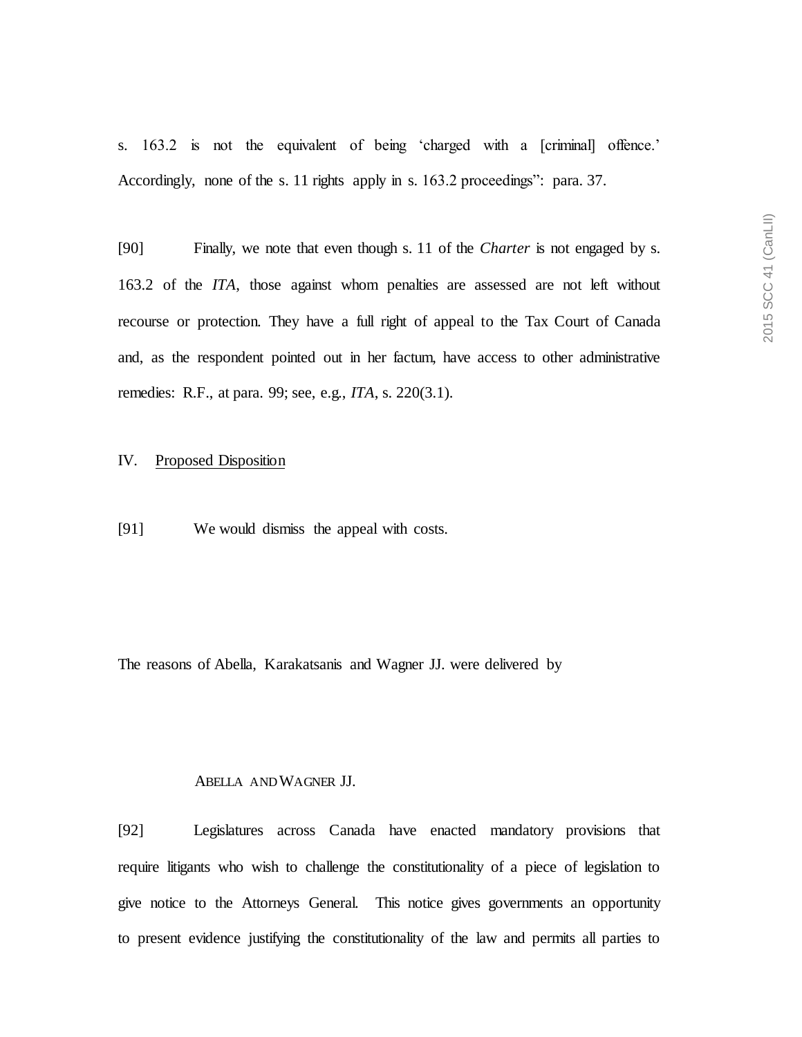s. 163.2 is not the equivalent of being 'charged with a [criminal] offence.' Accordingly, none of the s. 11 rights apply in s. 163.2 proceedings": para. 37.

[90] Finally, we note that even though s. 11 of the *Charter* is not engaged by s. 163.2 of the *ITA*, those against whom penalties are assessed are not left without recourse or protection. They have a full right of appeal to the Tax Court of Canada and, as the respondent pointed out in her factum, have access to other administrative remedies: R.F., at para. 99; see, e.g., *ITA*, s. 220(3.1).

IV. Proposed Disposition

[91] We would dismiss the appeal with costs.

The reasons of Abella, Karakatsanis and Wagner JJ. were delivered by

ABELLA AND WAGNER JJ.

[92] Legislatures across Canada have enacted mandatory provisions that require litigants who wish to challenge the constitutionality of a piece of legislation to give notice to the Attorneys General. This notice gives governments an opportunity to present evidence justifying the constitutionality of the law and permits all parties to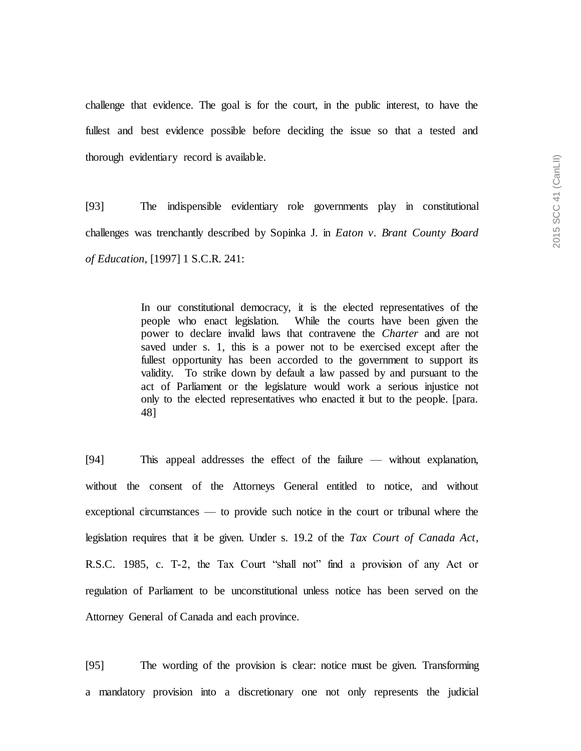challenge that evidence. The goal is for the court, in the public interest, to have the fullest and best evidence possible before deciding the issue so that a tested and thorough evidentiary record is available.

[93] The indispensible evidentiary role governments play in constitutional challenges was trenchantly described by Sopinka J. in *Eaton v. Brant County Board of Education*, [1997] 1 S.C.R. 241:

> In our constitutional democracy, it is the elected representatives of the people who enact legislation. While the courts have been given the power to declare invalid laws that contravene the *Charter* and are not saved under s. 1, this is a power not to be exercised except after the fullest opportunity has been accorded to the government to support its validity. To strike down by default a law passed by and pursuant to the act of Parliament or the legislature would work a serious injustice not only to the elected representatives who enacted it but to the people. [para. 48]

[94] This appeal addresses the effect of the failure — without explanation, without the consent of the Attorneys General entitled to notice, and without exceptional circumstances — to provide such notice in the court or tribunal where the legislation requires that it be given. Under s. 19.2 of the *Tax Court of Canada Act*, R.S.C. 1985, c. T-2, the Tax Court "shall not" find a provision of any Act or regulation of Parliament to be unconstitutional unless notice has been served on the Attorney General of Canada and each province.

[95] The wording of the provision is clear: notice must be given. Transforming a mandatory provision into a discretionary one not only represents the judicial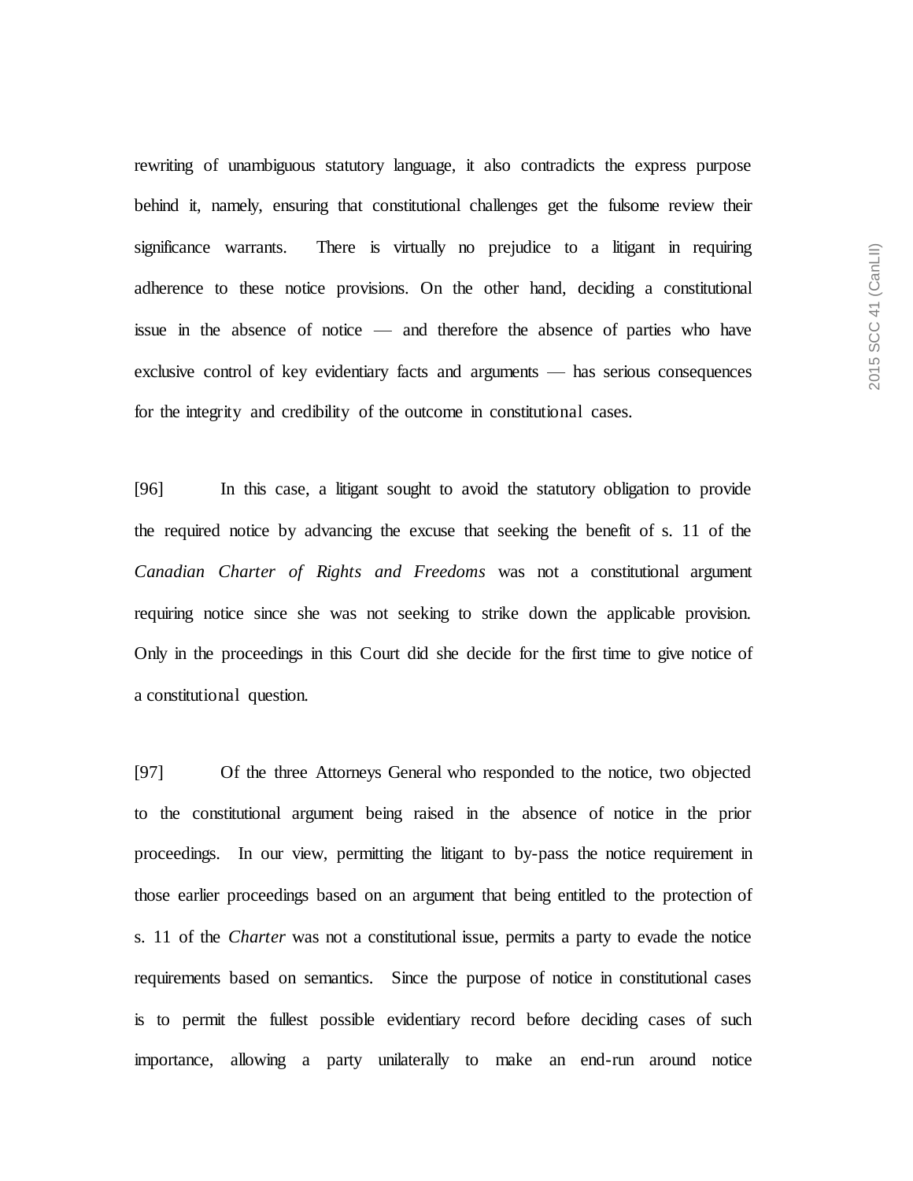rewriting of unambiguous statutory language, it also contradicts the express purpose behind it, namely, ensuring that constitutional challenges get the fulsome review their significance warrants. There is virtually no prejudice to a litigant in requiring adherence to these notice provisions. On the other hand, deciding a constitutional issue in the absence of notice — and therefore the absence of parties who have exclusive control of key evidentiary facts and arguments — has serious consequences for the integrity and credibility of the outcome in constitutional cases.

[96] In this case, a litigant sought to avoid the statutory obligation to provide the required notice by advancing the excuse that seeking the benefit of s. 11 of the *Canadian Charter of Rights and Freedoms* was not a constitutional argument requiring notice since she was not seeking to strike down the applicable provision. Only in the proceedings in this Court did she decide for the first time to give notice of a constitutional question.

[97] Of the three Attorneys General who responded to the notice, two objected to the constitutional argument being raised in the absence of notice in the prior proceedings. In our view, permitting the litigant to by-pass the notice requirement in those earlier proceedings based on an argument that being entitled to the protection of s. 11 of the *Charter* was not a constitutional issue, permits a party to evade the notice requirements based on semantics. Since the purpose of notice in constitutional cases is to permit the fullest possible evidentiary record before deciding cases of such importance, allowing a party unilaterally to make an end-run around notice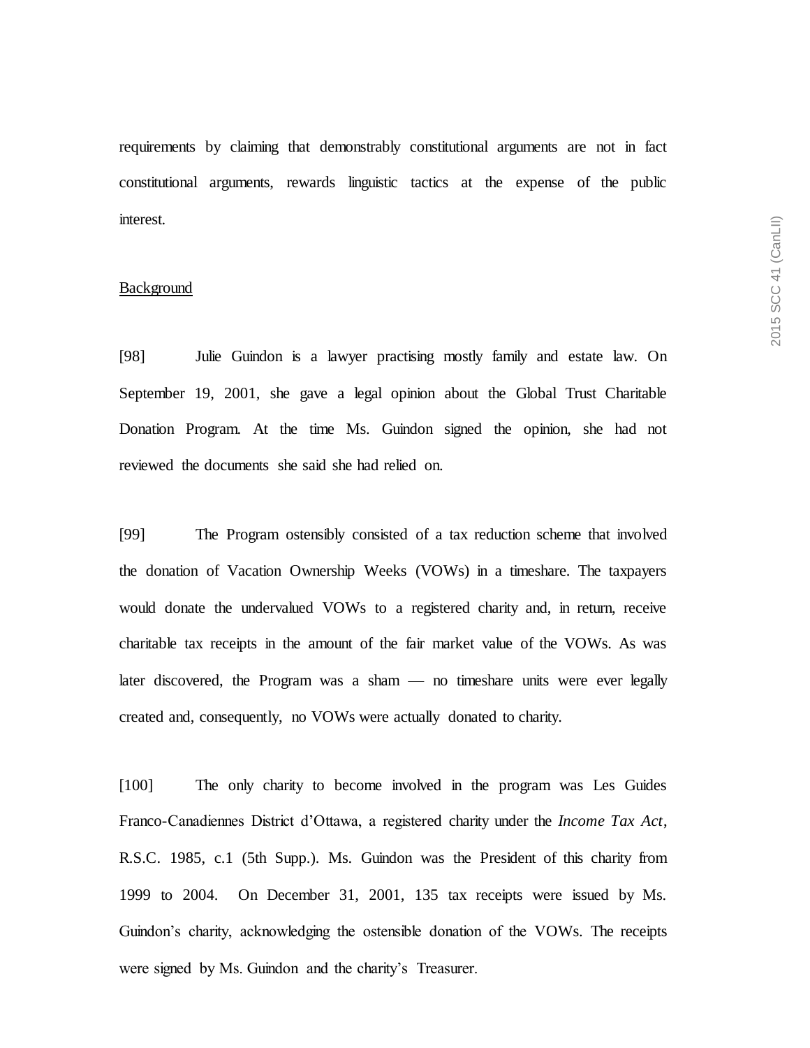requirements by claiming that demonstrably constitutional arguments are not in fact constitutional arguments, rewards linguistic tactics at the expense of the public interest.

Background

[98] Julie Guindon is a lawyer practising mostly family and estate law. On September 19, 2001, she gave a legal opinion about the Global Trust Charitable Donation Program. At the time Ms. Guindon signed the opinion, she had not reviewed the documents she said she had relied on.

[99] The Program ostensibly consisted of a tax reduction scheme that involved the donation of Vacation Ownership Weeks (VOWs) in a timeshare. The taxpayers would donate the undervalued VOWs to a registered charity and, in return, receive charitable tax receipts in the amount of the fair market value of the VOWs. As was later discovered, the Program was a sham — no timeshare units were ever legally created and, consequently, no VOWs were actually donated to charity.

[100] The only charity to become involved in the program was Les Guides Franco-Canadiennes District d'Ottawa, a registered charity under the *Income Tax Act*, R.S.C. 1985, c.1 (5th Supp.). Ms. Guindon was the President of this charity from 1999 to 2004. On December 31, 2001, 135 tax receipts were issued by Ms. Guindon's charity, acknowledging the ostensible donation of the VOWs. The receipts were signed by Ms. Guindon and the charity's Treasurer.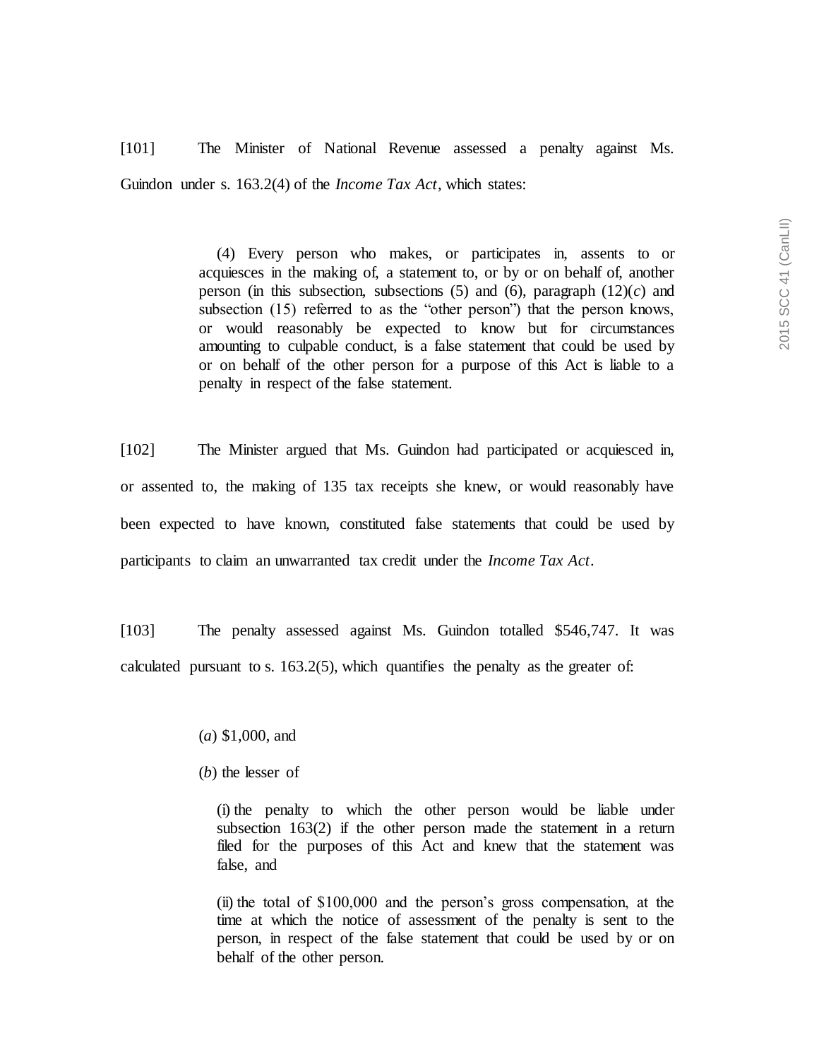[101] The Minister of National Revenue assessed a penalty against Ms. Guindon under s. 163.2(4) of the *Income Tax Act*, which states:

> (4) Every person who makes, or participates in, assents to or acquiesces in the making of, a statement to, or by or on behalf of, another person (in this subsection, subsections (5) and (6), paragraph (12)(*c*) and subsection (15) referred to as the "other person") that the person knows, or would reasonably be expected to know but for circumstances amounting to culpable conduct, is a false statement that could be used by or on behalf of the other person for a purpose of this Act is liable to a penalty in respect of the false statement.

[102] The Minister argued that Ms. Guindon had participated or acquiesced in, or assented to, the making of 135 tax receipts she knew, or would reasonably have been expected to have known, constituted false statements that could be used by participants to claim an unwarranted tax credit under the *Income Tax Act*.

[103] The penalty assessed against Ms. Guindon totalled $546,747. It was calculated pursuant to s. 163.2(5), which quantifies the penalty as the greater of:

> (*a*) $1,000, and
>
> (*b*) the lesser of
>
> > (i) the penalty to which the other person would be liable under subsection 163(2) if the other person made the statement in a return filed for the purposes of this Act and knew that the statement was false, and
> >
> > (ii) the total of $100,000 and the person's gross compensation, at the time at which the notice of assessment of the penalty is sent to the person, in respect of the false statement that could be used by or on behalf of the other person.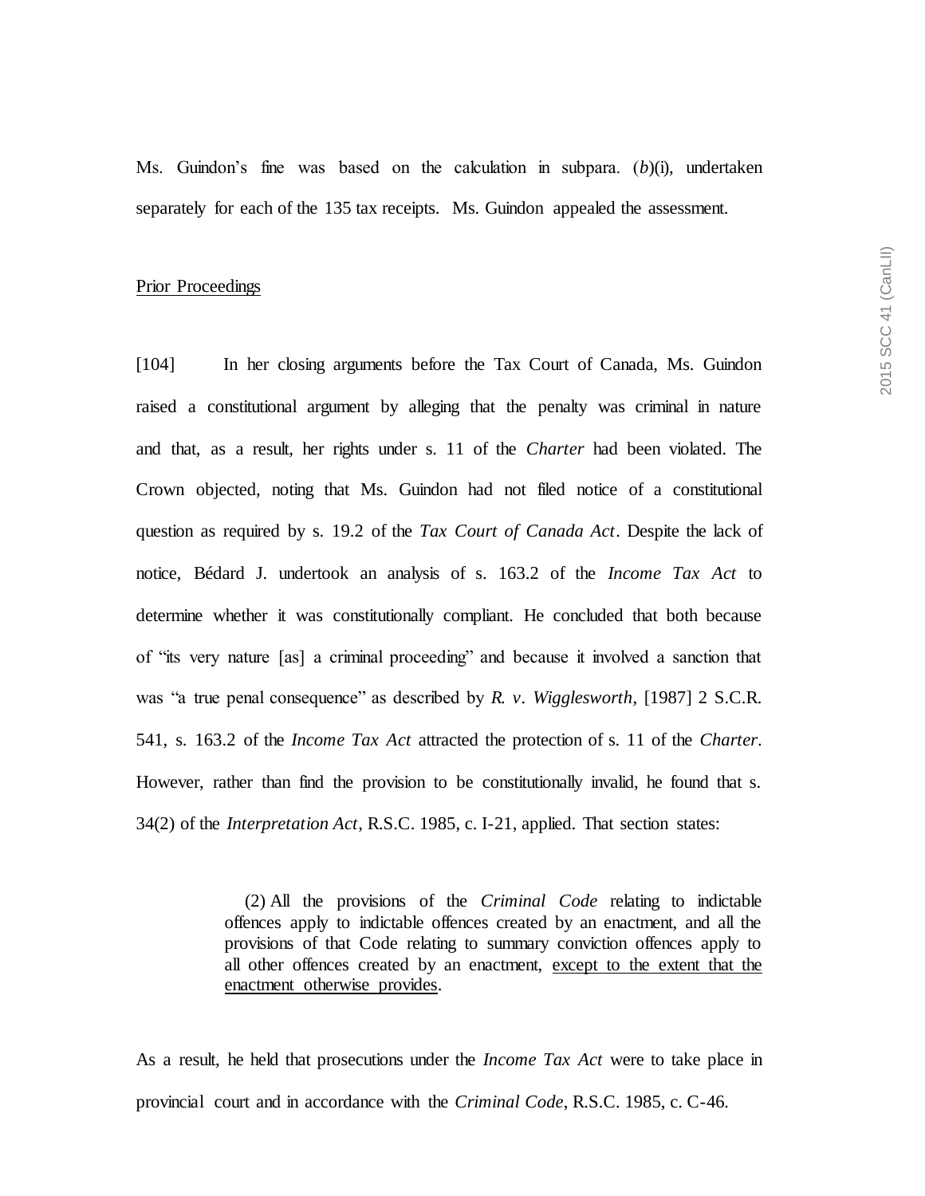Ms. Guindon's fine was based on the calculation in subpara. (*b*)(i), undertaken separately for each of the 135 tax receipts. Ms. Guindon appealed the assessment.

Prior Proceedings

[104] In her closing arguments before the Tax Court of Canada, Ms. Guindon raised a constitutional argument by alleging that the penalty was criminal in nature and that, as a result, her rights under s. 11 of the *Charter* had been violated. The Crown objected, noting that Ms. Guindon had not filed notice of a constitutional question as required by s. 19.2 of the *Tax Court of Canada Act*. Despite the lack of notice, Bédard J. undertook an analysis of s. 163.2 of the *Income Tax Act* to determine whether it was constitutionally compliant. He concluded that both because of "its very nature [as] a criminal proceeding" and because it involved a sanction that was "a true penal consequence" as described by *R. v. Wigglesworth*, [1987] 2 S.C.R. 541, s. 163.2 of the *Income Tax Act* attracted the protection of s. 11 of the *Charter*. However, rather than find the provision to be constitutionally invalid, he found that s. 34(2) of the *Interpretation Act*, R.S.C. 1985, c. I-21, applied. That section states:

> (2) All the provisions of the *Criminal Code* relating to indictable offences apply to indictable offences created by an enactment, and all the provisions of that Code relating to summary conviction offences apply to all other offences created by an enactment, except to the extent that the enactment otherwise provides.

As a result, he held that prosecutions under the *Income Tax Act* were to take place in provincial court and in accordance with the *Criminal Code*, R.S.C. 1985, c. C-46.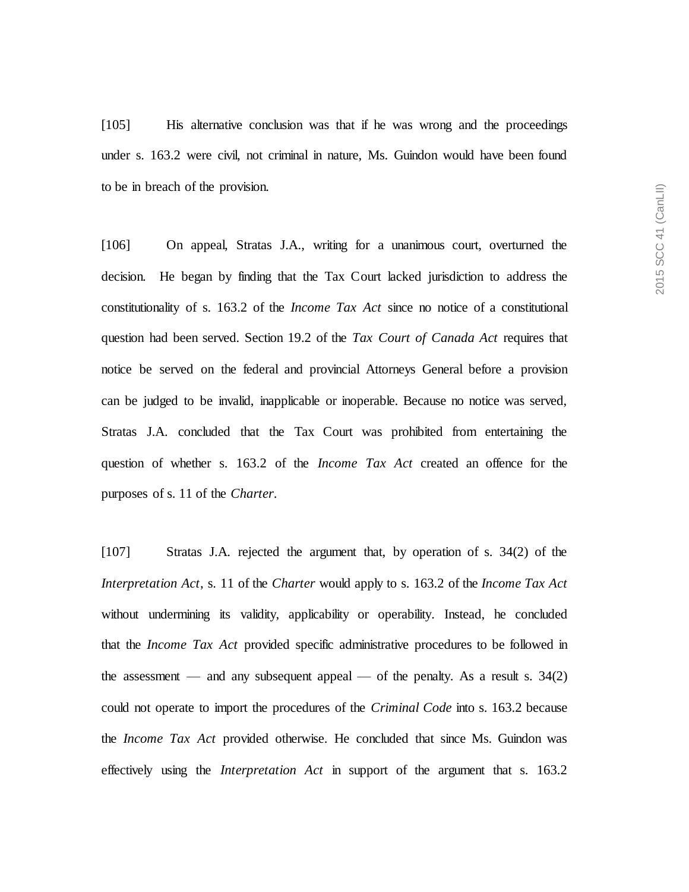[105] His alternative conclusion was that if he was wrong and the proceedings under s. 163.2 were civil, not criminal in nature, Ms. Guindon would have been found to be in breach of the provision.

[106] On appeal, Stratas J.A., writing for a unanimous court, overturned the decision. He began by finding that the Tax Court lacked jurisdiction to address the constitutionality of s. 163.2 of the *Income Tax Act* since no notice of a constitutional question had been served. Section 19.2 of the *Tax Court of Canada Act* requires that notice be served on the federal and provincial Attorneys General before a provision can be judged to be invalid, inapplicable or inoperable. Because no notice was served, Stratas J.A. concluded that the Tax Court was prohibited from entertaining the question of whether s. 163.2 of the *Income Tax Act* created an offence for the purposes of s. 11 of the *Charter*.

[107] Stratas J.A. rejected the argument that, by operation of s. 34(2) of the *Interpretation Act*, s. 11 of the *Charter* would apply to s. 163.2 of the *Income Tax Act* without undermining its validity, applicability or operability. Instead, he concluded that the *Income Tax Act* provided specific administrative procedures to be followed in the assessment — and any subsequent appeal — of the penalty. As a result s. 34(2) could not operate to import the procedures of the *Criminal Code* into s. 163.2 because the *Income Tax Act* provided otherwise. He concluded that since Ms. Guindon was effectively using the *Interpretation Act* in support of the argument that s. 163.2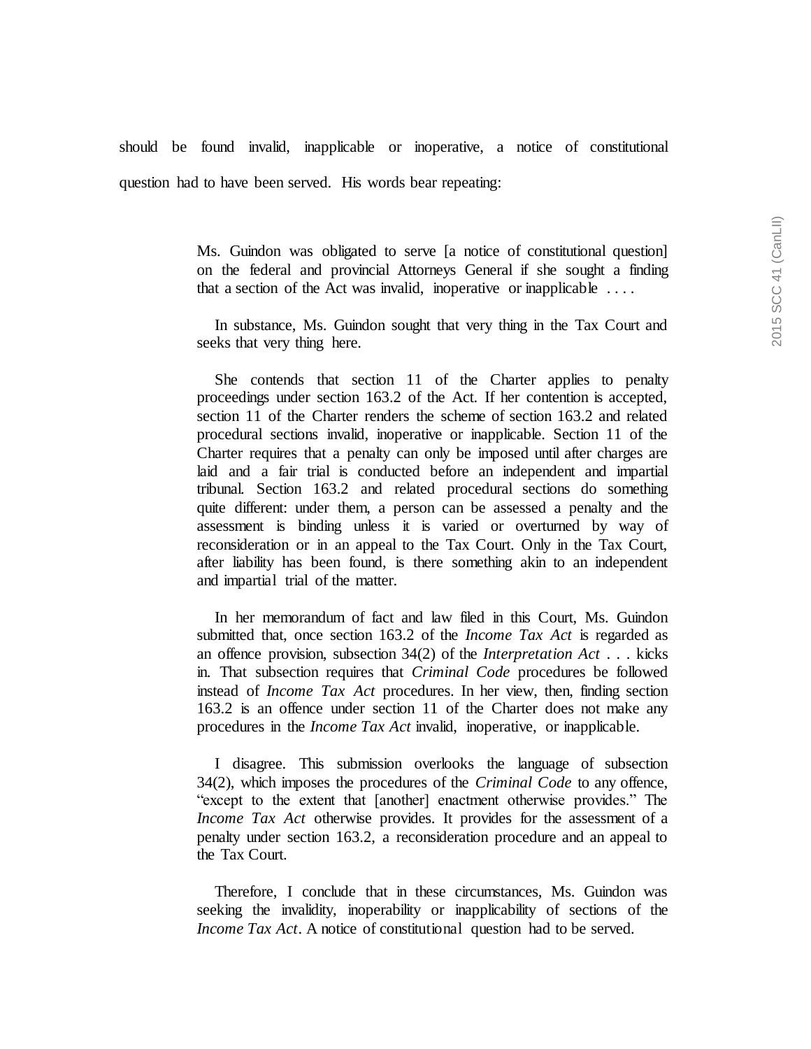should be found invalid, inapplicable or inoperative, a notice of constitutional question had to have been served. His words bear repeating:

> Ms. Guindon was obligated to serve [a notice of constitutional question] on the federal and provincial Attorneys General if she sought a finding that a section of the Act was invalid, inoperative or inapplicable . . . .
>
> In substance, Ms. Guindon sought that very thing in the Tax Court and seeks that very thing here.
>
> She contends that section 11 of the Charter applies to penalty proceedings under section 163.2 of the Act. If her contention is accepted, section 11 of the Charter renders the scheme of section 163.2 and related procedural sections invalid, inoperative or inapplicable. Section 11 of the Charter requires that a penalty can only be imposed until after charges are laid and a fair trial is conducted before an independent and impartial tribunal. Section 163.2 and related procedural sections do something quite different: under them, a person can be assessed a penalty and the assessment is binding unless it is varied or overturned by way of reconsideration or in an appeal to the Tax Court. Only in the Tax Court, after liability has been found, is there something akin to an independent and impartial trial of the matter.
>
> In her memorandum of fact and law filed in this Court, Ms. Guindon submitted that, once section 163.2 of the *Income Tax Act* is regarded as an offence provision, subsection 34(2) of the *Interpretation Act* . . . kicks in. That subsection requires that *Criminal Code* procedures be followed instead of *Income Tax Act* procedures. In her view, then, finding section 163.2 is an offence under section 11 of the Charter does not make any procedures in the *Income Tax Act* invalid, inoperative, or inapplicable.
>
> I disagree. This submission overlooks the language of subsection 34(2), which imposes the procedures of the *Criminal Code* to any offence, "except to the extent that [another] enactment otherwise provides." The *Income Tax Act* otherwise provides. It provides for the assessment of a penalty under section 163.2, a reconsideration procedure and an appeal to the Tax Court.
>
> Therefore, I conclude that in these circumstances, Ms. Guindon was seeking the invalidity, inoperability or inapplicability of sections of the *Income Tax Act*. A notice of constitutional question had to be served.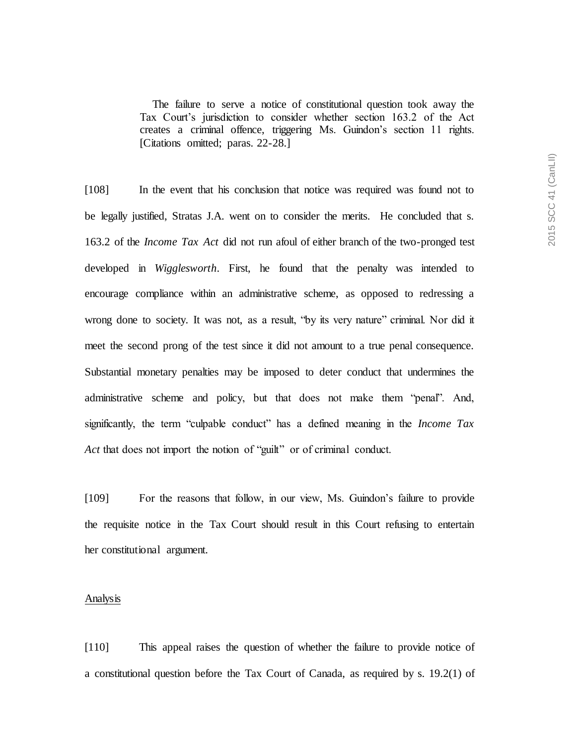> The failure to serve a notice of constitutional question took away the Tax Court's jurisdiction to consider whether section 163.2 of the Act creates a criminal offence, triggering Ms. Guindon's section 11 rights. [Citations omitted; paras. 22-28.]

[108] In the event that his conclusion that notice was required was found not to be legally justified, Stratas J.A. went on to consider the merits. He concluded that s. 163.2 of the *Income Tax Act* did not run afoul of either branch of the two-pronged test developed in *Wigglesworth*. First, he found that the penalty was intended to encourage compliance within an administrative scheme, as opposed to redressing a wrong done to society. It was not, as a result, "by its very nature" criminal. Nor did it meet the second prong of the test since it did not amount to a true penal consequence. Substantial monetary penalties may be imposed to deter conduct that undermines the administrative scheme and policy, but that does not make them "penal". And, significantly, the term "culpable conduct" has a defined meaning in the *Income Tax Act* that does not import the notion of "guilt" or of criminal conduct.

[109] For the reasons that follow, in our view, Ms. Guindon's failure to provide the requisite notice in the Tax Court should result in this Court refusing to entertain her constitutional argument.

<u>Analysis</u>

[110] This appeal raises the question of whether the failure to provide notice of a constitutional question before the Tax Court of Canada, as required by s. 19.2(1) of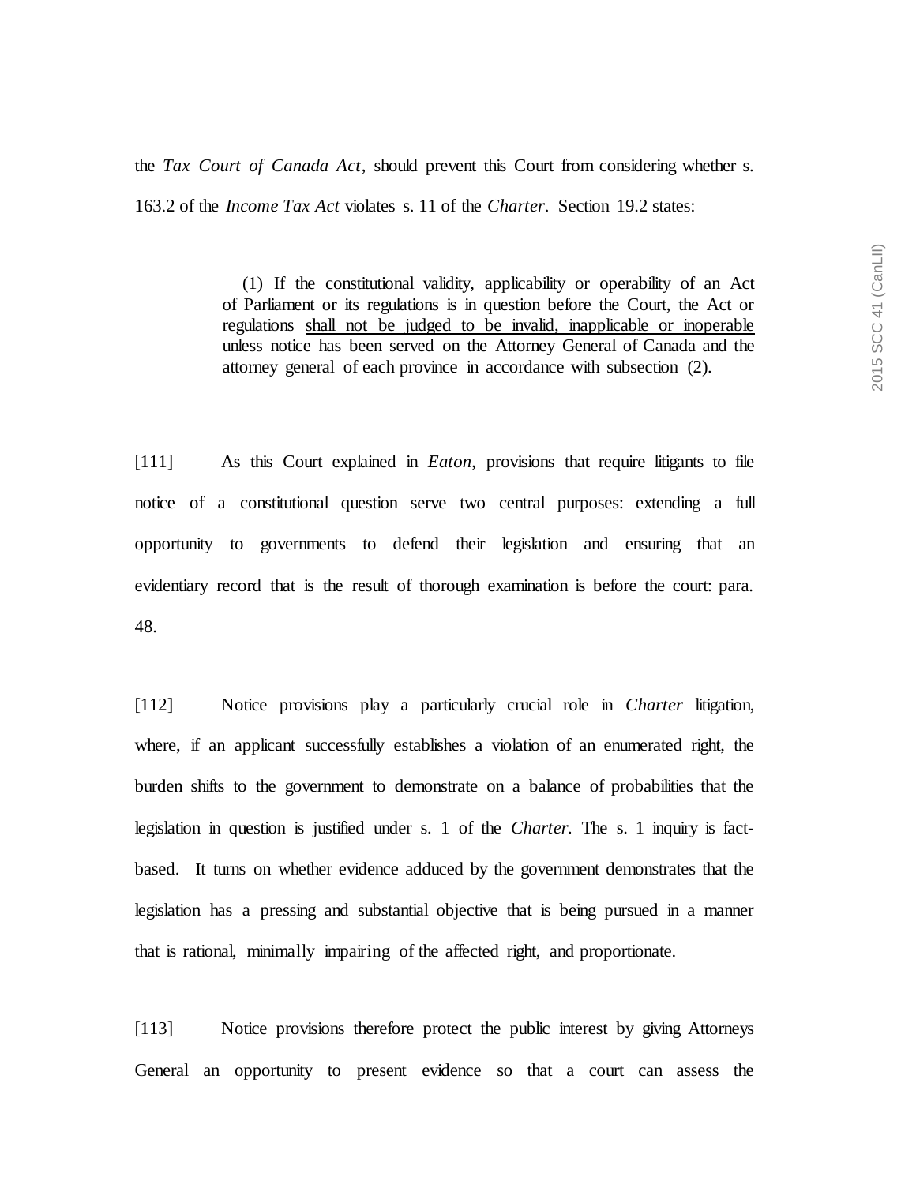the *Tax Court of Canada Act*, should prevent this Court from considering whether s. 163.2 of the *Income Tax Act* violates s. 11 of the *Charter*. Section 19.2 states:

> (1) If the constitutional validity, applicability or operability of an Act of Parliament or its regulations is in question before the Court, the Act or regulations <u>shall not be judged to be invalid, inapplicable or inoperable unless notice has been served</u> on the Attorney General of Canada and the attorney general of each province in accordance with subsection (2).

[111] As this Court explained in *Eaton*, provisions that require litigants to file notice of a constitutional question serve two central purposes: extending a full opportunity to governments to defend their legislation and ensuring that an evidentiary record that is the result of thorough examination is before the court: para. 48.

[112] Notice provisions play a particularly crucial role in *Charter* litigation, where, if an applicant successfully establishes a violation of an enumerated right, the burden shifts to the government to demonstrate on a balance of probabilities that the legislation in question is justified under s. 1 of the *Charter*. The s. 1 inquiry is fact-based. It turns on whether evidence adduced by the government demonstrates that the legislation has a pressing and substantial objective that is being pursued in a manner that is rational, minimally impairing of the affected right, and proportionate.

[113] Notice provisions therefore protect the public interest by giving Attorneys General an opportunity to present evidence so that a court can assess the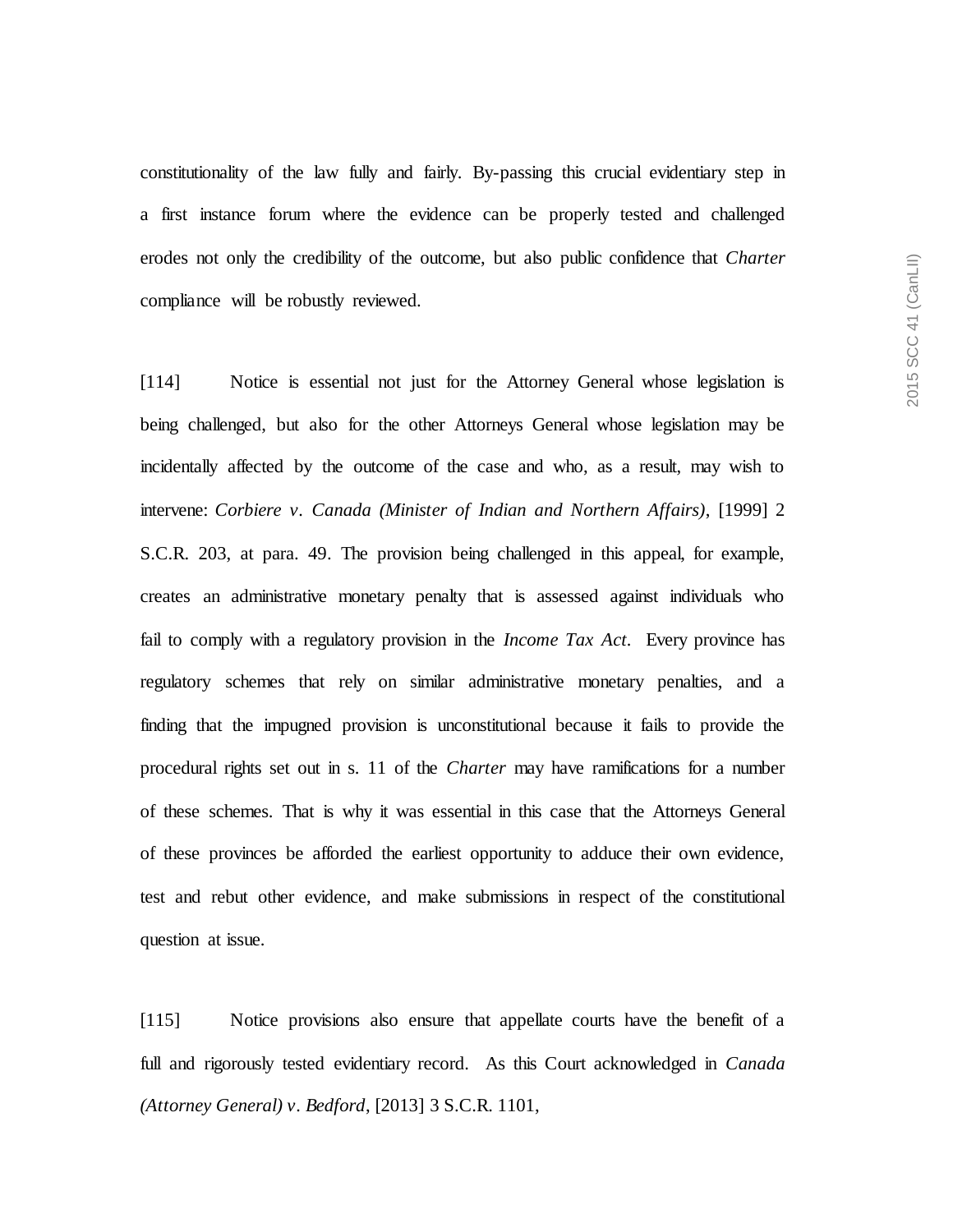constitutionality of the law fully and fairly. By-passing this crucial evidentiary step in a first instance forum where the evidence can be properly tested and challenged erodes not only the credibility of the outcome, but also public confidence that *Charter* compliance will be robustly reviewed.

[114] Notice is essential not just for the Attorney General whose legislation is being challenged, but also for the other Attorneys General whose legislation may be incidentally affected by the outcome of the case and who, as a result, may wish to intervene: *Corbiere v. Canada (Minister of Indian and Northern Affairs)*, [1999] 2 S.C.R. 203, at para. 49. The provision being challenged in this appeal, for example, creates an administrative monetary penalty that is assessed against individuals who fail to comply with a regulatory provision in the *Income Tax Act*. Every province has regulatory schemes that rely on similar administrative monetary penalties, and a finding that the impugned provision is unconstitutional because it fails to provide the procedural rights set out in s. 11 of the *Charter* may have ramifications for a number of these schemes. That is why it was essential in this case that the Attorneys General of these provinces be afforded the earliest opportunity to adduce their own evidence, test and rebut other evidence, and make submissions in respect of the constitutional question at issue.

[115] Notice provisions also ensure that appellate courts have the benefit of a full and rigorously tested evidentiary record. As this Court acknowledged in *Canada (Attorney General) v. Bedford*, [2013] 3 S.C.R. 1101,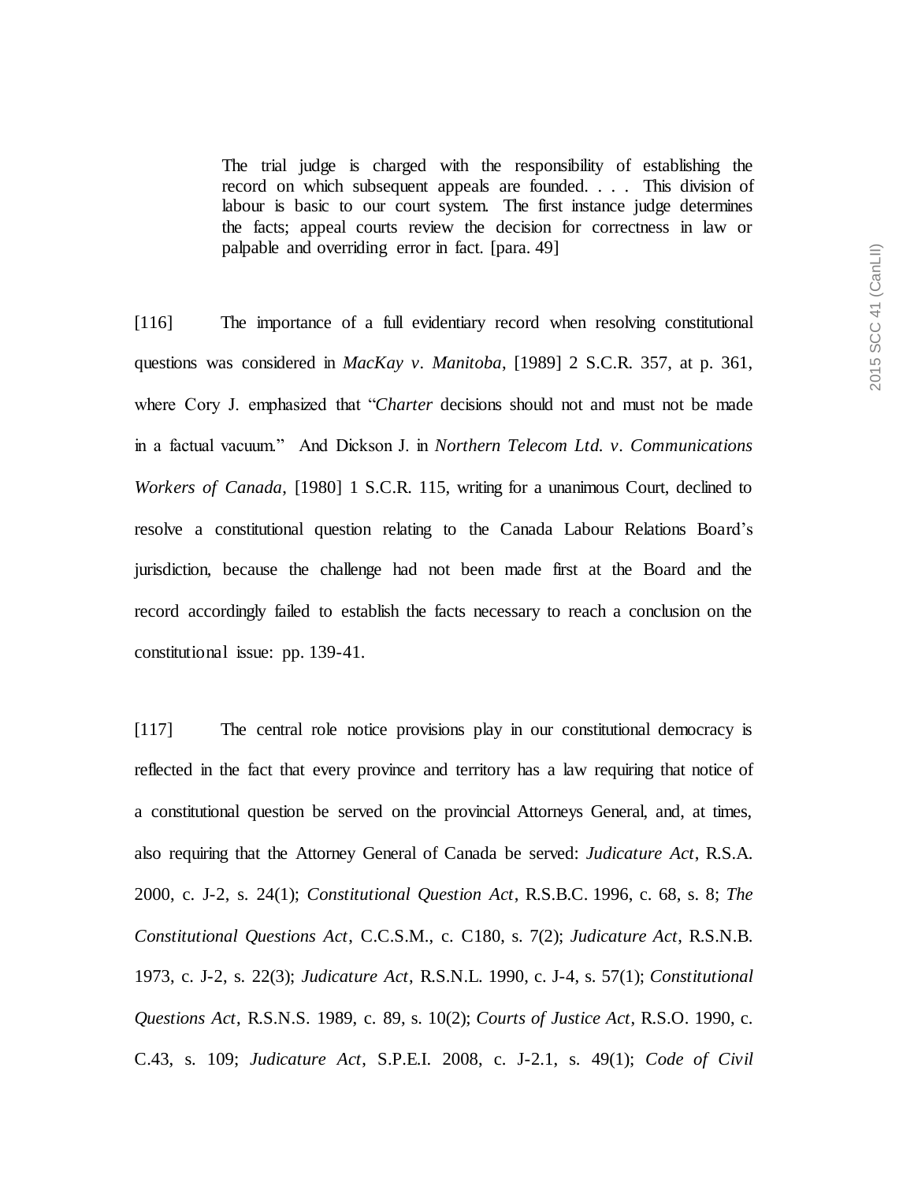> The trial judge is charged with the responsibility of establishing the record on which subsequent appeals are founded. . . . This division of labour is basic to our court system. The first instance judge determines the facts; appeal courts review the decision for correctness in law or palpable and overriding error in fact. [para. 49]

[116] The importance of a full evidentiary record when resolving constitutional questions was considered in *MacKay v. Manitoba*, [1989] 2 S.C.R. 357, at p. 361, where Cory J. emphasized that "*Charter* decisions should not and must not be made in a factual vacuum." And Dickson J. in *Northern Telecom Ltd. v. Communications Workers of Canada*, [1980] 1 S.C.R. 115, writing for a unanimous Court, declined to resolve a constitutional question relating to the Canada Labour Relations Board's jurisdiction, because the challenge had not been made first at the Board and the record accordingly failed to establish the facts necessary to reach a conclusion on the constitutional issue: pp. 139-41.

[117] The central role notice provisions play in our constitutional democracy is reflected in the fact that every province and territory has a law requiring that notice of a constitutional question be served on the provincial Attorneys General, and, at times, also requiring that the Attorney General of Canada be served: *Judicature Act*, R.S.A. 2000, c. J-2, s. 24(1); *Constitutional Question Act*, R.S.B.C. 1996, c. 68, s. 8; *The Constitutional Questions Act*, C.C.S.M., c. C180, s. 7(2); *Judicature Act*, R.S.N.B. 1973, c. J-2, s. 22(3); *Judicature Act*, R.S.N.L. 1990, c. J-4, s. 57(1); *Constitutional Questions Act*, R.S.N.S. 1989, c. 89, s. 10(2); *Courts of Justice Act*, R.S.O. 1990, c. C.43, s. 109; *Judicature Act*, S.P.E.I. 2008, c. J-2.1, s. 49(1); *Code of Civil*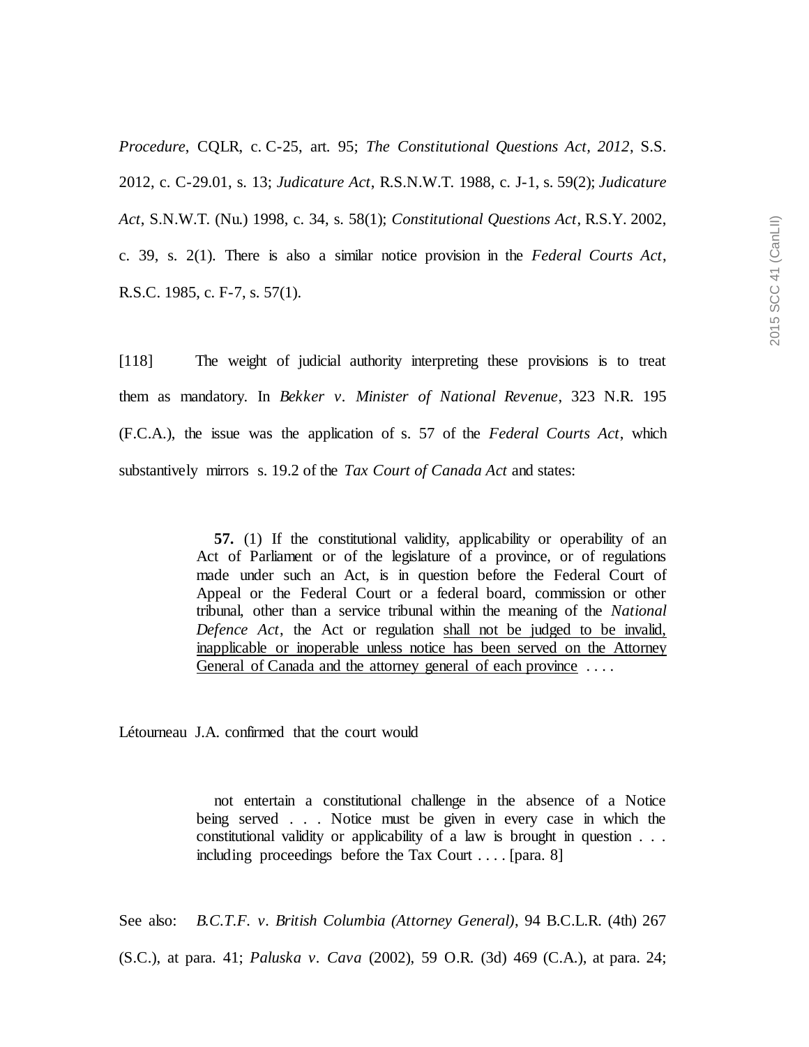*Procedure*, CQLR, c. C-25, art. 95; *The Constitutional Questions Act, 2012*, S.S. 2012, c. C-29.01, s. 13; *Judicature Act*, R.S.N.W.T. 1988, c. J-1, s. 59(2); *Judicature Act*, S.N.W.T. (Nu.) 1998, c. 34, s. 58(1); *Constitutional Questions Act*, R.S.Y. 2002, c. 39, s. 2(1). There is also a similar notice provision in the *Federal Courts Act*, R.S.C. 1985, c. F-7, s. 57(1).

[118] The weight of judicial authority interpreting these provisions is to treat them as mandatory. In *Bekker v. Minister of National Revenue*, 323 N.R. 195 (F.C.A.), the issue was the application of s. 57 of the *Federal Courts Act*, which substantively mirrors s. 19.2 of the *Tax Court of Canada Act* and states:

> **57.** (1) If the constitutional validity, applicability or operability of an Act of Parliament or of the legislature of a province, or of regulations made under such an Act, is in question before the Federal Court of Appeal or the Federal Court or a federal board, commission or other tribunal, other than a service tribunal within the meaning of the *National Defence Act*, the Act or regulation <u>shall not be judged to be invalid, inapplicable or inoperable unless notice has been served on the Attorney General of Canada and the attorney general of each province</u> . . . .

Létourneau J.A. confirmed that the court would

> not entertain a constitutional challenge in the absence of a Notice being served . . . Notice must be given in every case in which the constitutional validity or applicability of a law is brought in question . . . including proceedings before the Tax Court . . . . [para. 8]

See also: *B.C.T.F. v. British Columbia (Attorney General)*, 94 B.C.L.R. (4th) 267 (S.C.), at para. 41; *Paluska v. Cava* (2002), 59 O.R. (3d) 469 (C.A.), at para. 24;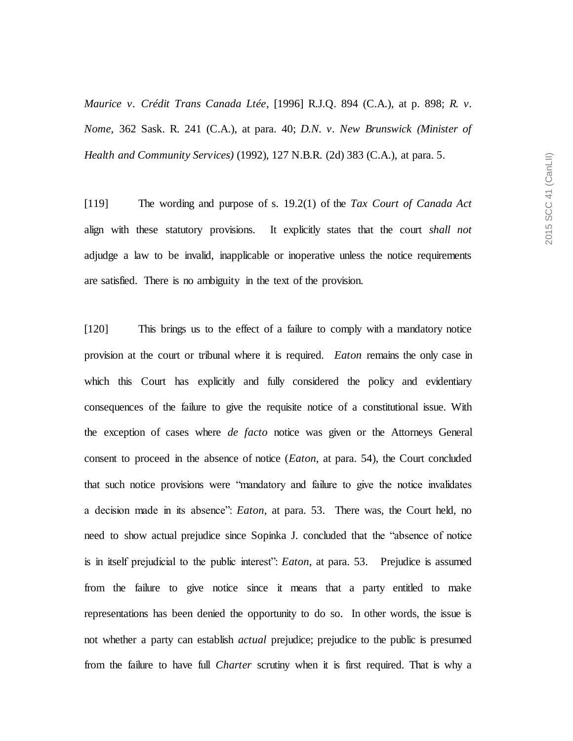*Maurice v. Crédit Trans Canada Ltée*, [1996] R.J.Q. 894 (C.A.), at p. 898; *R. v. Nome*, 362 Sask. R. 241 (C.A.), at para. 40; *D.N. v. New Brunswick (Minister of Health and Community Services)* (1992), 127 N.B.R. (2d) 383 (C.A.), at para. 5.

[119] The wording and purpose of s. 19.2(1) of the *Tax Court of Canada Act* align with these statutory provisions. It explicitly states that the court *shall not* adjudge a law to be invalid, inapplicable or inoperative unless the notice requirements are satisfied. There is no ambiguity in the text of the provision.

[120] This brings us to the effect of a failure to comply with a mandatory notice provision at the court or tribunal where it is required. *Eaton* remains the only case in which this Court has explicitly and fully considered the policy and evidentiary consequences of the failure to give the requisite notice of a constitutional issue. With the exception of cases where *de facto* notice was given or the Attorneys General consent to proceed in the absence of notice (*Eaton*, at para. 54), the Court concluded that such notice provisions were "mandatory and failure to give the notice invalidates a decision made in its absence": *Eaton*, at para. 53. There was, the Court held, no need to show actual prejudice since Sopinka J. concluded that the "absence of notice is in itself prejudicial to the public interest": *Eaton*, at para. 53. Prejudice is assumed from the failure to give notice since it means that a party entitled to make representations has been denied the opportunity to do so. In other words, the issue is not whether a party can establish *actual* prejudice; prejudice to the public is presumed from the failure to have full *Charter* scrutiny when it is first required. That is why a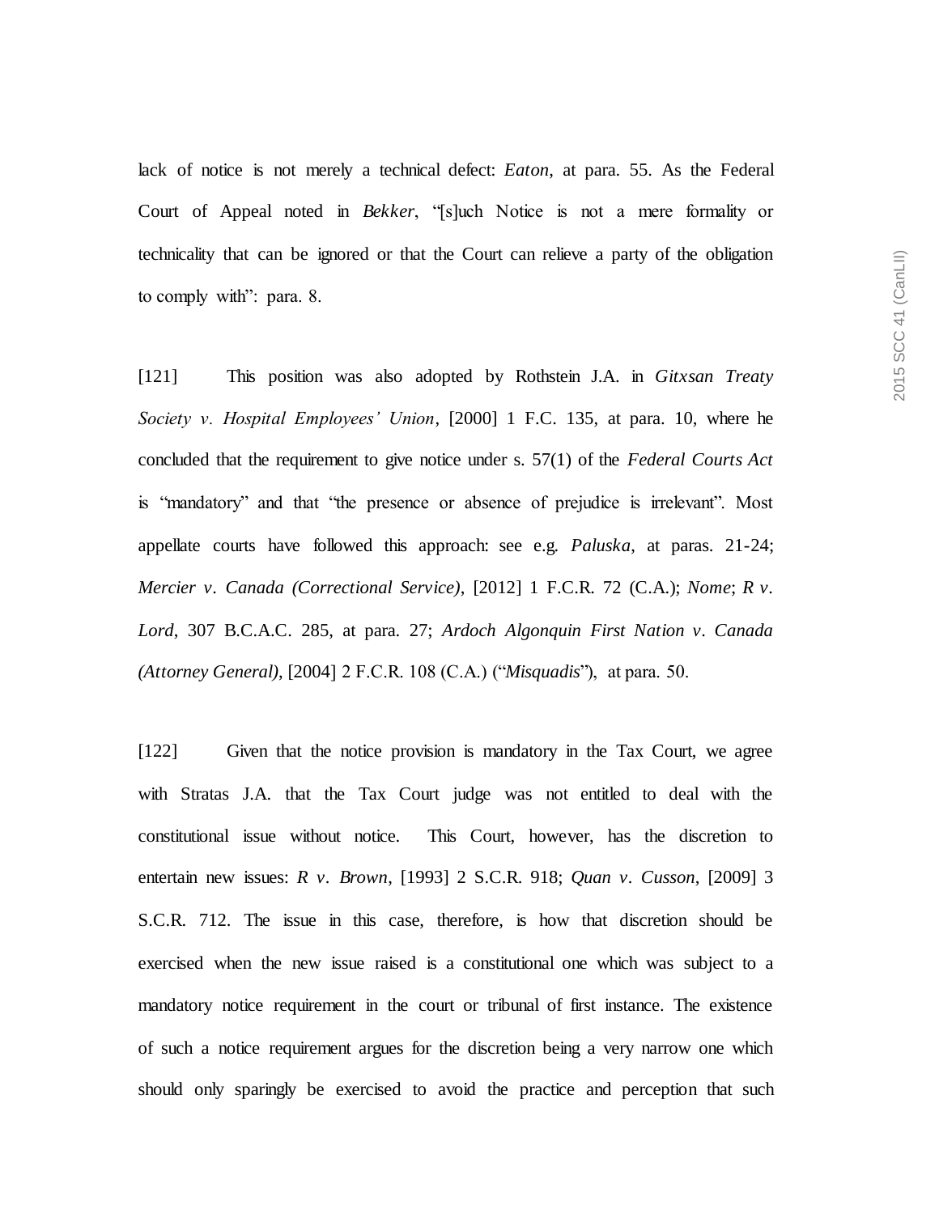lack of notice is not merely a technical defect: *Eaton*, at para. 55. As the Federal Court of Appeal noted in *Bekker*, "[s]uch Notice is not a mere formality or technicality that can be ignored or that the Court can relieve a party of the obligation to comply with": para. 8.

[121] This position was also adopted by Rothstein J.A. in *Gitxsan Treaty Society v. Hospital Employees' Union*, [2000] 1 F.C. 135, at para. 10, where he concluded that the requirement to give notice under s. 57(1) of the *Federal Courts Act* is "mandatory" and that "the presence or absence of prejudice is irrelevant". Most appellate courts have followed this approach: see e.g. *Paluska*, at paras. 21-24; *Mercier v. Canada (Correctional Service)*, [2012] 1 F.C.R. 72 (C.A.); *Nome*; *R v. Lord*, 307 B.C.A.C. 285, at para. 27; *Ardoch Algonquin First Nation v. Canada (Attorney General)*, [2004] 2 F.C.R. 108 (C.A.) ("*Misquadis*"), at para. 50.

[122] Given that the notice provision is mandatory in the Tax Court, we agree with Stratas J.A. that the Tax Court judge was not entitled to deal with the constitutional issue without notice. This Court, however, has the discretion to entertain new issues: *R v. Brown*, [1993] 2 S.C.R. 918; *Quan v. Cusson*, [2009] 3 S.C.R. 712. The issue in this case, therefore, is how that discretion should be exercised when the new issue raised is a constitutional one which was subject to a mandatory notice requirement in the court or tribunal of first instance. The existence of such a notice requirement argues for the discretion being a very narrow one which should only sparingly be exercised to avoid the practice and perception that such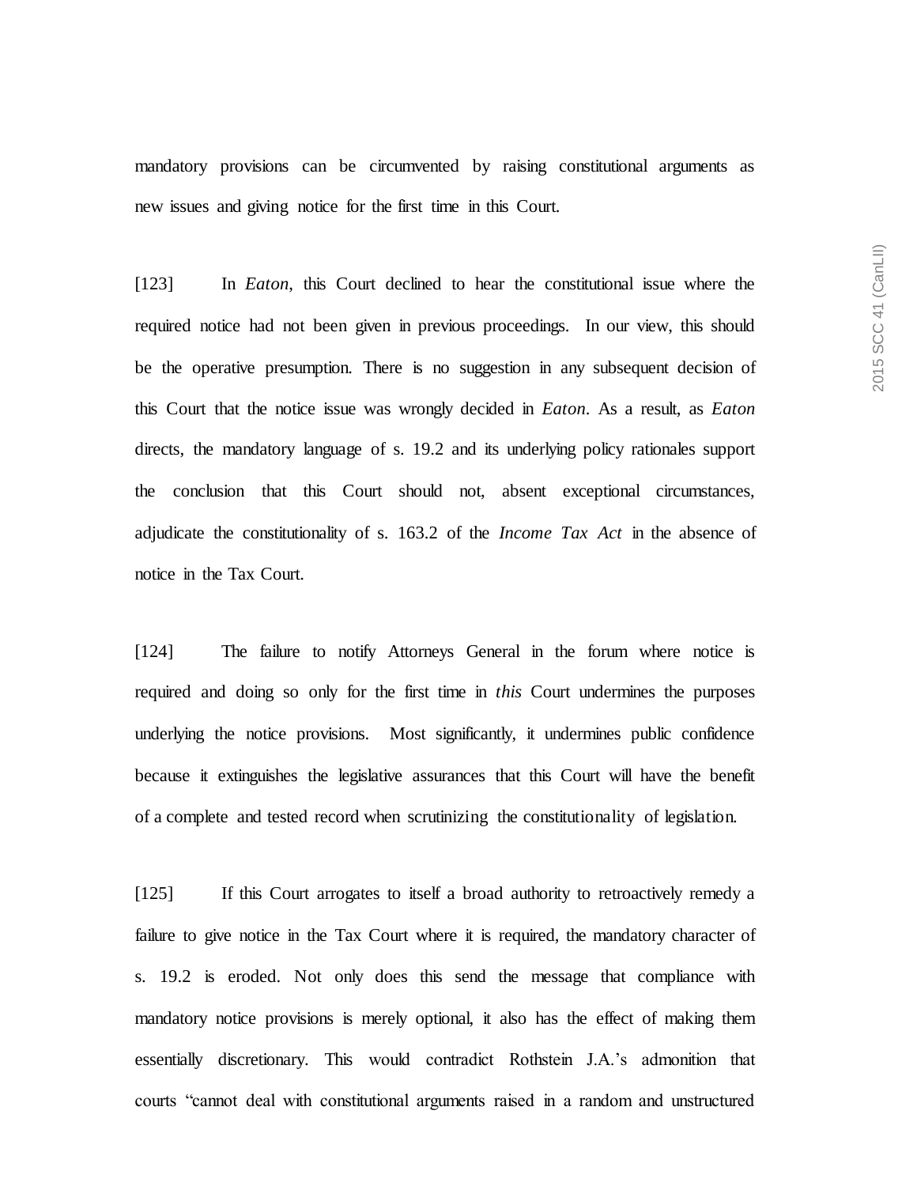mandatory provisions can be circumvented by raising constitutional arguments as new issues and giving notice for the first time in this Court.

[123] In *Eaton*, this Court declined to hear the constitutional issue where the required notice had not been given in previous proceedings. In our view, this should be the operative presumption. There is no suggestion in any subsequent decision of this Court that the notice issue was wrongly decided in *Eaton*. As a result, as *Eaton* directs, the mandatory language of s. 19.2 and its underlying policy rationales support the conclusion that this Court should not, absent exceptional circumstances, adjudicate the constitutionality of s. 163.2 of the *Income Tax Act* in the absence of notice in the Tax Court.

[124] The failure to notify Attorneys General in the forum where notice is required and doing so only for the first time in *this* Court undermines the purposes underlying the notice provisions. Most significantly, it undermines public confidence because it extinguishes the legislative assurances that this Court will have the benefit of a complete and tested record when scrutinizing the constitutionality of legislation.

[125] If this Court arrogates to itself a broad authority to retroactively remedy a failure to give notice in the Tax Court where it is required, the mandatory character of s. 19.2 is eroded. Not only does this send the message that compliance with mandatory notice provisions is merely optional, it also has the effect of making them essentially discretionary. This would contradict Rothstein J.A.'s admonition that courts "cannot deal with constitutional arguments raised in a random and unstructured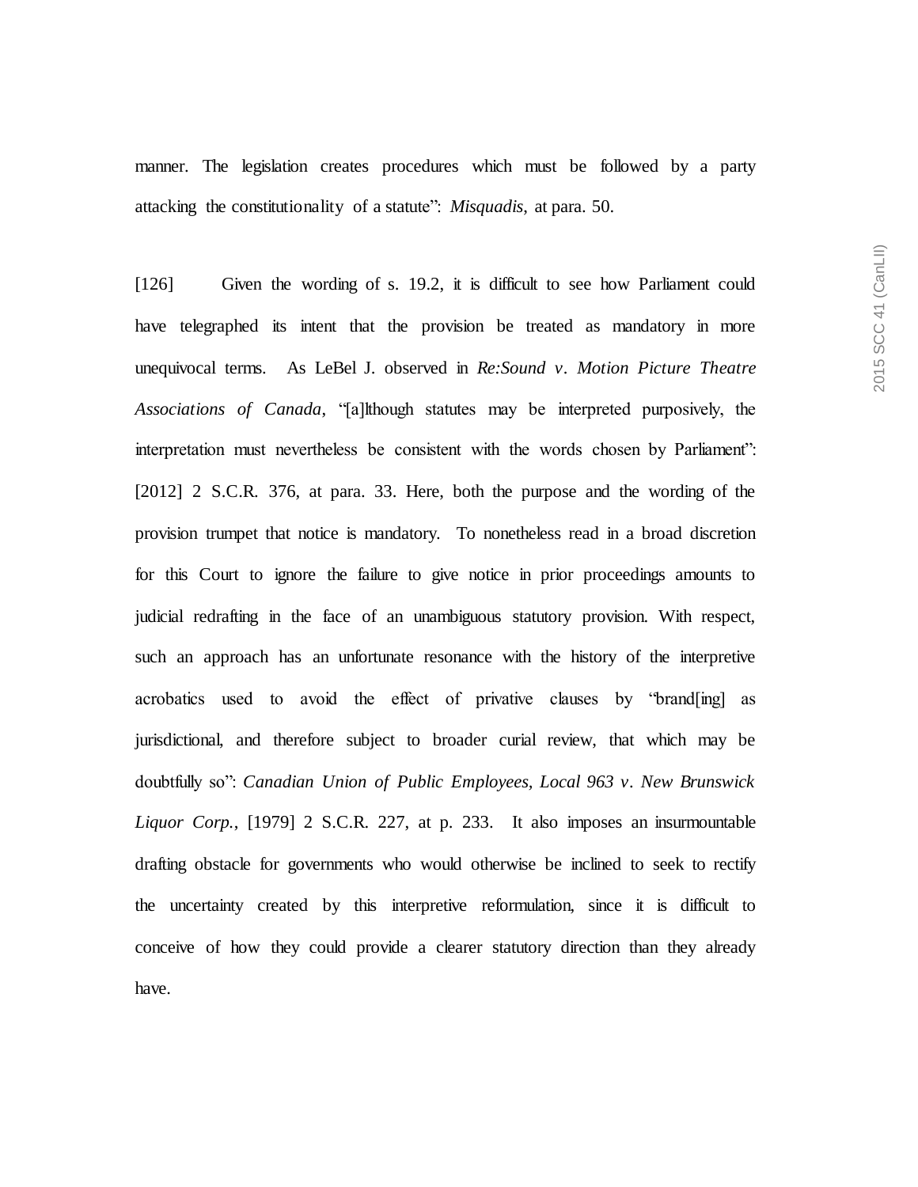manner. The legislation creates procedures which must be followed by a party attacking the constitutionality of a statute": *Misquadis*, at para. 50.

[126] Given the wording of s. 19.2, it is difficult to see how Parliament could have telegraphed its intent that the provision be treated as mandatory in more unequivocal terms. As LeBel J. observed in *Re:Sound v. Motion Picture Theatre Associations of Canada*, "[a]lthough statutes may be interpreted purposively, the interpretation must nevertheless be consistent with the words chosen by Parliament": [2012] 2 S.C.R. 376, at para. 33. Here, both the purpose and the wording of the provision trumpet that notice is mandatory. To nonetheless read in a broad discretion for this Court to ignore the failure to give notice in prior proceedings amounts to judicial redrafting in the face of an unambiguous statutory provision. With respect, such an approach has an unfortunate resonance with the history of the interpretive acrobatics used to avoid the effect of privative clauses by "brand[ing] as jurisdictional, and therefore subject to broader curial review, that which may be doubtfully so": *Canadian Union of Public Employees, Local 963 v. New Brunswick Liquor Corp.*, [1979] 2 S.C.R. 227, at p. 233. It also imposes an insurmountable drafting obstacle for governments who would otherwise be inclined to seek to rectify the uncertainty created by this interpretive reformulation, since it is difficult to conceive of how they could provide a clearer statutory direction than they already have.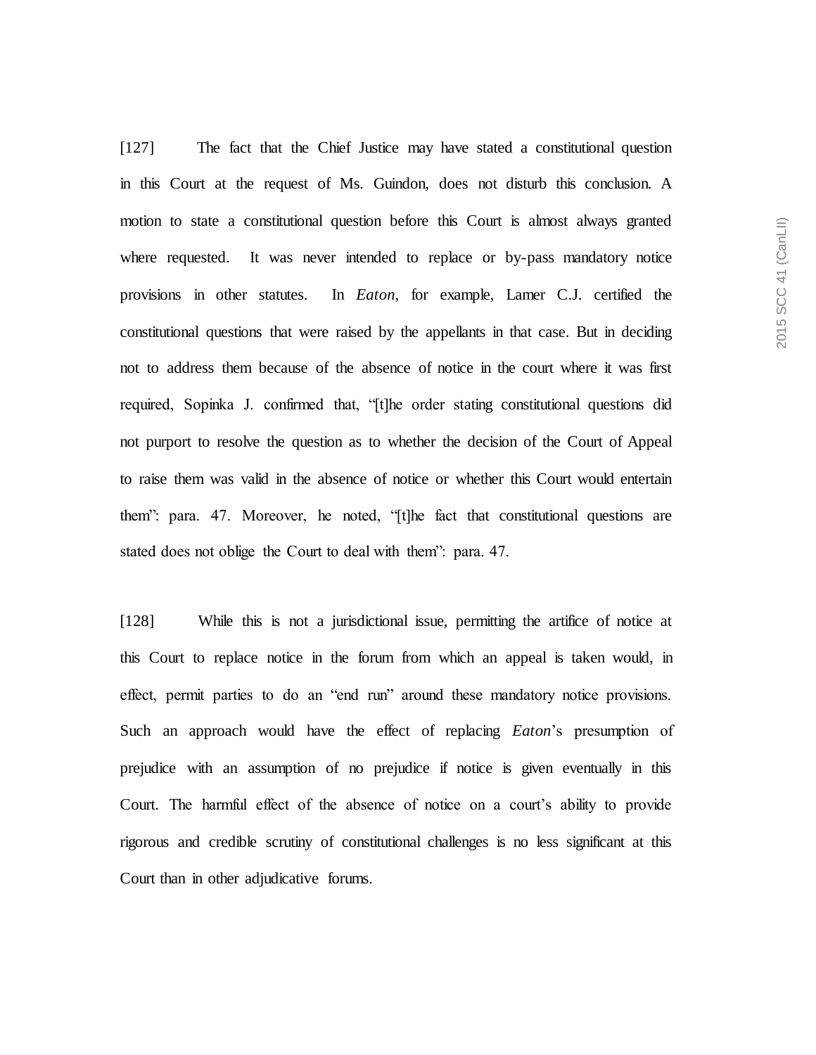[127] The fact that the Chief Justice may have stated a constitutional question in this Court at the request of Ms. Guindon, does not disturb this conclusion. A motion to state a constitutional question before this Court is almost always granted where requested. It was never intended to replace or by-pass mandatory notice provisions in other statutes. In *Eaton*, for example, Lamer C.J. certified the constitutional questions that were raised by the appellants in that case. But in deciding not to address them because of the absence of notice in the court where it was first required, Sopinka J. confirmed that, "[t]he order stating constitutional questions did not purport to resolve the question as to whether the decision of the Court of Appeal to raise them was valid in the absence of notice or whether this Court would entertain them": para. 47. Moreover, he noted, "[t]he fact that constitutional questions are stated does not oblige the Court to deal with them": para. 47.

[128] While this is not a jurisdictional issue, permitting the artifice of notice at this Court to replace notice in the forum from which an appeal is taken would, in effect, permit parties to do an "end run" around these mandatory notice provisions. Such an approach would have the effect of replacing *Eaton*'s presumption of prejudice with an assumption of no prejudice if notice is given eventually in this Court. The harmful effect of the absence of notice on a court's ability to provide rigorous and credible scrutiny of constitutional challenges is no less significant at this Court than in other adjudicative forums.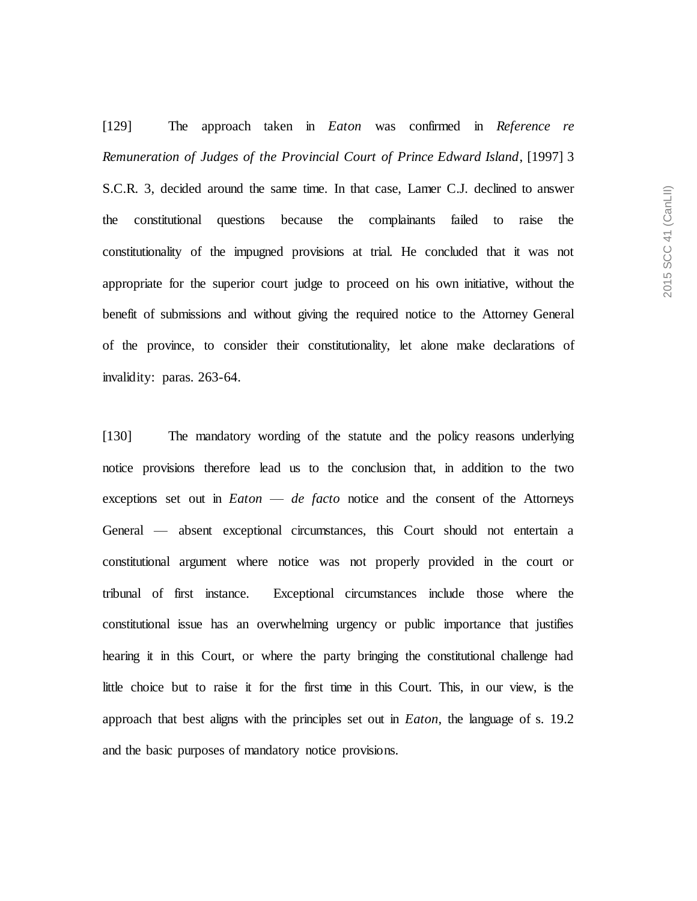[129] The approach taken in *Eaton* was confirmed in *Reference re Remuneration of Judges of the Provincial Court of Prince Edward Island*, [1997] 3 S.C.R. 3, decided around the same time. In that case, Lamer C.J. declined to answer the constitutional questions because the complainants failed to raise the constitutionality of the impugned provisions at trial. He concluded that it was not appropriate for the superior court judge to proceed on his own initiative, without the benefit of submissions and without giving the required notice to the Attorney General of the province, to consider their constitutionality, let alone make declarations of invalidity: paras. 263-64.

[130] The mandatory wording of the statute and the policy reasons underlying notice provisions therefore lead us to the conclusion that, in addition to the two exceptions set out in *Eaton* — *de facto* notice and the consent of the Attorneys General — absent exceptional circumstances, this Court should not entertain a constitutional argument where notice was not properly provided in the court or tribunal of first instance. Exceptional circumstances include those where the constitutional issue has an overwhelming urgency or public importance that justifies hearing it in this Court, or where the party bringing the constitutional challenge had little choice but to raise it for the first time in this Court. This, in our view, is the approach that best aligns with the principles set out in *Eaton*, the language of s. 19.2 and the basic purposes of mandatory notice provisions.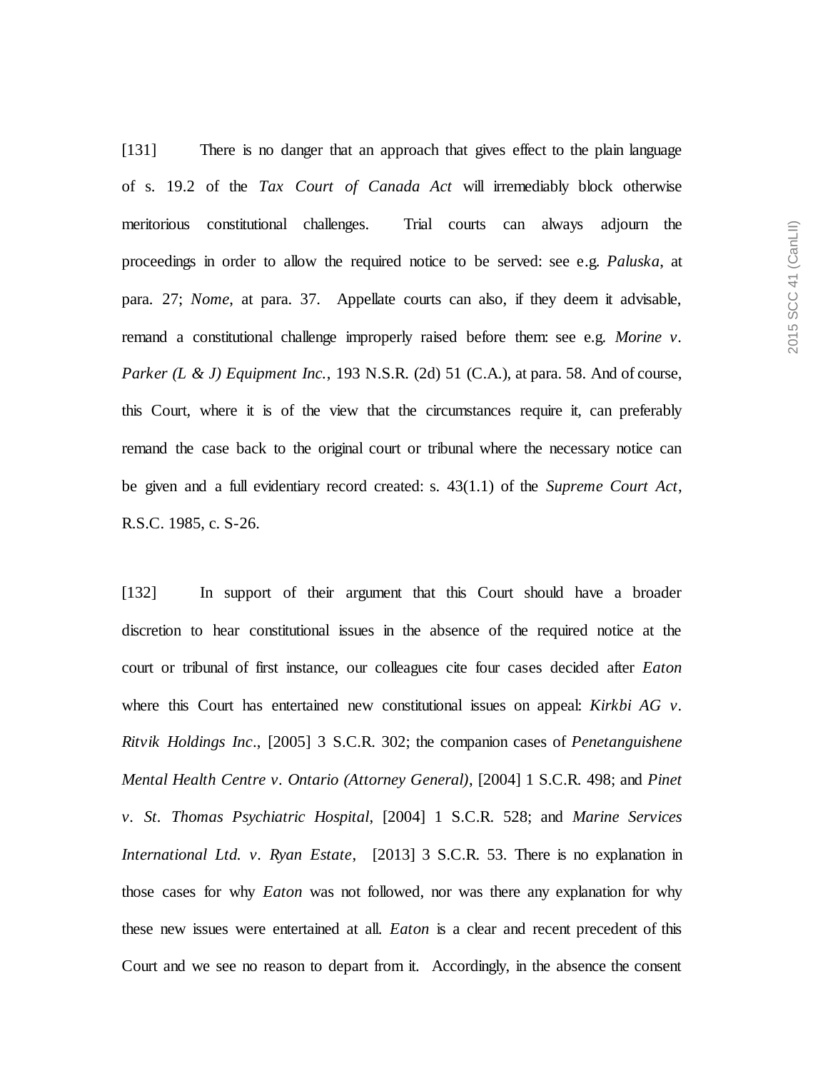[131] There is no danger that an approach that gives effect to the plain language of s. 19.2 of the *Tax Court of Canada Act* will irremediably block otherwise meritorious constitutional challenges. Trial courts can always adjourn the proceedings in order to allow the required notice to be served: see e.g. *Paluska*, at para. 27; *Nome*, at para. 37. Appellate courts can also, if they deem it advisable, remand a constitutional challenge improperly raised before them: see e.g. *Morine v. Parker (L & J) Equipment Inc.*, 193 N.S.R. (2d) 51 (C.A.), at para. 58. And of course, this Court, where it is of the view that the circumstances require it, can preferably remand the case back to the original court or tribunal where the necessary notice can be given and a full evidentiary record created: s. 43(1.1) of the *Supreme Court Act*, R.S.C. 1985, c. S-26.

[132] In support of their argument that this Court should have a broader discretion to hear constitutional issues in the absence of the required notice at the court or tribunal of first instance, our colleagues cite four cases decided after *Eaton* where this Court has entertained new constitutional issues on appeal: *Kirkbi AG v. Ritvik Holdings Inc.*, [2005] 3 S.C.R. 302; the companion cases of *Penetanguishene Mental Health Centre v. Ontario (Attorney General)*, [2004] 1 S.C.R. 498; and *Pinet v. St. Thomas Psychiatric Hospital*, [2004] 1 S.C.R. 528; and *Marine Services International Ltd. v. Ryan Estate*, [2013] 3 S.C.R. 53. There is no explanation in those cases for why *Eaton* was not followed, nor was there any explanation for why these new issues were entertained at all. *Eaton* is a clear and recent precedent of this Court and we see no reason to depart from it. Accordingly, in the absence the consent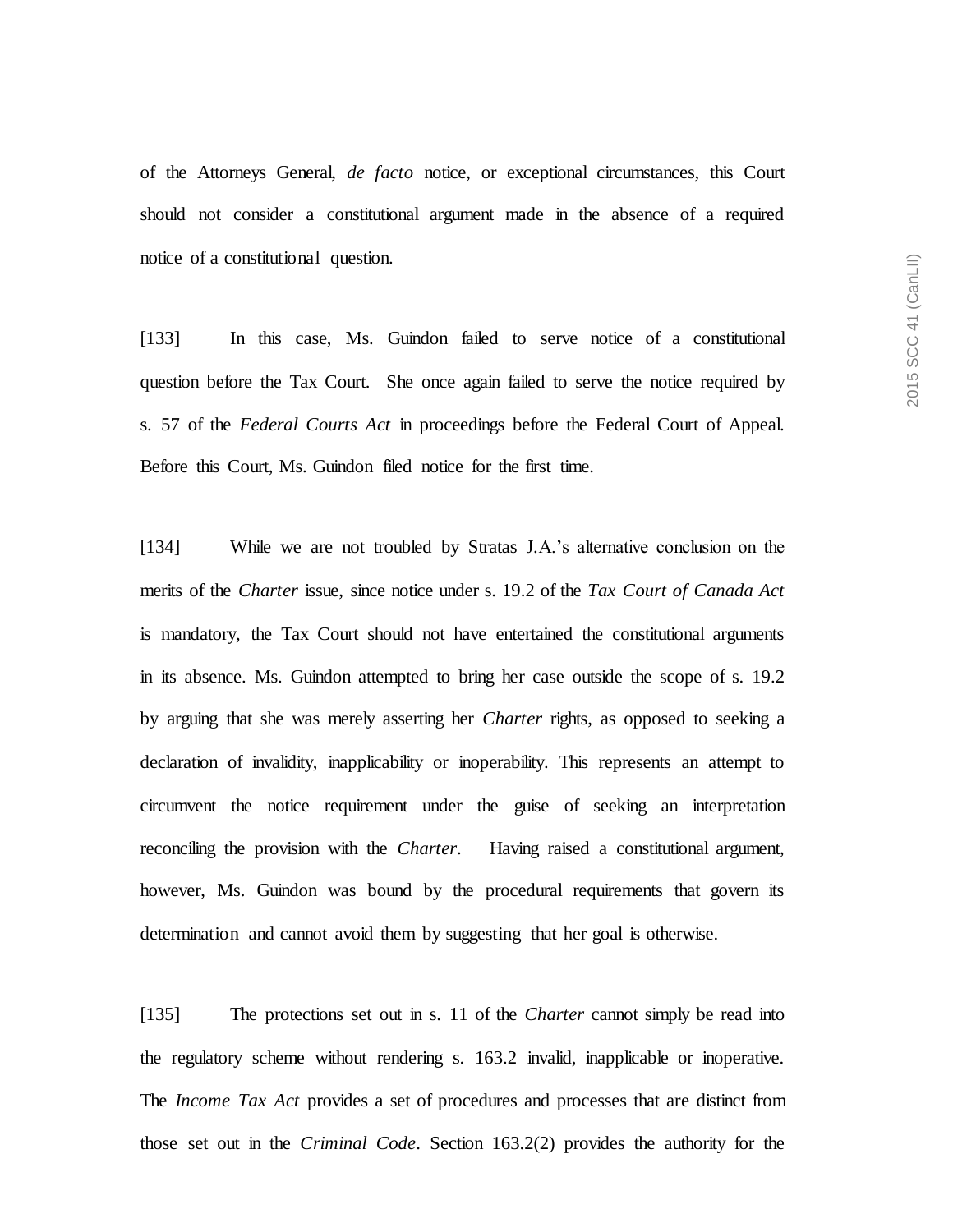of the Attorneys General, *de facto* notice, or exceptional circumstances, this Court should not consider a constitutional argument made in the absence of a required notice of a constitutional question.

[133] In this case, Ms. Guindon failed to serve notice of a constitutional question before the Tax Court. She once again failed to serve the notice required by s. 57 of the *Federal Courts Act* in proceedings before the Federal Court of Appeal. Before this Court, Ms. Guindon filed notice for the first time.

[134] While we are not troubled by Stratas J.A.'s alternative conclusion on the merits of the *Charter* issue, since notice under s. 19.2 of the *Tax Court of Canada Act* is mandatory, the Tax Court should not have entertained the constitutional arguments in its absence. Ms. Guindon attempted to bring her case outside the scope of s. 19.2 by arguing that she was merely asserting her *Charter* rights, as opposed to seeking a declaration of invalidity, inapplicability or inoperability. This represents an attempt to circumvent the notice requirement under the guise of seeking an interpretation reconciling the provision with the *Charter*. Having raised a constitutional argument, however, Ms. Guindon was bound by the procedural requirements that govern its determination and cannot avoid them by suggesting that her goal is otherwise.

[135] The protections set out in s. 11 of the *Charter* cannot simply be read into the regulatory scheme without rendering s. 163.2 invalid, inapplicable or inoperative. The *Income Tax Act* provides a set of procedures and processes that are distinct from those set out in the *Criminal Code*. Section 163.2(2) provides the authority for the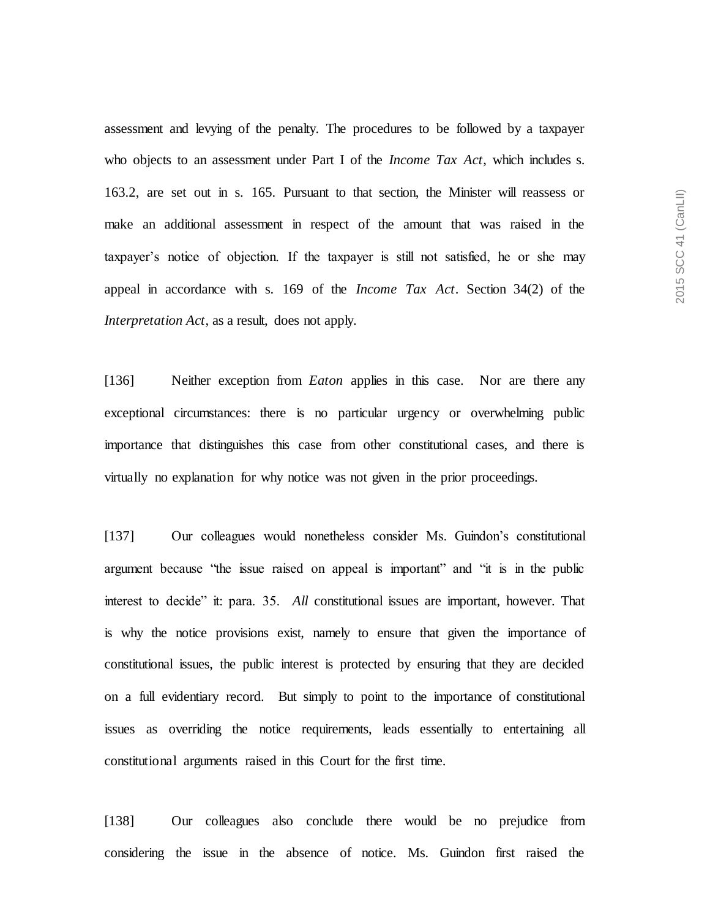assessment and levying of the penalty. The procedures to be followed by a taxpayer who objects to an assessment under Part I of the *Income Tax Act*, which includes s. 163.2, are set out in s. 165. Pursuant to that section, the Minister will reassess or make an additional assessment in respect of the amount that was raised in the taxpayer's notice of objection. If the taxpayer is still not satisfied, he or she may appeal in accordance with s. 169 of the *Income Tax Act*. Section 34(2) of the *Interpretation Act*, as a result, does not apply.

[136] Neither exception from *Eaton* applies in this case. Nor are there any exceptional circumstances: there is no particular urgency or overwhelming public importance that distinguishes this case from other constitutional cases, and there is virtually no explanation for why notice was not given in the prior proceedings.

[137] Our colleagues would nonetheless consider Ms. Guindon's constitutional argument because "the issue raised on appeal is important" and "it is in the public interest to decide" it: para. 35. *All* constitutional issues are important, however. That is why the notice provisions exist, namely to ensure that given the importance of constitutional issues, the public interest is protected by ensuring that they are decided on a full evidentiary record. But simply to point to the importance of constitutional issues as overriding the notice requirements, leads essentially to entertaining all constitutional arguments raised in this Court for the first time.

[138] Our colleagues also conclude there would be no prejudice from considering the issue in the absence of notice. Ms. Guindon first raised the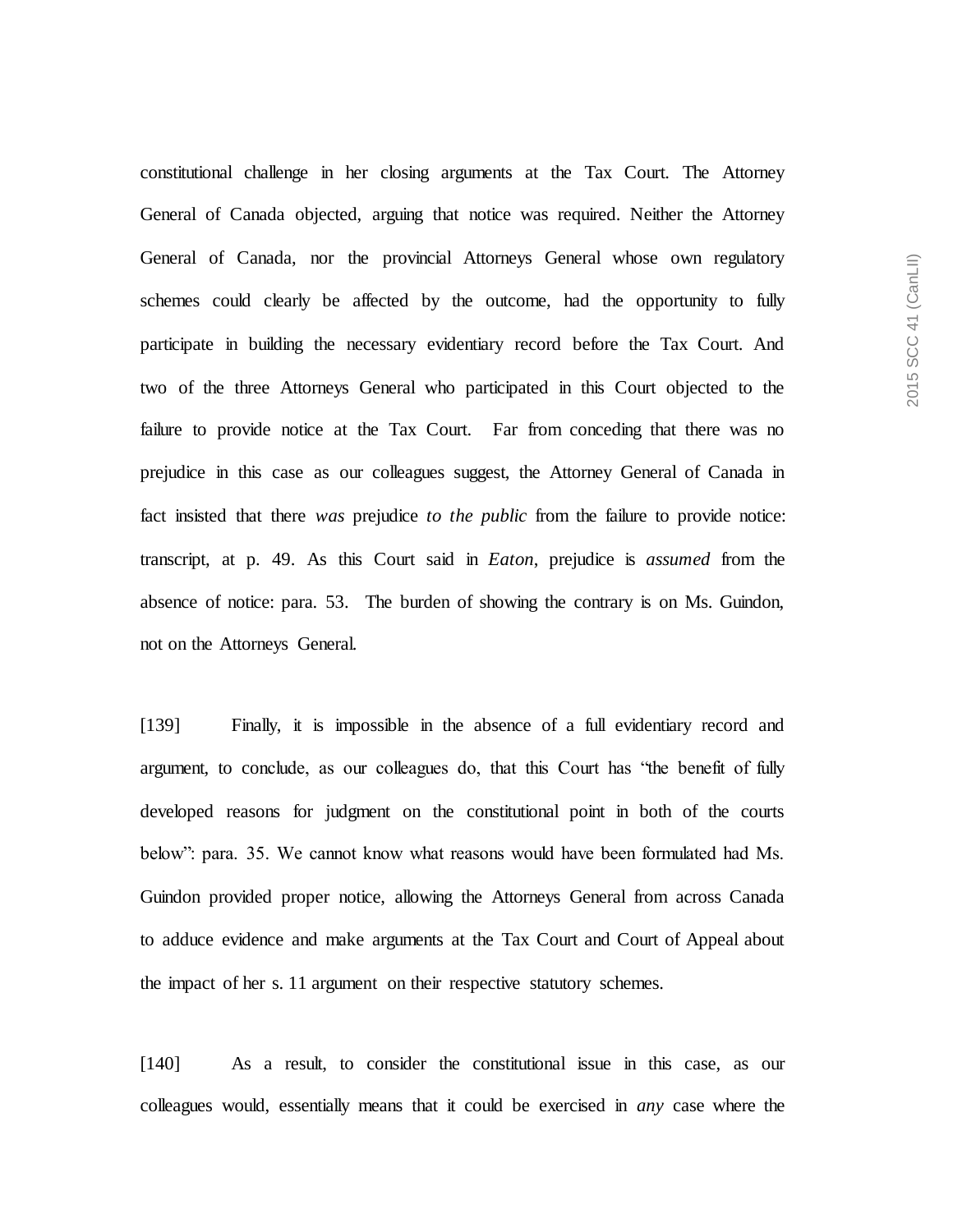constitutional challenge in her closing arguments at the Tax Court. The Attorney General of Canada objected, arguing that notice was required. Neither the Attorney General of Canada, nor the provincial Attorneys General whose own regulatory schemes could clearly be affected by the outcome, had the opportunity to fully participate in building the necessary evidentiary record before the Tax Court. And two of the three Attorneys General who participated in this Court objected to the failure to provide notice at the Tax Court. Far from conceding that there was no prejudice in this case as our colleagues suggest, the Attorney General of Canada in fact insisted that there *was* prejudice *to the public* from the failure to provide notice: transcript, at p. 49. As this Court said in *Eaton*, prejudice is *assumed* from the absence of notice: para. 53. The burden of showing the contrary is on Ms. Guindon, not on the Attorneys General.

[139] Finally, it is impossible in the absence of a full evidentiary record and argument, to conclude, as our colleagues do, that this Court has "the benefit of fully developed reasons for judgment on the constitutional point in both of the courts below": para. 35. We cannot know what reasons would have been formulated had Ms. Guindon provided proper notice, allowing the Attorneys General from across Canada to adduce evidence and make arguments at the Tax Court and Court of Appeal about the impact of her s. 11 argument on their respective statutory schemes.

[140] As a result, to consider the constitutional issue in this case, as our colleagues would, essentially means that it could be exercised in *any* case where the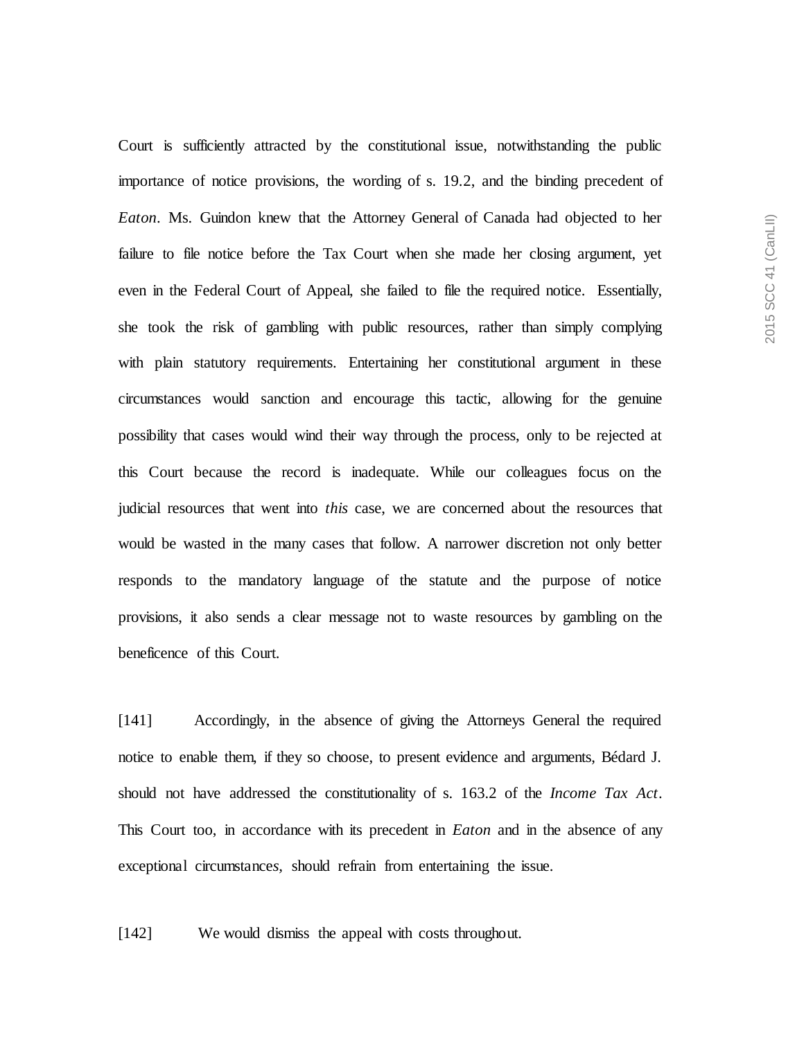Court is sufficiently attracted by the constitutional issue, notwithstanding the public importance of notice provisions, the wording of s. 19.2, and the binding precedent of *Eaton*. Ms. Guindon knew that the Attorney General of Canada had objected to her failure to file notice before the Tax Court when she made her closing argument, yet even in the Federal Court of Appeal, she failed to file the required notice. Essentially, she took the risk of gambling with public resources, rather than simply complying with plain statutory requirements. Entertaining her constitutional argument in these circumstances would sanction and encourage this tactic, allowing for the genuine possibility that cases would wind their way through the process, only to be rejected at this Court because the record is inadequate. While our colleagues focus on the judicial resources that went into *this* case, we are concerned about the resources that would be wasted in the many cases that follow. A narrower discretion not only better responds to the mandatory language of the statute and the purpose of notice provisions, it also sends a clear message not to waste resources by gambling on the beneficence of this Court.

[141] Accordingly, in the absence of giving the Attorneys General the required notice to enable them, if they so choose, to present evidence and arguments, Bédard J. should not have addressed the constitutionality of s. 163.2 of the *Income Tax Act*. This Court too, in accordance with its precedent in *Eaton* and in the absence of any exceptional circumstances, should refrain from entertaining the issue.

[142] We would dismiss the appeal with costs throughout.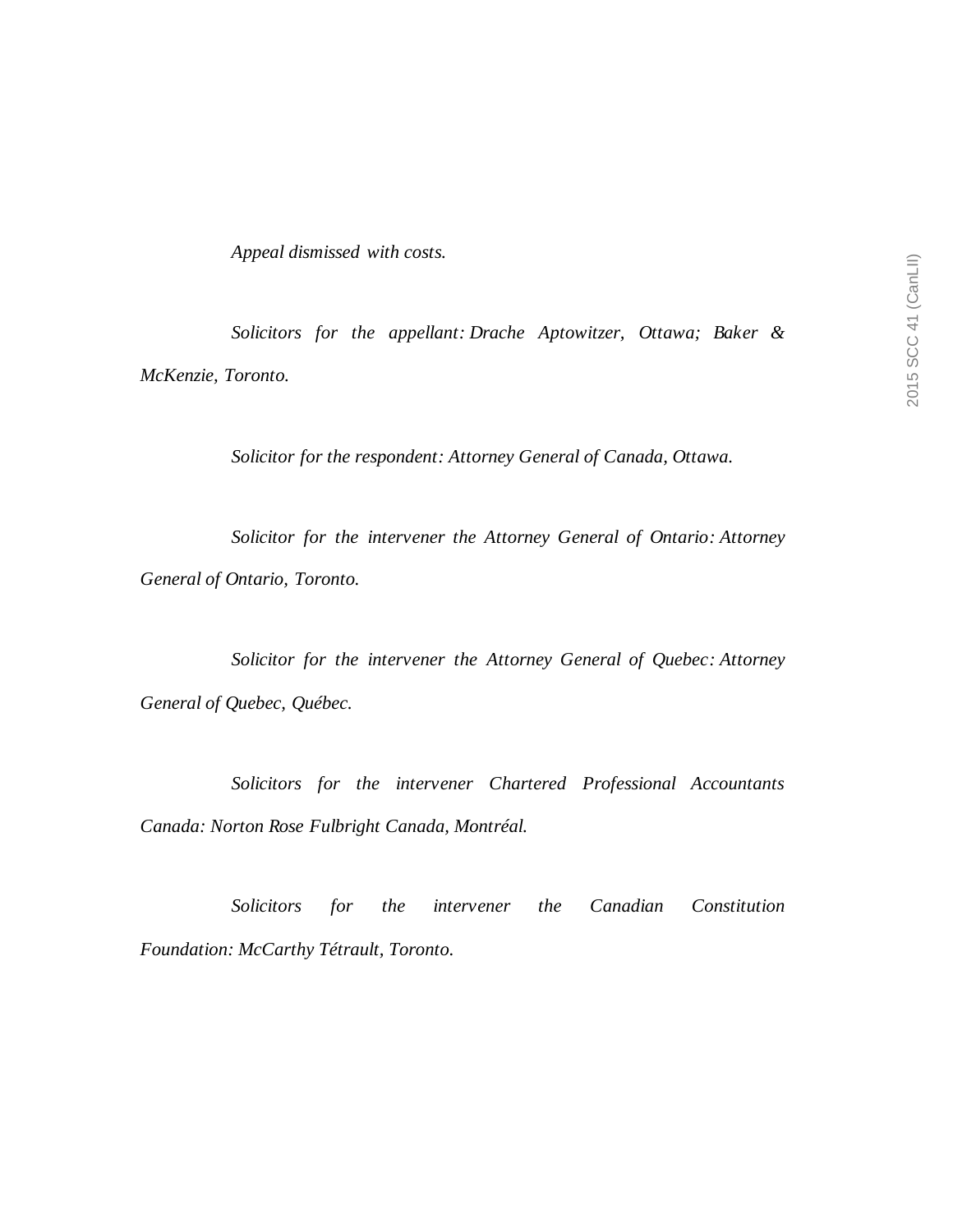*Appeal dismissed with costs.*

*Solicitors for the appellant: Drache Aptowitzer, Ottawa; Baker & McKenzie, Toronto.*

*Solicitor for the respondent: Attorney General of Canada, Ottawa.*

*Solicitor for the intervener the Attorney General of Ontario: Attorney General of Ontario, Toronto.*

*Solicitor for the intervener the Attorney General of Quebec: Attorney General of Quebec, Québec.*

*Solicitors for the intervener Chartered Professional Accountants Canada: Norton Rose Fulbright Canada, Montréal.*

*Solicitors for the intervener the Canadian Constitution Foundation: McCarthy Tétrault, Toronto.*